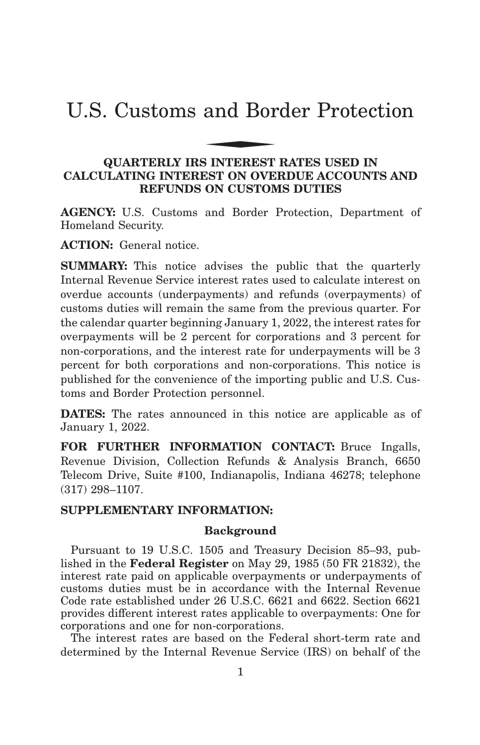# U.S. Customs and Border Protection

## QUARTERLY IRS INTEREST RATES USED IN CALCULATING INTEREST ON OVERDUE ACCOUNTS AND REFUNDS ON CUSTOMS DUTIES

**AGENCY:** U.S. Customs and Border Protection, Department of Homeland Security.

**ACTION:** General notice.

**SUMMARY:** This notice advises the public that the quarterly Internal Revenue Service interest rates used to calculate interest on overdue accounts (underpayments) and refunds (overpayments) of customs duties will remain the same from the previous quarter. For the calendar quarter beginning January 1, 2022, the interest rates for overpayments will be 2 percent for corporations and 3 percent for non-corporations, and the interest rate for underpayments will be 3 percent for both corporations and non-corporations. This notice is published for the convenience of the importing public and U.S. Customs and Border Protection personnel.

**DATES:** The rates announced in this notice are applicable as of January 1, 2022.

**FOR FURTHER INFORMATION CONTACT:** Bruce Ingalls, Revenue Division, Collection Refunds & Analysis Branch, 6650 Telecom Drive, Suite #100, Indianapolis, Indiana 46278; telephone (317) 298–1107.

**SUPPLEMENTARY INFORMATION:**

### Background

Pursuant to 19 U.S.C. 1505 and Treasury Decision 85–93, published in the **Federal Register** on May 29, 1985 (50 FR 21832), the interest rate paid on applicable overpayments or underpayments of customs duties must be in accordance with the Internal Revenue Code rate established under 26 U.S.C. 6621 and 6622. Section 6621 provides different interest rates applicable to overpayments: One for corporations and one for non-corporations.

The interest rates are based on the Federal short-term rate and determined by the Internal Revenue Service (IRS) on behalf of the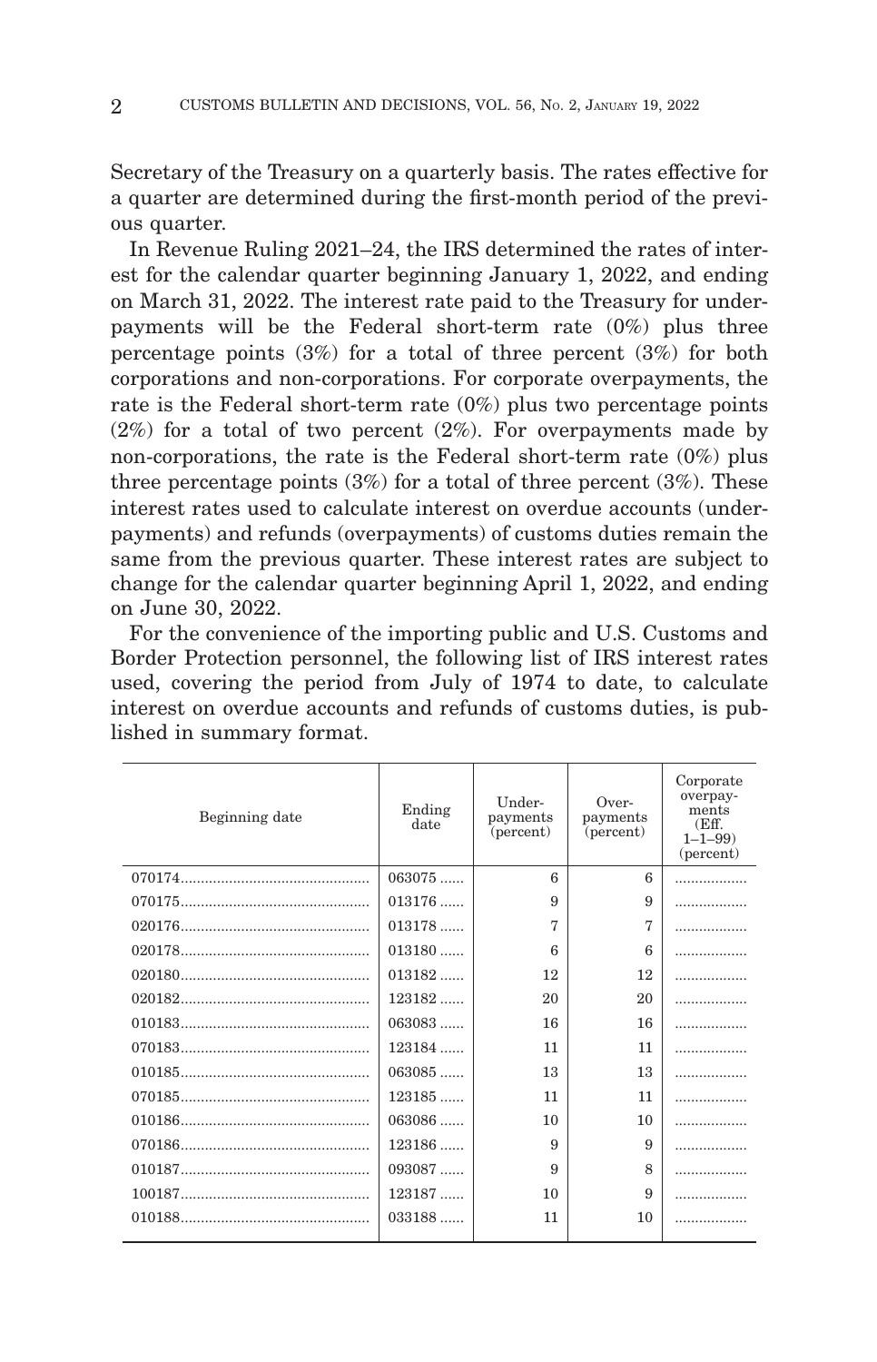Secretary of the Treasury on a quarterly basis. The rates effective for a quarter are determined during the first-month period of the previous quarter.

In Revenue Ruling 2021–24, the IRS determined the rates of interest for the calendar quarter beginning January 1, 2022, and ending on March 31, 2022. The interest rate paid to the Treasury for underpayments will be the Federal short-term rate (0%) plus three percentage points (3%) for a total of three percent (3%) for both corporations and non-corporations. For corporate overpayments, the rate is the Federal short-term rate (0%) plus two percentage points (2%) for a total of two percent (2%). For overpayments made by non-corporations, the rate is the Federal short-term rate (0%) plus three percentage points (3%) for a total of three percent (3%). These interest rates used to calculate interest on overdue accounts (underpayments) and refunds (overpayments) of customs duties remain the same from the previous quarter. These interest rates are subject to change for the calendar quarter beginning April 1, 2022, and ending on June 30, 2022.

For the convenience of the importing public and U.S. Customs and Border Protection personnel, the following list of IRS interest rates used, covering the period from July of 1974 to date, to calculate interest on overdue accounts and refunds of customs duties, is published in summary format.

| Beginning date | Ending date | Under-payments (percent) | Over-payments (percent) | Corporate overpay-ments (Eff. 1–1–99) (percent) |
|---|---|---|---|---|
| 070174 | 063075 | 6 | 6 | |
| 070175 | 013176 | 9 | 9 | |
| 020176 | 013178 | 7 | 7 | |
| 020178 | 013180 | 6 | 6 | |
| 020180 | 013182 | 12 | 12 | |
| 020182 | 123182 | 20 | 20 | |
| 010183 | 063083 | 16 | 16 | |
| 070183 | 123184 | 11 | 11 | |
| 010185 | 063085 | 13 | 13 | |
| 070185 | 123185 | 11 | 11 | |
| 010186 | 063086 | 10 | 10 | |
| 070186 | 123186 | 9 | 9 | |
| 010187 | 093087 | 9 | 8 | |
| 100187 | 123187 | 10 | 9 | |
| 010188 | 033188 | 11 | 10 | |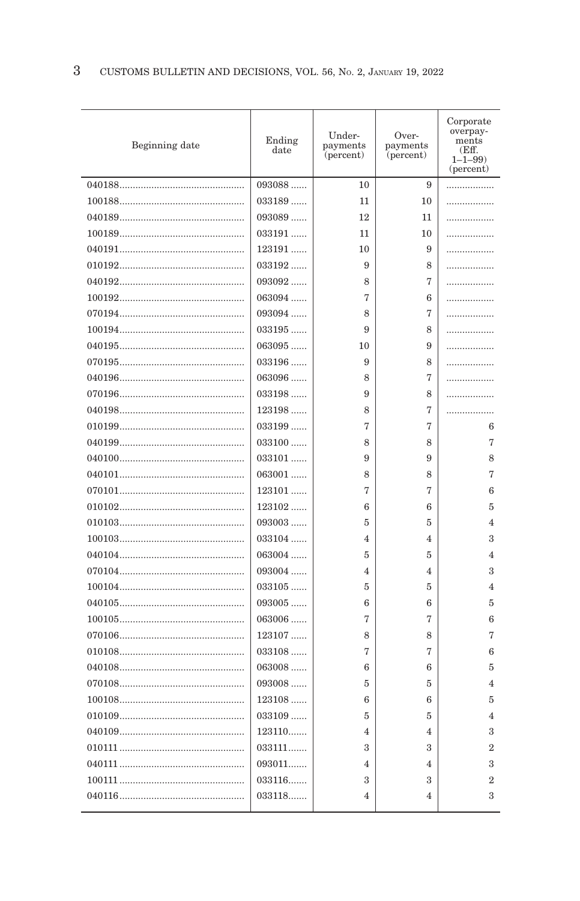| Beginning date | Ending date | Under-payments (percent) | Over-payments (percent) | Corporate overpay-ments (Eff. 1–1–99) (percent) |
|---|---|---|---|---|
| 040188 | 093088 | 10 | 9 | |
| 100188 | 033189 | 11 | 10 | |
| 040189 | 093089 | 12 | 11 | |
| 100189 | 033191 | 11 | 10 | |
| 040191 | 123191 | 10 | 9 | |
| 010192 | 033192 | 9 | 8 | |
| 040192 | 093092 | 8 | 7 | |
| 100192 | 063094 | 7 | 6 | |
| 070194 | 093094 | 8 | 7 | |
| 100194 | 033195 | 9 | 8 | |
| 040195 | 063095 | 10 | 9 | |
| 070195 | 033196 | 9 | 8 | |
| 040196 | 063096 | 8 | 7 | |
| 070196 | 033198 | 9 | 8 | |
| 040198 | 123198 | 8 | 7 | |
| 010199 | 033199 | 7 | 7 | 6 |
| 040199 | 033100 | 8 | 8 | 7 |
| 040100 | 033101 | 9 | 9 | 8 |
| 040101 | 063001 | 8 | 8 | 7 |
| 070101 | 123101 | 7 | 7 | 6 |
| 010102 | 123102 | 6 | 6 | 5 |
| 010103 | 093003 | 5 | 5 | 4 |
| 100103 | 033104 | 4 | 4 | 3 |
| 040104 | 063004 | 5 | 5 | 4 |
| 070104 | 093004 | 4 | 4 | 3 |
| 100104 | 033105 | 5 | 5 | 4 |
| 040105 | 093005 | 6 | 6 | 5 |
| 100105 | 063006 | 7 | 7 | 6 |
| 070106 | 123107 | 8 | 8 | 7 |
| 010108 | 033108 | 7 | 7 | 6 |
| 040108 | 063008 | 6 | 6 | 5 |
| 070108 | 093008 | 5 | 5 | 4 |
| 100108 | 123108 | 6 | 6 | 5 |
| 010109 | 033109 | 5 | 5 | 4 |
| 040109 | 123110 | 4 | 4 | 3 |
| 010111 | 033111 | 3 | 3 | 2 |
| 040111 | 093011 | 4 | 4 | 3 |
| 100111 | 033116 | 3 | 3 | 2 |
| 040116 | 033118 | 4 | 4 | 3 |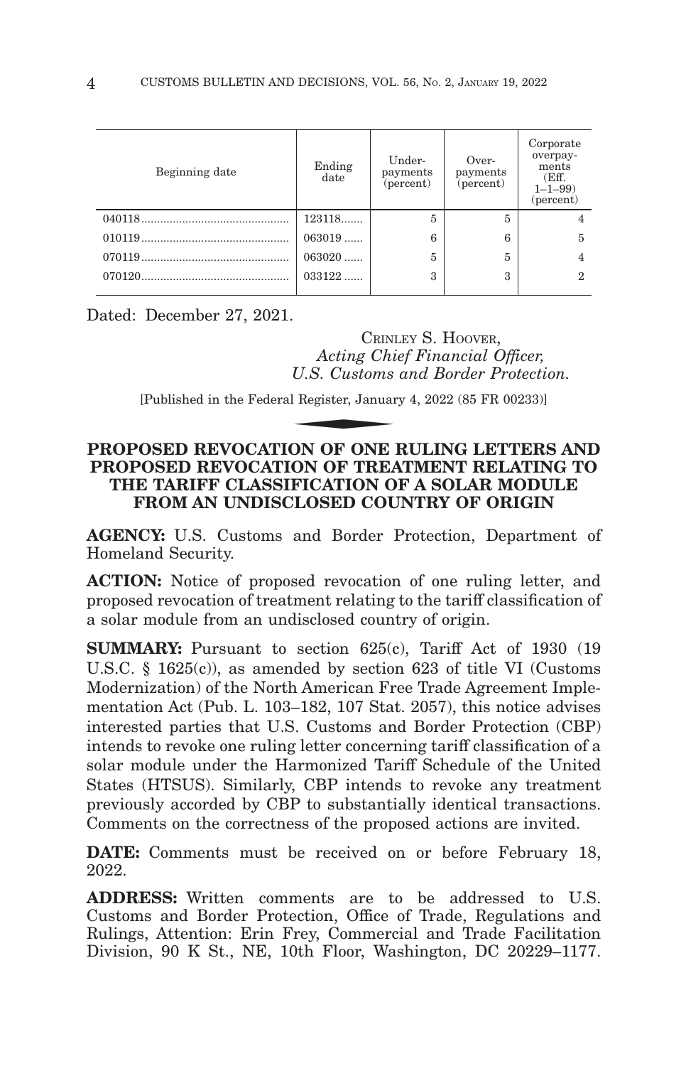| Beginning date | Ending date | Under-payments (percent) | Over-payments (percent) | Corporate overpay-ments (Eff. 1–1–99) (percent) |
|---|---|---|---|---|
| 040118 | 123118 | 5 | 5 | 4 |
| 010119 | 063019 | 6 | 6 | 5 |
| 070119 | 063020 | 5 | 5 | 4 |
| 070120 | 033122 | 3 | 3 | 2 |

Dated: December 27, 2021.

CRINLEY S. HOOVER,
*Acting Chief Financial Officer,*
*U.S. Customs and Border Protection.*

[Published in the Federal Register, January 4, 2022 (85 FR 00233)]

## PROPOSED REVOCATION OF ONE RULING LETTERS AND PROPOSED REVOCATION OF TREATMENT RELATING TO THE TARIFF CLASSIFICATION OF A SOLAR MODULE FROM AN UNDISCLOSED COUNTRY OF ORIGIN

**AGENCY:** U.S. Customs and Border Protection, Department of Homeland Security.

**ACTION:** Notice of proposed revocation of one ruling letter, and proposed revocation of treatment relating to the tariff classification of a solar module from an undisclosed country of origin.

**SUMMARY:** Pursuant to section 625(c), Tariff Act of 1930 (19 U.S.C. § 1625(c)), as amended by section 623 of title VI (Customs Modernization) of the North American Free Trade Agreement Implementation Act (Pub. L. 103–182, 107 Stat. 2057), this notice advises interested parties that U.S. Customs and Border Protection (CBP) intends to revoke one ruling letter concerning tariff classification of a solar module under the Harmonized Tariff Schedule of the United States (HTSUS). Similarly, CBP intends to revoke any treatment previously accorded by CBP to substantially identical transactions. Comments on the correctness of the proposed actions are invited.

**DATE:** Comments must be received on or before February 18, 2022.

**ADDRESS:** Written comments are to be addressed to U.S. Customs and Border Protection, Office of Trade, Regulations and Rulings, Attention: Erin Frey, Commercial and Trade Facilitation Division, 90 K St., NE, 10th Floor, Washington, DC 20229–1177.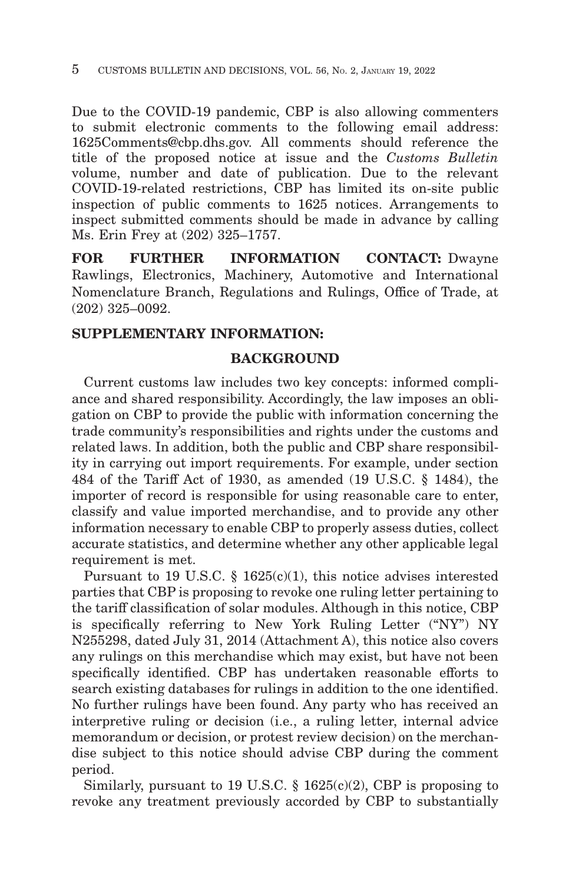Due to the COVID-19 pandemic, CBP is also allowing commenters to submit electronic comments to the following email address: 1625Comments@cbp.dhs.gov. All comments should reference the title of the proposed notice at issue and the *Customs Bulletin* volume, number and date of publication. Due to the relevant COVID-19-related restrictions, CBP has limited its on-site public inspection of public comments to 1625 notices. Arrangements to inspect submitted comments should be made in advance by calling Ms. Erin Frey at (202) 325–1757.

**FOR FURTHER INFORMATION CONTACT:** Dwayne Rawlings, Electronics, Machinery, Automotive and International Nomenclature Branch, Regulations and Rulings, Office of Trade, at (202) 325–0092.

**SUPPLEMENTARY INFORMATION:**

## BACKGROUND

Current customs law includes two key concepts: informed compliance and shared responsibility. Accordingly, the law imposes an obligation on CBP to provide the public with information concerning the trade community's responsibilities and rights under the customs and related laws. In addition, both the public and CBP share responsibility in carrying out import requirements. For example, under section 484 of the Tariff Act of 1930, as amended (19 U.S.C. § 1484), the importer of record is responsible for using reasonable care to enter, classify and value imported merchandise, and to provide any other information necessary to enable CBP to properly assess duties, collect accurate statistics, and determine whether any other applicable legal requirement is met.

Pursuant to 19 U.S.C. § 1625(c)(1), this notice advises interested parties that CBP is proposing to revoke one ruling letter pertaining to the tariff classification of solar modules. Although in this notice, CBP is specifically referring to New York Ruling Letter ("NY") NY N255298, dated July 31, 2014 (Attachment A), this notice also covers any rulings on this merchandise which may exist, but have not been specifically identified. CBP has undertaken reasonable efforts to search existing databases for rulings in addition to the one identified. No further rulings have been found. Any party who has received an interpretive ruling or decision (i.e., a ruling letter, internal advice memorandum or decision, or protest review decision) on the merchandise subject to this notice should advise CBP during the comment period.

Similarly, pursuant to 19 U.S.C. § 1625(c)(2), CBP is proposing to revoke any treatment previously accorded by CBP to substantially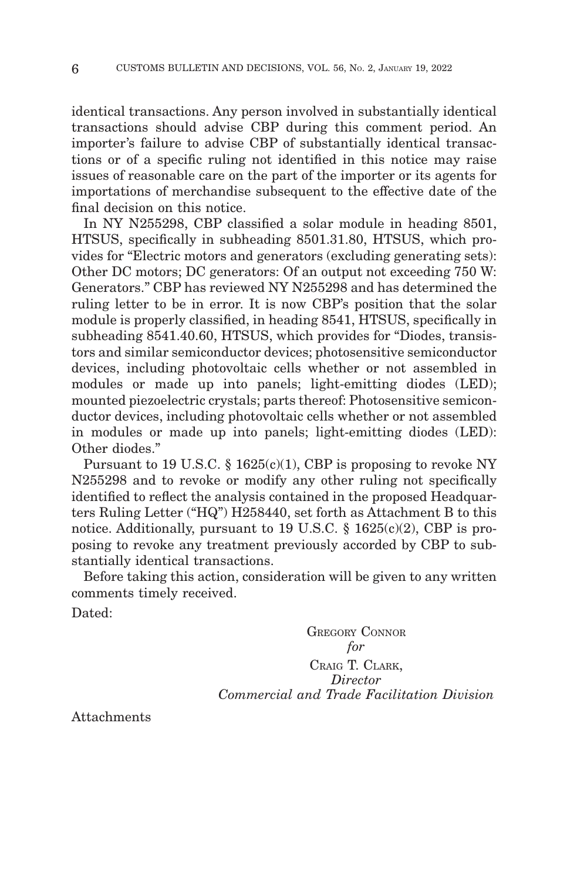identical transactions. Any person involved in substantially identical transactions should advise CBP during this comment period. An importer's failure to advise CBP of substantially identical transactions or of a specific ruling not identified in this notice may raise issues of reasonable care on the part of the importer or its agents for importations of merchandise subsequent to the effective date of the final decision on this notice.

In NY N255298, CBP classified a solar module in heading 8501, HTSUS, specifically in subheading 8501.31.80, HTSUS, which provides for "Electric motors and generators (excluding generating sets): Other DC motors; DC generators: Of an output not exceeding 750 W: Generators." CBP has reviewed NY N255298 and has determined the ruling letter to be in error. It is now CBP's position that the solar module is properly classified, in heading 8541, HTSUS, specifically in subheading 8541.40.60, HTSUS, which provides for "Diodes, transistors and similar semiconductor devices; photosensitive semiconductor devices, including photovoltaic cells whether or not assembled in modules or made up into panels; light-emitting diodes (LED); mounted piezoelectric crystals; parts thereof: Photosensitive semiconductor devices, including photovoltaic cells whether or not assembled in modules or made up into panels; light-emitting diodes (LED): Other diodes."

Pursuant to 19 U.S.C. § 1625(c)(1), CBP is proposing to revoke NY N255298 and to revoke or modify any other ruling not specifically identified to reflect the analysis contained in the proposed Headquarters Ruling Letter ("HQ") H258440, set forth as Attachment B to this notice. Additionally, pursuant to 19 U.S.C. § 1625(c)(2), CBP is proposing to revoke any treatment previously accorded by CBP to substantially identical transactions.

Before taking this action, consideration will be given to any written comments timely received.

Dated:

GREGORY CONNOR
*for*
CRAIG T. CLARK,
*Director*
*Commercial and Trade Facilitation Division*

Attachments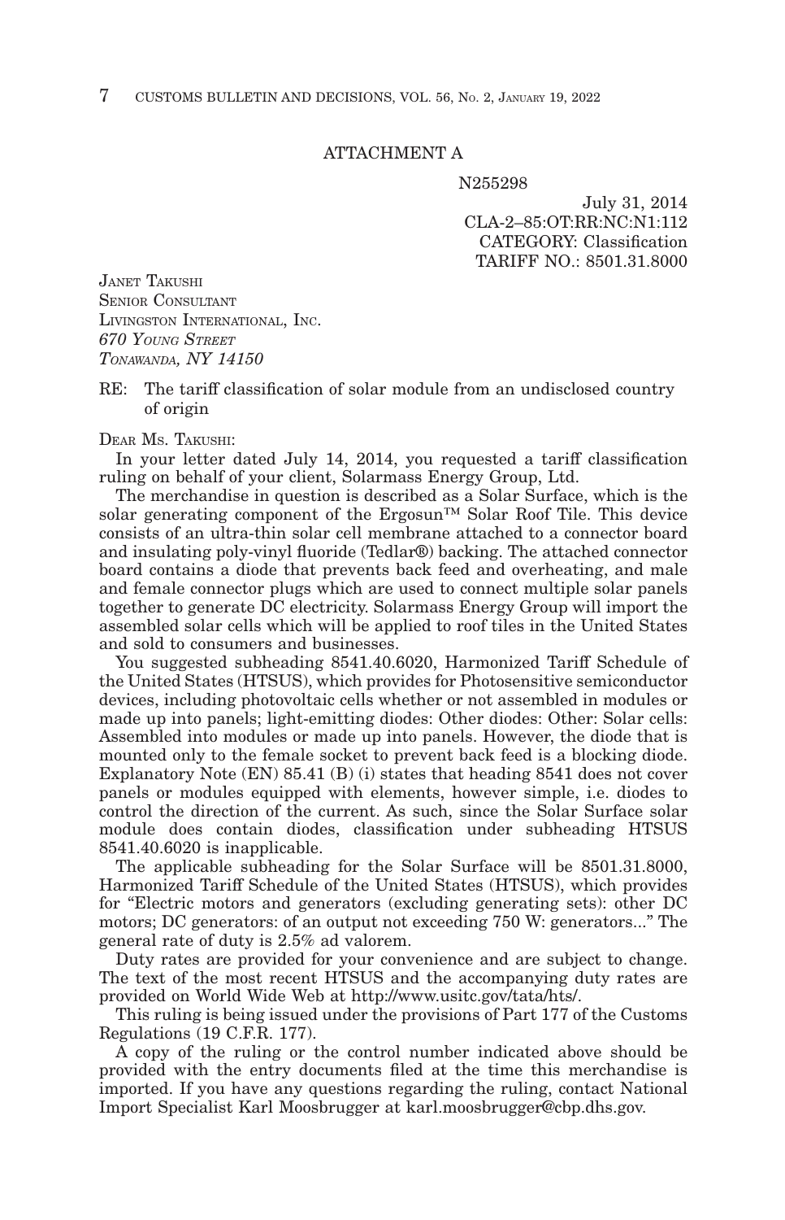ATTACHMENT A

N255298

July 31, 2014
CLA-2–85:OT:RR:NC:N1:112
CATEGORY: Classification
TARIFF NO.: 8501.31.8000

JANET TAKUSHI
SENIOR CONSULTANT
LIVINGSTON INTERNATIONAL, INC.
*670 YOUNG STREET*
*TONAWANDA, NY 14150*

RE: The tariff classification of solar module from an undisclosed country of origin

DEAR MS. TAKUSHI:

In your letter dated July 14, 2014, you requested a tariff classification ruling on behalf of your client, Solarmass Energy Group, Ltd.

The merchandise in question is described as a Solar Surface, which is the solar generating component of the Ergosun™ Solar Roof Tile. This device consists of an ultra-thin solar cell membrane attached to a connector board and insulating poly-vinyl fluoride (Tedlar®) backing. The attached connector board contains a diode that prevents back feed and overheating, and male and female connector plugs which are used to connect multiple solar panels together to generate DC electricity. Solarmass Energy Group will import the assembled solar cells which will be applied to roof tiles in the United States and sold to consumers and businesses.

You suggested subheading 8541.40.6020, Harmonized Tariff Schedule of the United States (HTSUS), which provides for Photosensitive semiconductor devices, including photovoltaic cells whether or not assembled in modules or made up into panels; light-emitting diodes: Other diodes: Other: Solar cells: Assembled into modules or made up into panels. However, the diode that is mounted only to the female socket to prevent back feed is a blocking diode. Explanatory Note (EN) 85.41 (B) (i) states that heading 8541 does not cover panels or modules equipped with elements, however simple, i.e. diodes to control the direction of the current. As such, since the Solar Surface solar module does contain diodes, classification under subheading HTSUS 8541.40.6020 is inapplicable.

The applicable subheading for the Solar Surface will be 8501.31.8000, Harmonized Tariff Schedule of the United States (HTSUS), which provides for "Electric motors and generators (excluding generating sets): other DC motors; DC generators: of an output not exceeding 750 W: generators..." The general rate of duty is 2.5% ad valorem.

Duty rates are provided for your convenience and are subject to change. The text of the most recent HTSUS and the accompanying duty rates are provided on World Wide Web at http://www.usitc.gov/tata/hts/.

This ruling is being issued under the provisions of Part 177 of the Customs Regulations (19 C.F.R. 177).

A copy of the ruling or the control number indicated above should be provided with the entry documents filed at the time this merchandise is imported. If you have any questions regarding the ruling, contact National Import Specialist Karl Moosbrugger at karl.moosbrugger@cbp.dhs.gov.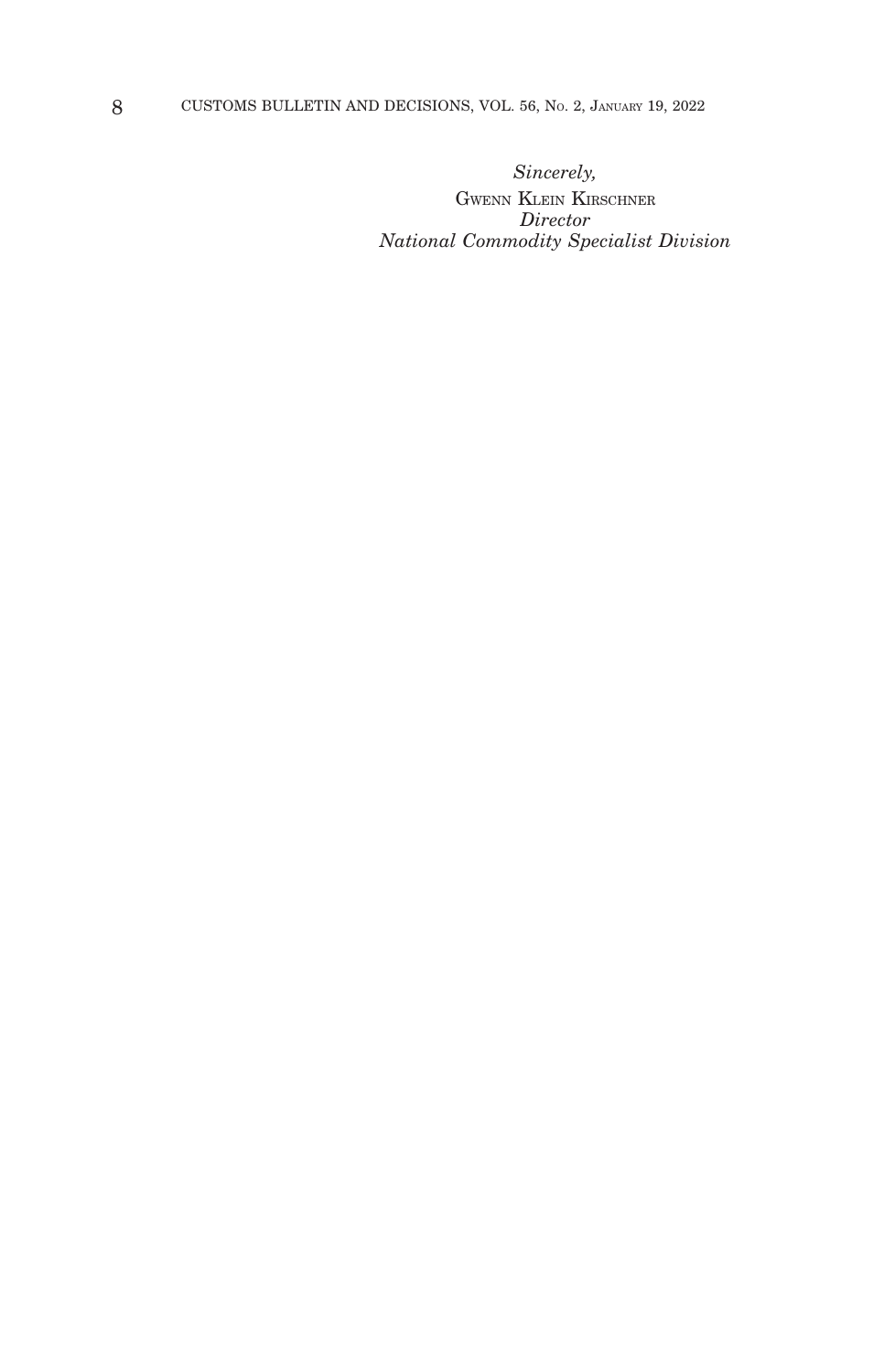*Sincerely,*

GWENN KLEIN KIRSCHNER
*Director*
*National Commodity Specialist Division*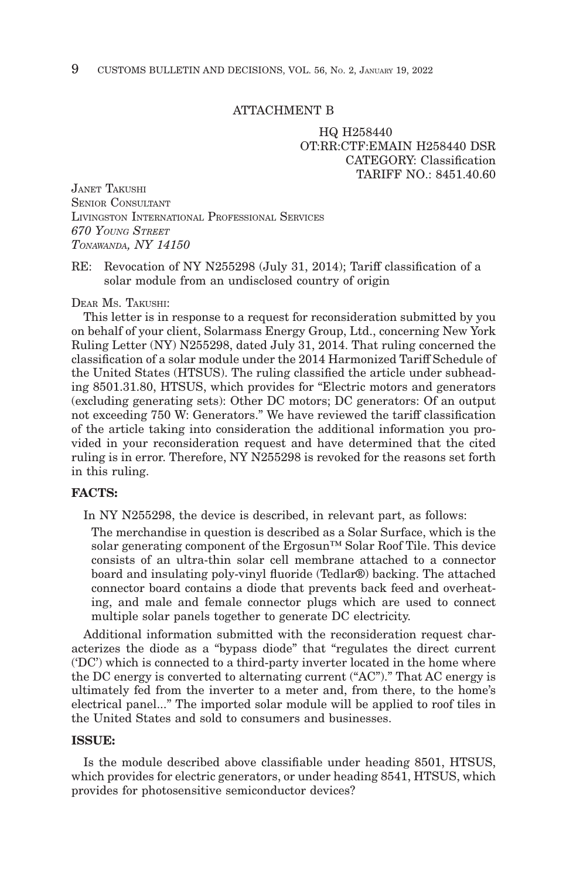ATTACHMENT B

HQ H258440
OT:RR:CTF:EMAIN H258440 DSR
CATEGORY: Classification
TARIFF NO.: 8451.40.60

JANET TAKUSHI
SENIOR CONSULTANT
LIVINGSTON INTERNATIONAL PROFESSIONAL SERVICES
*670 YOUNG STREET*
*TONAWANDA, NY 14150*

RE: Revocation of NY N255298 (July 31, 2014); Tariff classification of a solar module from an undisclosed country of origin

DEAR MS. TAKUSHI:

This letter is in response to a request for reconsideration submitted by you on behalf of your client, Solarmass Energy Group, Ltd., concerning New York Ruling Letter (NY) N255298, dated July 31, 2014. That ruling concerned the classification of a solar module under the 2014 Harmonized Tariff Schedule of the United States (HTSUS). The ruling classified the article under subheading 8501.31.80, HTSUS, which provides for "Electric motors and generators (excluding generating sets): Other DC motors; DC generators: Of an output not exceeding 750 W: Generators." We have reviewed the tariff classification of the article taking into consideration the additional information you provided in your reconsideration request and have determined that the cited ruling is in error. Therefore, NY N255298 is revoked for the reasons set forth in this ruling.

**FACTS:**

In NY N255298, the device is described, in relevant part, as follows:

> The merchandise in question is described as a Solar Surface, which is the solar generating component of the Ergosun™ Solar Roof Tile. This device consists of an ultra-thin solar cell membrane attached to a connector board and insulating poly-vinyl fluoride (Tedlar®) backing. The attached connector board contains a diode that prevents back feed and overheating, and male and female connector plugs which are used to connect multiple solar panels together to generate DC electricity.

Additional information submitted with the reconsideration request characterizes the diode as a "bypass diode" that "regulates the direct current ('DC') which is connected to a third-party inverter located in the home where the DC energy is converted to alternating current ("AC")." That AC energy is ultimately fed from the inverter to a meter and, from there, to the home's electrical panel..." The imported solar module will be applied to roof tiles in the United States and sold to consumers and businesses.

**ISSUE:**

Is the module described above classifiable under heading 8501, HTSUS, which provides for electric generators, or under heading 8541, HTSUS, which provides for photosensitive semiconductor devices?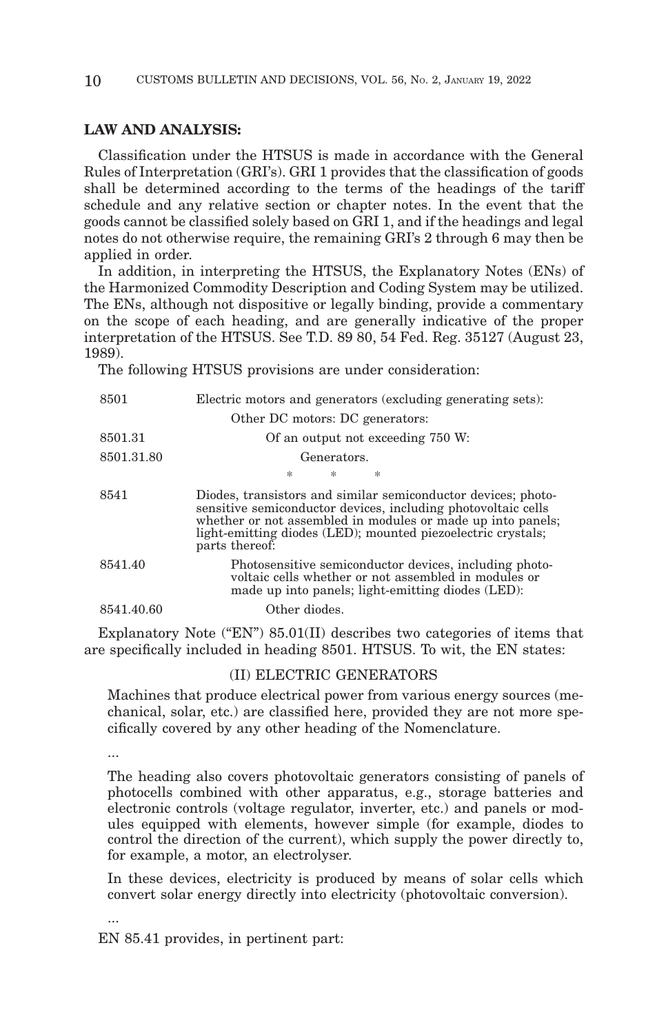**LAW AND ANALYSIS:**

Classification under the HTSUS is made in accordance with the General Rules of Interpretation (GRI's). GRI 1 provides that the classification of goods shall be determined according to the terms of the headings of the tariff schedule and any relative section or chapter notes. In the event that the goods cannot be classified solely based on GRI 1, and if the headings and legal notes do not otherwise require, the remaining GRI's 2 through 6 may then be applied in order.

In addition, in interpreting the HTSUS, the Explanatory Notes (ENs) of the Harmonized Commodity Description and Coding System may be utilized. The ENs, although not dispositive or legally binding, provide a commentary on the scope of each heading, and are generally indicative of the proper interpretation of the HTSUS. See T.D. 89 80, 54 Fed. Reg. 35127 (August 23, 1989).

The following HTSUS provisions are under consideration:

| | |
|---|---|
| 8501 | Electric motors and generators (excluding generating sets): |
| | Other DC motors: DC generators: |
| 8501.31 | Of an output not exceeding 750 W: |
| 8501.31.80 | Generators. |
| | * * * |
| 8541 | Diodes, transistors and similar semiconductor devices; photosensitive semiconductor devices, including photovoltaic cells whether or not assembled in modules or made up into panels; light-emitting diodes (LED); mounted piezoelectric crystals; parts thereof: |
| 8541.40 | Photosensitive semiconductor devices, including photovoltaic cells whether or not assembled in modules or made up into panels; light-emitting diodes (LED): |
| 8541.40.60 | Other diodes. |

Explanatory Note ("EN") 85.01(II) describes two categories of items that are specifically included in heading 8501. HTSUS. To wit, the EN states:

(II) ELECTRIC GENERATORS

> Machines that produce electrical power from various energy sources (mechanical, solar, etc.) are classified here, provided they are not more specifically covered by any other heading of the Nomenclature.
>
> ...
>
> The heading also covers photovoltaic generators consisting of panels of photocells combined with other apparatus, e.g., storage batteries and electronic controls (voltage regulator, inverter, etc.) and panels or modules equipped with elements, however simple (for example, diodes to control the direction of the current), which supply the power directly to, for example, a motor, an electrolyser.
>
> In these devices, electricity is produced by means of solar cells which convert solar energy directly into electricity (photovoltaic conversion).
>
> ...

EN 85.41 provides, in pertinent part: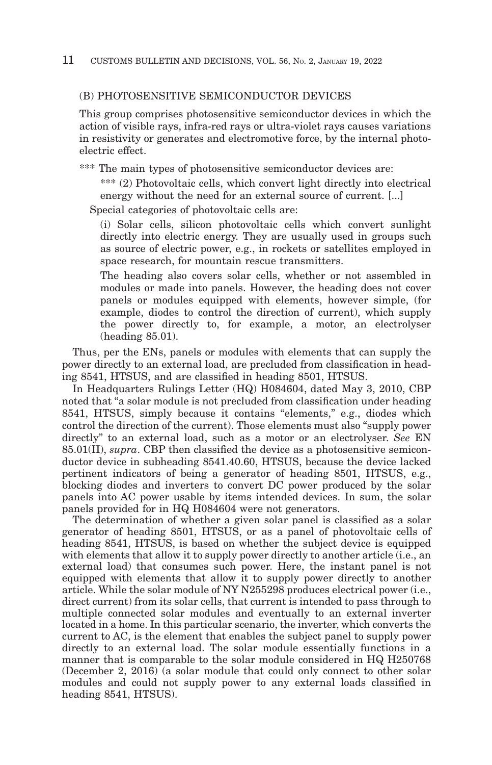(B) PHOTOSENSITIVE SEMICONDUCTOR DEVICES

This group comprises photosensitive semiconductor devices in which the action of visible rays, infra-red rays or ultra-violet rays causes variations in resistivity or generates and electromotive force, by the internal photo-electric effect.

*** The main types of photosensitive semiconductor devices are:

> *** (2) Photovoltaic cells, which convert light directly into electrical energy without the need for an external source of current. [...]

Special categories of photovoltaic cells are:

> (i) Solar cells, silicon photovoltaic cells which convert sunlight directly into electric energy. They are usually used in groups such as source of electric power, e.g., in rockets or satellites employed in space research, for mountain rescue transmitters.
>
> The heading also covers solar cells, whether or not assembled in modules or made into panels. However, the heading does not cover panels or modules equipped with elements, however simple, (for example, diodes to control the direction of current), which supply the power directly to, for example, a motor, an electrolyser (heading 85.01).

Thus, per the ENs, panels or modules with elements that can supply the power directly to an external load, are precluded from classification in heading 8541, HTSUS, and are classified in heading 8501, HTSUS.

In Headquarters Rulings Letter (HQ) H084604, dated May 3, 2010, CBP noted that "a solar module is not precluded from classification under heading 8541, HTSUS, simply because it contains "elements," e.g., diodes which control the direction of the current). Those elements must also "supply power directly" to an external load, such as a motor or an electrolyser. *See* EN 85.01(II), *supra*. CBP then classified the device as a photosensitive semiconductor device in subheading 8541.40.60, HTSUS, because the device lacked pertinent indicators of being a generator of heading 8501, HTSUS, e.g., blocking diodes and inverters to convert DC power produced by the solar panels into AC power usable by items intended devices. In sum, the solar panels provided for in HQ H084604 were not generators.

The determination of whether a given solar panel is classified as a solar generator of heading 8501, HTSUS, or as a panel of photovoltaic cells of heading 8541, HTSUS, is based on whether the subject device is equipped with elements that allow it to supply power directly to another article (i.e., an external load) that consumes such power. Here, the instant panel is not equipped with elements that allow it to supply power directly to another article. While the solar module of NY N255298 produces electrical power (i.e., direct current) from its solar cells, that current is intended to pass through to multiple connected solar modules and eventually to an external inverter located in a home. In this particular scenario, the inverter, which converts the current to AC, is the element that enables the subject panel to supply power directly to an external load. The solar module essentially functions in a manner that is comparable to the solar module considered in HQ H250768 (December 2, 2016) (a solar module that could only connect to other solar modules and could not supply power to any external loads classified in heading 8541, HTSUS).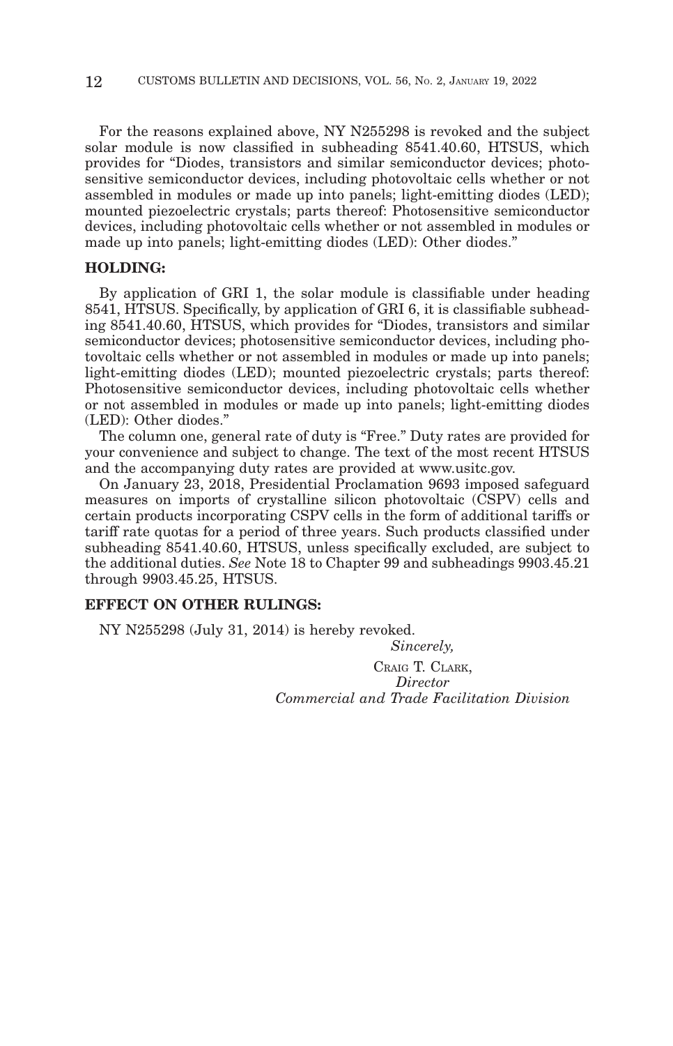For the reasons explained above, NY N255298 is revoked and the subject solar module is now classified in subheading 8541.40.60, HTSUS, which provides for "Diodes, transistors and similar semiconductor devices; photosensitive semiconductor devices, including photovoltaic cells whether or not assembled in modules or made up into panels; light-emitting diodes (LED); mounted piezoelectric crystals; parts thereof: Photosensitive semiconductor devices, including photovoltaic cells whether or not assembled in modules or made up into panels; light-emitting diodes (LED): Other diodes."

**HOLDING:**

By application of GRI 1, the solar module is classifiable under heading 8541, HTSUS. Specifically, by application of GRI 6, it is classifiable subheading 8541.40.60, HTSUS, which provides for "Diodes, transistors and similar semiconductor devices; photosensitive semiconductor devices, including photovoltaic cells whether or not assembled in modules or made up into panels; light-emitting diodes (LED); mounted piezoelectric crystals; parts thereof: Photosensitive semiconductor devices, including photovoltaic cells whether or not assembled in modules or made up into panels; light-emitting diodes (LED): Other diodes."

The column one, general rate of duty is "Free." Duty rates are provided for your convenience and subject to change. The text of the most recent HTSUS and the accompanying duty rates are provided at www.usitc.gov.

On January 23, 2018, Presidential Proclamation 9693 imposed safeguard measures on imports of crystalline silicon photovoltaic (CSPV) cells and certain products incorporating CSPV cells in the form of additional tariffs or tariff rate quotas for a period of three years. Such products classified under subheading 8541.40.60, HTSUS, unless specifically excluded, are subject to the additional duties. *See* Note 18 to Chapter 99 and subheadings 9903.45.21 through 9903.45.25, HTSUS.

**EFFECT ON OTHER RULINGS:**

NY N255298 (July 31, 2014) is hereby revoked.

*Sincerely,*

CRAIG T. CLARK,
*Director*
*Commercial and Trade Facilitation Division*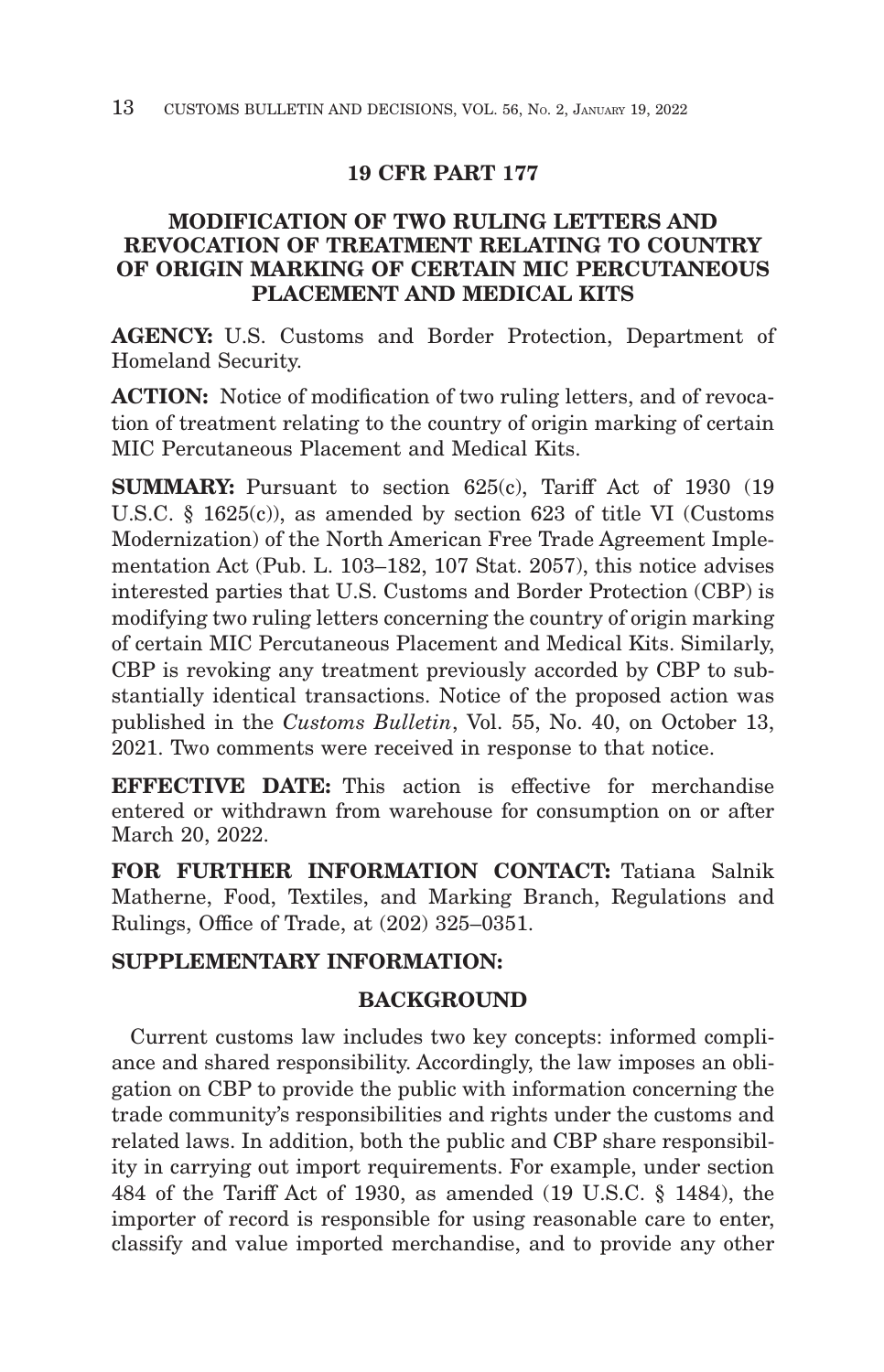## 19 CFR PART 177

## MODIFICATION OF TWO RULING LETTERS AND REVOCATION OF TREATMENT RELATING TO COUNTRY OF ORIGIN MARKING OF CERTAIN MIC PERCUTANEOUS PLACEMENT AND MEDICAL KITS

**AGENCY:** U.S. Customs and Border Protection, Department of Homeland Security.

**ACTION:** Notice of modification of two ruling letters, and of revocation of treatment relating to the country of origin marking of certain MIC Percutaneous Placement and Medical Kits.

**SUMMARY:** Pursuant to section 625(c), Tariff Act of 1930 (19 U.S.C. § 1625(c)), as amended by section 623 of title VI (Customs Modernization) of the North American Free Trade Agreement Implementation Act (Pub. L. 103–182, 107 Stat. 2057), this notice advises interested parties that U.S. Customs and Border Protection (CBP) is modifying two ruling letters concerning the country of origin marking of certain MIC Percutaneous Placement and Medical Kits. Similarly, CBP is revoking any treatment previously accorded by CBP to substantially identical transactions. Notice of the proposed action was published in the *Customs Bulletin*, Vol. 55, No. 40, on October 13, 2021. Two comments were received in response to that notice.

**EFFECTIVE DATE:** This action is effective for merchandise entered or withdrawn from warehouse for consumption on or after March 20, 2022.

**FOR FURTHER INFORMATION CONTACT:** Tatiana Salnik Matherne, Food, Textiles, and Marking Branch, Regulations and Rulings, Office of Trade, at (202) 325–0351.

**SUPPLEMENTARY INFORMATION:**

### BACKGROUND

Current customs law includes two key concepts: informed compliance and shared responsibility. Accordingly, the law imposes an obligation on CBP to provide the public with information concerning the trade community's responsibilities and rights under the customs and related laws. In addition, both the public and CBP share responsibility in carrying out import requirements. For example, under section 484 of the Tariff Act of 1930, as amended (19 U.S.C. § 1484), the importer of record is responsible for using reasonable care to enter, classify and value imported merchandise, and to provide any other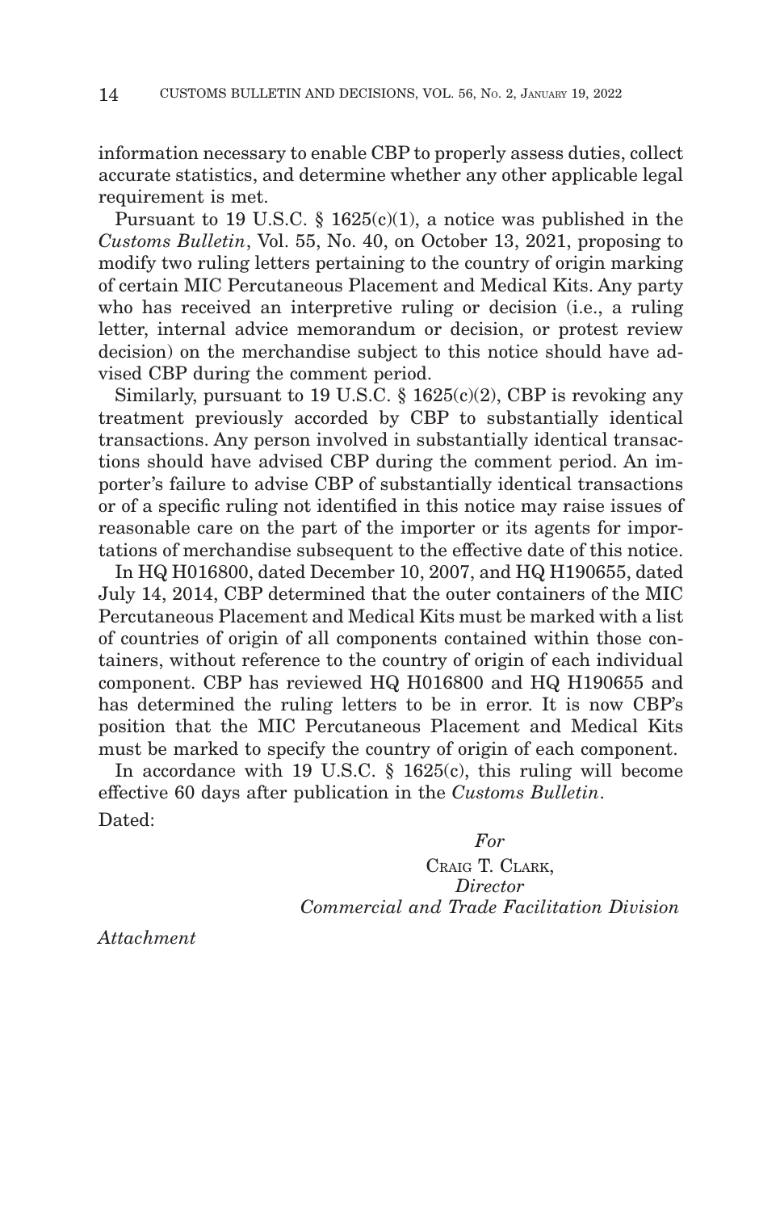information necessary to enable CBP to properly assess duties, collect accurate statistics, and determine whether any other applicable legal requirement is met.

Pursuant to 19 U.S.C. § 1625(c)(1), a notice was published in the *Customs Bulletin*, Vol. 55, No. 40, on October 13, 2021, proposing to modify two ruling letters pertaining to the country of origin marking of certain MIC Percutaneous Placement and Medical Kits. Any party who has received an interpretive ruling or decision (i.e., a ruling letter, internal advice memorandum or decision, or protest review decision) on the merchandise subject to this notice should have advised CBP during the comment period.

Similarly, pursuant to 19 U.S.C. § 1625(c)(2), CBP is revoking any treatment previously accorded by CBP to substantially identical transactions. Any person involved in substantially identical transactions should have advised CBP during the comment period. An importer's failure to advise CBP of substantially identical transactions or of a specific ruling not identified in this notice may raise issues of reasonable care on the part of the importer or its agents for importations of merchandise subsequent to the effective date of this notice.

In HQ H016800, dated December 10, 2007, and HQ H190655, dated July 14, 2014, CBP determined that the outer containers of the MIC Percutaneous Placement and Medical Kits must be marked with a list of countries of origin of all components contained within those containers, without reference to the country of origin of each individual component. CBP has reviewed HQ H016800 and HQ H190655 and has determined the ruling letters to be in error. It is now CBP's position that the MIC Percutaneous Placement and Medical Kits must be marked to specify the country of origin of each component.

In accordance with 19 U.S.C. § 1625(c), this ruling will become effective 60 days after publication in the *Customs Bulletin*.

Dated:

*For*

CRAIG T. CLARK,
*Director*
*Commercial and Trade Facilitation Division*

*Attachment*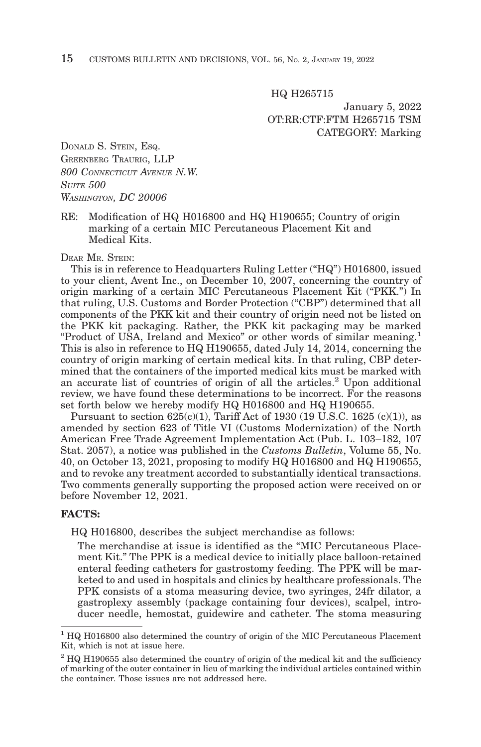HQ H265715

January 5, 2022
OT:RR:CTF:FTM H265715 TSM
CATEGORY: Marking

DONALD S. STEIN, ESQ.
GREENBERG TRAURIG, LLP
*800 CONNECTICUT AVENUE N.W.*
*SUITE 500*
*WASHINGTON, DC 20006*

RE: Modification of HQ H016800 and HQ H190655; Country of origin marking of a certain MIC Percutaneous Placement Kit and Medical Kits.

DEAR MR. STEIN:

This is in reference to Headquarters Ruling Letter ("HQ") H016800, issued to your client, Avent Inc., on December 10, 2007, concerning the country of origin marking of a certain MIC Percutaneous Placement Kit ("PKK.") In that ruling, U.S. Customs and Border Protection ("CBP") determined that all components of the PKK kit and their country of origin need not be listed on the PKK kit packaging. Rather, the PKK kit packaging may be marked "Product of USA, Ireland and Mexico" or other words of similar meaning.[1] This is also in reference to HQ H190655, dated July 14, 2014, concerning the country of origin marking of certain medical kits. In that ruling, CBP determined that the containers of the imported medical kits must be marked with an accurate list of countries of origin of all the articles.[2] Upon additional review, we have found these determinations to be incorrect. For the reasons set forth below we hereby modify HQ H016800 and HQ H190655.

Pursuant to section 625(c)(1), Tariff Act of 1930 (19 U.S.C. 1625 (c)(1)), as amended by section 623 of Title VI (Customs Modernization) of the North American Free Trade Agreement Implementation Act (Pub. L. 103–182, 107 Stat. 2057), a notice was published in the *Customs Bulletin*, Volume 55, No. 40, on October 13, 2021, proposing to modify HQ H016800 and HQ H190655, and to revoke any treatment accorded to substantially identical transactions. Two comments generally supporting the proposed action were received on or before November 12, 2021.

**FACTS:**

HQ H016800, describes the subject merchandise as follows:

> The merchandise at issue is identified as the "MIC Percutaneous Placement Kit." The PPK is a medical device to initially place balloon-retained enteral feeding catheters for gastrostomy feeding. The PPK will be marketed to and used in hospitals and clinics by healthcare professionals. The PPK consists of a stoma measuring device, two syringes, 24fr dilator, a gastroplexy assembly (package containing four devices), scalpel, introducer needle, hemostat, guidewire and catheter. The stoma measuring

[1] HQ H016800 also determined the country of origin of the MIC Percutaneous Placement Kit, which is not at issue here.

[2] HQ H190655 also determined the country of origin of the medical kit and the sufficiency of marking of the outer container in lieu of marking the individual articles contained within the container. Those issues are not addressed here.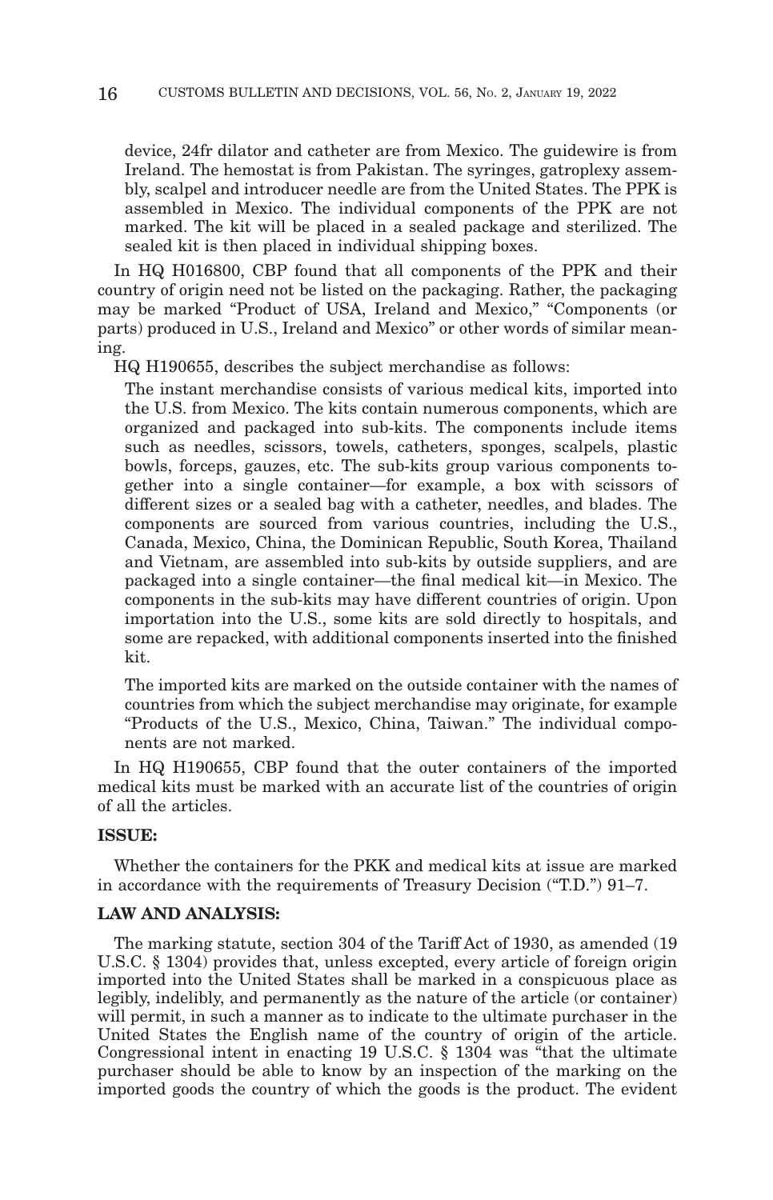device, 24fr dilator and catheter are from Mexico. The guidewire is from Ireland. The hemostat is from Pakistan. The syringes, gatroplexy assembly, scalpel and introducer needle are from the United States. The PPK is assembled in Mexico. The individual components of the PPK are not marked. The kit will be placed in a sealed package and sterilized. The sealed kit is then placed in individual shipping boxes.

In HQ H016800, CBP found that all components of the PPK and their country of origin need not be listed on the packaging. Rather, the packaging may be marked "Product of USA, Ireland and Mexico," "Components (or parts) produced in U.S., Ireland and Mexico" or other words of similar meaning.

HQ H190655, describes the subject merchandise as follows:

> The instant merchandise consists of various medical kits, imported into the U.S. from Mexico. The kits contain numerous components, which are organized and packaged into sub-kits. The components include items such as needles, scissors, towels, catheters, sponges, scalpels, plastic bowls, forceps, gauzes, etc. The sub-kits group various components together into a single container—for example, a box with scissors of different sizes or a sealed bag with a catheter, needles, and blades. The components are sourced from various countries, including the U.S., Canada, Mexico, China, the Dominican Republic, South Korea, Thailand and Vietnam, are assembled into sub-kits by outside suppliers, and are packaged into a single container—the final medical kit—in Mexico. The components in the sub-kits may have different countries of origin. Upon importation into the U.S., some kits are sold directly to hospitals, and some are repacked, with additional components inserted into the finished kit.
>
> The imported kits are marked on the outside container with the names of countries from which the subject merchandise may originate, for example "Products of the U.S., Mexico, China, Taiwan." The individual components are not marked.

In HQ H190655, CBP found that the outer containers of the imported medical kits must be marked with an accurate list of the countries of origin of all the articles.

**ISSUE:**

Whether the containers for the PKK and medical kits at issue are marked in accordance with the requirements of Treasury Decision ("T.D.") 91–7.

**LAW AND ANALYSIS:**

The marking statute, section 304 of the Tariff Act of 1930, as amended (19 U.S.C. § 1304) provides that, unless excepted, every article of foreign origin imported into the United States shall be marked in a conspicuous place as legibly, indelibly, and permanently as the nature of the article (or container) will permit, in such a manner as to indicate to the ultimate purchaser in the United States the English name of the country of origin of the article. Congressional intent in enacting 19 U.S.C. § 1304 was "that the ultimate purchaser should be able to know by an inspection of the marking on the imported goods the country of which the goods is the product. The evident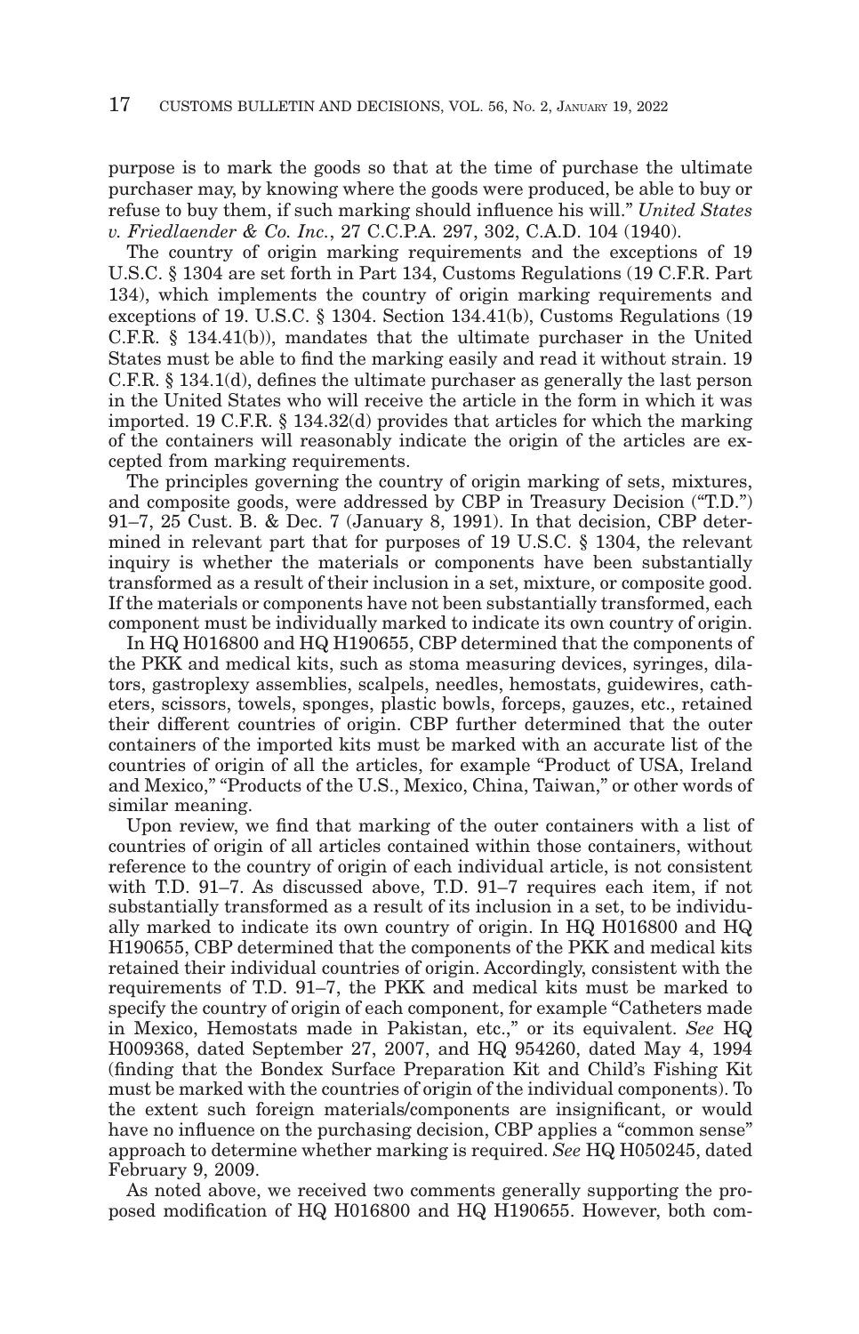purpose is to mark the goods so that at the time of purchase the ultimate purchaser may, by knowing where the goods were produced, be able to buy or refuse to buy them, if such marking should influence his will." *United States v. Friedlaender & Co. Inc.*, 27 C.C.P.A. 297, 302, C.A.D. 104 (1940).

The country of origin marking requirements and the exceptions of 19 U.S.C. § 1304 are set forth in Part 134, Customs Regulations (19 C.F.R. Part 134), which implements the country of origin marking requirements and exceptions of 19. U.S.C. § 1304. Section 134.41(b), Customs Regulations (19 C.F.R. § 134.41(b)), mandates that the ultimate purchaser in the United States must be able to find the marking easily and read it without strain. 19 C.F.R. § 134.1(d), defines the ultimate purchaser as generally the last person in the United States who will receive the article in the form in which it was imported. 19 C.F.R. § 134.32(d) provides that articles for which the marking of the containers will reasonably indicate the origin of the articles are excepted from marking requirements.

The principles governing the country of origin marking of sets, mixtures, and composite goods, were addressed by CBP in Treasury Decision ("T.D.") 91–7, 25 Cust. B. & Dec. 7 (January 8, 1991). In that decision, CBP determined in relevant part that for purposes of 19 U.S.C. § 1304, the relevant inquiry is whether the materials or components have been substantially transformed as a result of their inclusion in a set, mixture, or composite good. If the materials or components have not been substantially transformed, each component must be individually marked to indicate its own country of origin.

In HQ H016800 and HQ H190655, CBP determined that the components of the PKK and medical kits, such as stoma measuring devices, syringes, dilators, gastroplexy assemblies, scalpels, needles, hemostats, guidewires, catheters, scissors, towels, sponges, plastic bowls, forceps, gauzes, etc., retained their different countries of origin. CBP further determined that the outer containers of the imported kits must be marked with an accurate list of the countries of origin of all the articles, for example "Product of USA, Ireland and Mexico," "Products of the U.S., Mexico, China, Taiwan," or other words of similar meaning.

Upon review, we find that marking of the outer containers with a list of countries of origin of all articles contained within those containers, without reference to the country of origin of each individual article, is not consistent with T.D. 91–7. As discussed above, T.D. 91–7 requires each item, if not substantially transformed as a result of its inclusion in a set, to be individually marked to indicate its own country of origin. In HQ H016800 and HQ H190655, CBP determined that the components of the PKK and medical kits retained their individual countries of origin. Accordingly, consistent with the requirements of T.D. 91–7, the PKK and medical kits must be marked to specify the country of origin of each component, for example "Catheters made in Mexico, Hemostats made in Pakistan, etc.," or its equivalent. *See* HQ H009368, dated September 27, 2007, and HQ 954260, dated May 4, 1994 (finding that the Bondex Surface Preparation Kit and Child's Fishing Kit must be marked with the countries of origin of the individual components). To the extent such foreign materials/components are insignificant, or would have no influence on the purchasing decision, CBP applies a "common sense" approach to determine whether marking is required. *See* HQ H050245, dated February 9, 2009.

As noted above, we received two comments generally supporting the proposed modification of HQ H016800 and HQ H190655. However, both com-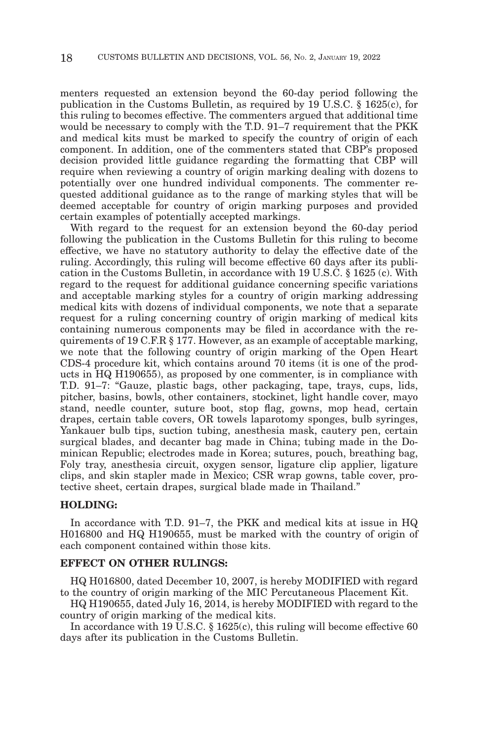menters requested an extension beyond the 60-day period following the publication in the Customs Bulletin, as required by 19 U.S.C. § 1625(c), for this ruling to becomes effective. The commenters argued that additional time would be necessary to comply with the T.D. 91–7 requirement that the PKK and medical kits must be marked to specify the country of origin of each component. In addition, one of the commenters stated that CBP's proposed decision provided little guidance regarding the formatting that CBP will require when reviewing a country of origin marking dealing with dozens to potentially over one hundred individual components. The commenter requested additional guidance as to the range of marking styles that will be deemed acceptable for country of origin marking purposes and provided certain examples of potentially accepted markings.

With regard to the request for an extension beyond the 60-day period following the publication in the Customs Bulletin for this ruling to become effective, we have no statutory authority to delay the effective date of the ruling. Accordingly, this ruling will become effective 60 days after its publication in the Customs Bulletin, in accordance with 19 U.S.C. § 1625 (c). With regard to the request for additional guidance concerning specific variations and acceptable marking styles for a country of origin marking addressing medical kits with dozens of individual components, we note that a separate request for a ruling concerning country of origin marking of medical kits containing numerous components may be filed in accordance with the requirements of 19 C.F.R § 177. However, as an example of acceptable marking, we note that the following country of origin marking of the Open Heart CDS-4 procedure kit, which contains around 70 items (it is one of the products in HQ H190655), as proposed by one commenter, is in compliance with T.D. 91–7: "Gauze, plastic bags, other packaging, tape, trays, cups, lids, pitcher, basins, bowls, other containers, stockinet, light handle cover, mayo stand, needle counter, suture boot, stop flag, gowns, mop head, certain drapes, certain table covers, OR towels laparotomy sponges, bulb syringes, Yankauer bulb tips, suction tubing, anesthesia mask, cautery pen, certain surgical blades, and decanter bag made in China; tubing made in the Dominican Republic; electrodes made in Korea; sutures, pouch, breathing bag, Foly tray, anesthesia circuit, oxygen sensor, ligature clip applier, ligature clips, and skin stapler made in Mexico; CSR wrap gowns, table cover, protective sheet, certain drapes, surgical blade made in Thailand."

## HOLDING:

In accordance with T.D. 91–7, the PKK and medical kits at issue in HQ H016800 and HQ H190655, must be marked with the country of origin of each component contained within those kits.

## EFFECT ON OTHER RULINGS:

HQ H016800, dated December 10, 2007, is hereby MODIFIED with regard to the country of origin marking of the MIC Percutaneous Placement Kit.

HQ H190655, dated July 16, 2014, is hereby MODIFIED with regard to the country of origin marking of the medical kits.

In accordance with 19 U.S.C. § 1625(c), this ruling will become effective 60 days after its publication in the Customs Bulletin.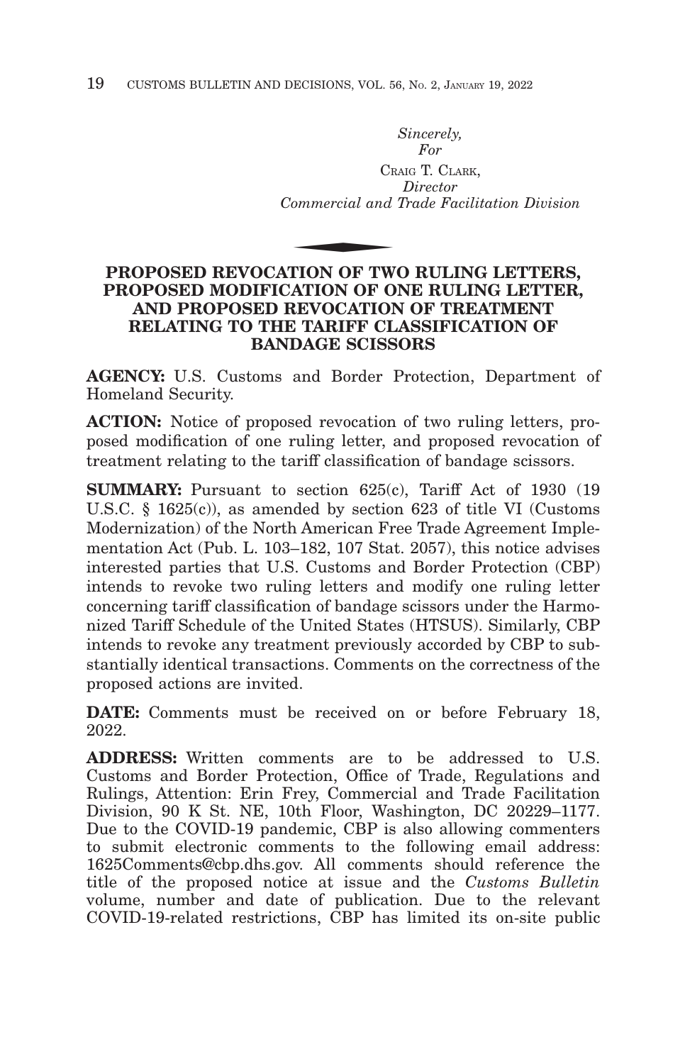*Sincerely,*
*For*
CRAIG T. CLARK,
*Director*
*Commercial and Trade Facilitation Division*

## PROPOSED REVOCATION OF TWO RULING LETTERS, PROPOSED MODIFICATION OF ONE RULING LETTER, AND PROPOSED REVOCATION OF TREATMENT RELATING TO THE TARIFF CLASSIFICATION OF BANDAGE SCISSORS

**AGENCY:** U.S. Customs and Border Protection, Department of Homeland Security.

**ACTION:** Notice of proposed revocation of two ruling letters, proposed modification of one ruling letter, and proposed revocation of treatment relating to the tariff classification of bandage scissors.

**SUMMARY:** Pursuant to section 625(c), Tariff Act of 1930 (19 U.S.C. § 1625(c)), as amended by section 623 of title VI (Customs Modernization) of the North American Free Trade Agreement Implementation Act (Pub. L. 103–182, 107 Stat. 2057), this notice advises interested parties that U.S. Customs and Border Protection (CBP) intends to revoke two ruling letters and modify one ruling letter concerning tariff classification of bandage scissors under the Harmonized Tariff Schedule of the United States (HTSUS). Similarly, CBP intends to revoke any treatment previously accorded by CBP to substantially identical transactions. Comments on the correctness of the proposed actions are invited.

**DATE:** Comments must be received on or before February 18, 2022.

**ADDRESS:** Written comments are to be addressed to U.S. Customs and Border Protection, Office of Trade, Regulations and Rulings, Attention: Erin Frey, Commercial and Trade Facilitation Division, 90 K St. NE, 10th Floor, Washington, DC 20229–1177. Due to the COVID-19 pandemic, CBP is also allowing commenters to submit electronic comments to the following email address: 1625Comments@cbp.dhs.gov. All comments should reference the title of the proposed notice at issue and the *Customs Bulletin* volume, number and date of publication. Due to the relevant COVID-19-related restrictions, CBP has limited its on-site public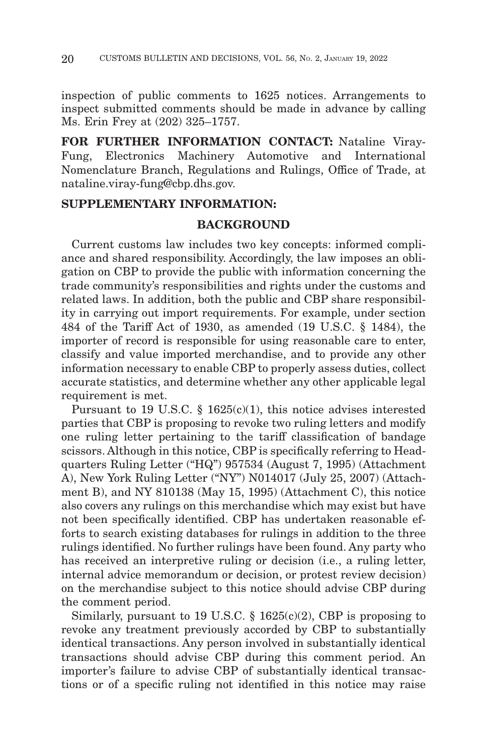inspection of public comments to 1625 notices. Arrangements to inspect submitted comments should be made in advance by calling Ms. Erin Frey at (202) 325–1757.

**FOR FURTHER INFORMATION CONTACT:** Nataline Viray-Fung, Electronics Machinery Automotive and International Nomenclature Branch, Regulations and Rulings, Office of Trade, at nataline.viray-fung@cbp.dhs.gov.

**SUPPLEMENTARY INFORMATION:**

## BACKGROUND

Current customs law includes two key concepts: informed compliance and shared responsibility. Accordingly, the law imposes an obligation on CBP to provide the public with information concerning the trade community's responsibilities and rights under the customs and related laws. In addition, both the public and CBP share responsibility in carrying out import requirements. For example, under section 484 of the Tariff Act of 1930, as amended (19 U.S.C. § 1484), the importer of record is responsible for using reasonable care to enter, classify and value imported merchandise, and to provide any other information necessary to enable CBP to properly assess duties, collect accurate statistics, and determine whether any other applicable legal requirement is met.

Pursuant to 19 U.S.C. § 1625(c)(1), this notice advises interested parties that CBP is proposing to revoke two ruling letters and modify one ruling letter pertaining to the tariff classification of bandage scissors. Although in this notice, CBP is specifically referring to Headquarters Ruling Letter ("HQ") 957534 (August 7, 1995) (Attachment A), New York Ruling Letter ("NY") N014017 (July 25, 2007) (Attachment B), and NY 810138 (May 15, 1995) (Attachment C), this notice also covers any rulings on this merchandise which may exist but have not been specifically identified. CBP has undertaken reasonable efforts to search existing databases for rulings in addition to the three rulings identified. No further rulings have been found. Any party who has received an interpretive ruling or decision (i.e., a ruling letter, internal advice memorandum or decision, or protest review decision) on the merchandise subject to this notice should advise CBP during the comment period.

Similarly, pursuant to 19 U.S.C. § 1625(c)(2), CBP is proposing to revoke any treatment previously accorded by CBP to substantially identical transactions. Any person involved in substantially identical transactions should advise CBP during this comment period. An importer's failure to advise CBP of substantially identical transactions or of a specific ruling not identified in this notice may raise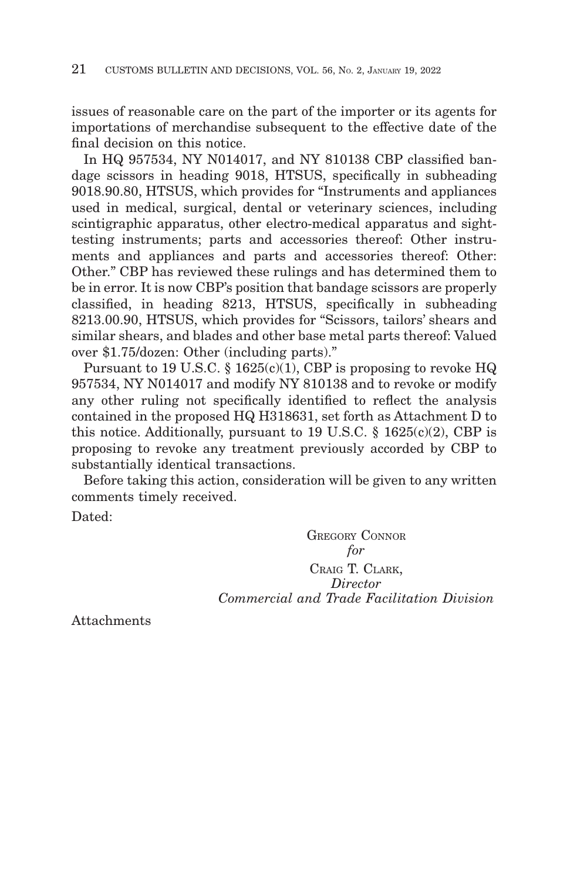issues of reasonable care on the part of the importer or its agents for importations of merchandise subsequent to the effective date of the final decision on this notice.

In HQ 957534, NY N014017, and NY 810138 CBP classified bandage scissors in heading 9018, HTSUS, specifically in subheading 9018.90.80, HTSUS, which provides for "Instruments and appliances used in medical, surgical, dental or veterinary sciences, including scintigraphic apparatus, other electro-medical apparatus and sight-testing instruments; parts and accessories thereof: Other instruments and appliances and parts and accessories thereof: Other: Other." CBP has reviewed these rulings and has determined them to be in error. It is now CBP's position that bandage scissors are properly classified, in heading 8213, HTSUS, specifically in subheading 8213.00.90, HTSUS, which provides for "Scissors, tailors' shears and similar shears, and blades and other base metal parts thereof: Valued over $1.75/dozen: Other (including parts)."

Pursuant to 19 U.S.C. § 1625(c)(1), CBP is proposing to revoke HQ 957534, NY N014017 and modify NY 810138 and to revoke or modify any other ruling not specifically identified to reflect the analysis contained in the proposed HQ H318631, set forth as Attachment D to this notice. Additionally, pursuant to 19 U.S.C. § 1625(c)(2), CBP is proposing to revoke any treatment previously accorded by CBP to substantially identical transactions.

Before taking this action, consideration will be given to any written comments timely received.

Dated:

GREGORY CONNOR
*for*
CRAIG T. CLARK,
*Director*
*Commercial and Trade Facilitation Division*

Attachments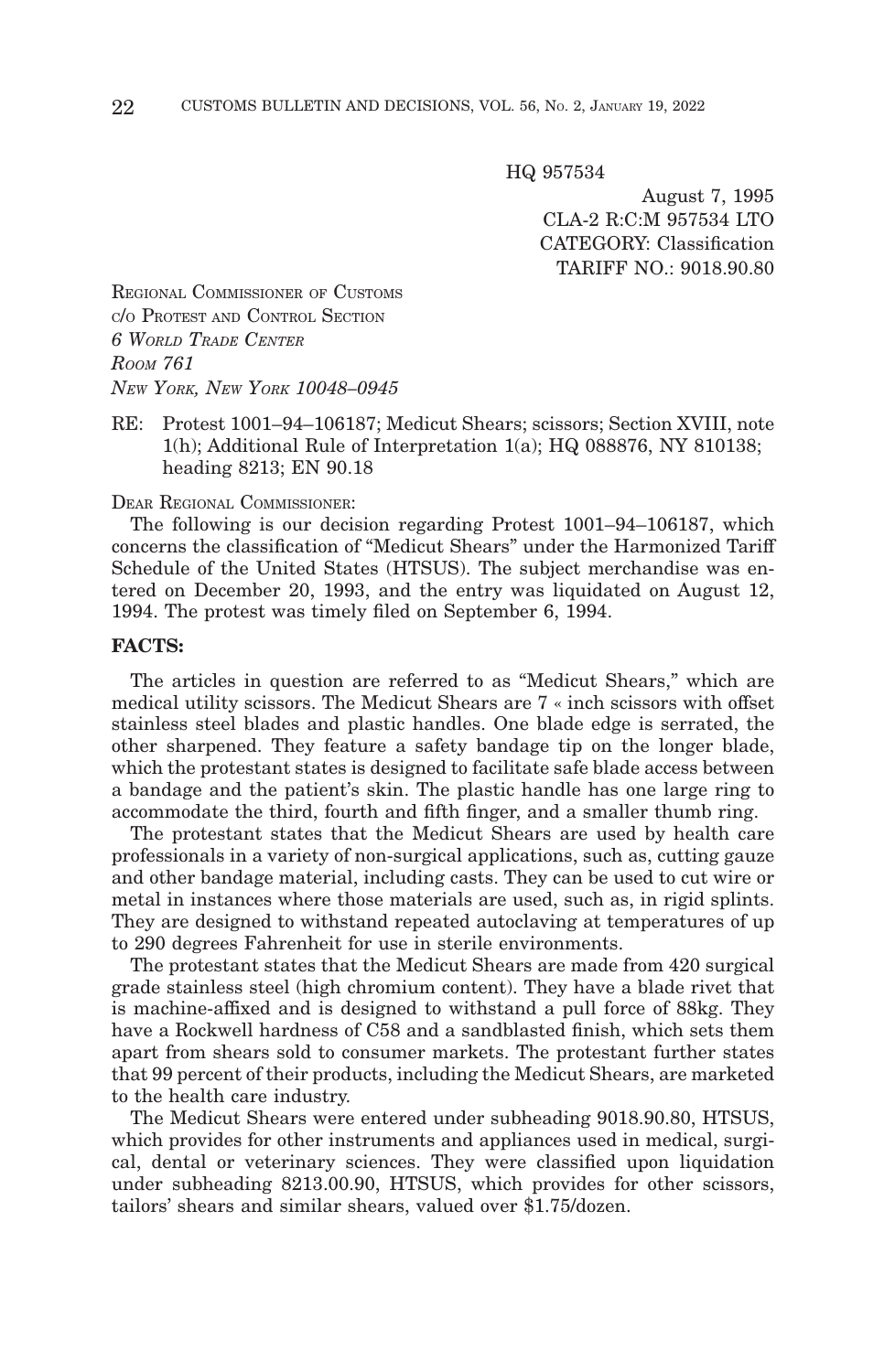HQ 957534

August 7, 1995
CLA-2 R:C:M 957534 LTO
CATEGORY: Classification
TARIFF NO.: 9018.90.80

REGIONAL COMMISSIONER OF CUSTOMS
C/O PROTEST AND CONTROL SECTION
*6 WORLD TRADE CENTER*
*ROOM 761*
*NEW YORK, NEW YORK 10048–0945*

RE: Protest 1001–94–106187; Medicut Shears; scissors; Section XVIII, note 1(h); Additional Rule of Interpretation 1(a); HQ 088876, NY 810138; heading 8213; EN 90.18

DEAR REGIONAL COMMISSIONER:

The following is our decision regarding Protest 1001–94–106187, which concerns the classification of "Medicut Shears" under the Harmonized Tariff Schedule of the United States (HTSUS). The subject merchandise was entered on December 20, 1993, and the entry was liquidated on August 12, 1994. The protest was timely filed on September 6, 1994.

**FACTS:**

The articles in question are referred to as "Medicut Shears," which are medical utility scissors. The Medicut Shears are 7 « inch scissors with offset stainless steel blades and plastic handles. One blade edge is serrated, the other sharpened. They feature a safety bandage tip on the longer blade, which the protestant states is designed to facilitate safe blade access between a bandage and the patient's skin. The plastic handle has one large ring to accommodate the third, fourth and fifth finger, and a smaller thumb ring.

The protestant states that the Medicut Shears are used by health care professionals in a variety of non-surgical applications, such as, cutting gauze and other bandage material, including casts. They can be used to cut wire or metal in instances where those materials are used, such as, in rigid splints. They are designed to withstand repeated autoclaving at temperatures of up to 290 degrees Fahrenheit for use in sterile environments.

The protestant states that the Medicut Shears are made from 420 surgical grade stainless steel (high chromium content). They have a blade rivet that is machine-affixed and is designed to withstand a pull force of 88kg. They have a Rockwell hardness of C58 and a sandblasted finish, which sets them apart from shears sold to consumer markets. The protestant further states that 99 percent of their products, including the Medicut Shears, are marketed to the health care industry.

The Medicut Shears were entered under subheading 9018.90.80, HTSUS, which provides for other instruments and appliances used in medical, surgical, dental or veterinary sciences. They were classified upon liquidation under subheading 8213.00.90, HTSUS, which provides for other scissors, tailors' shears and similar shears, valued over $1.75/dozen.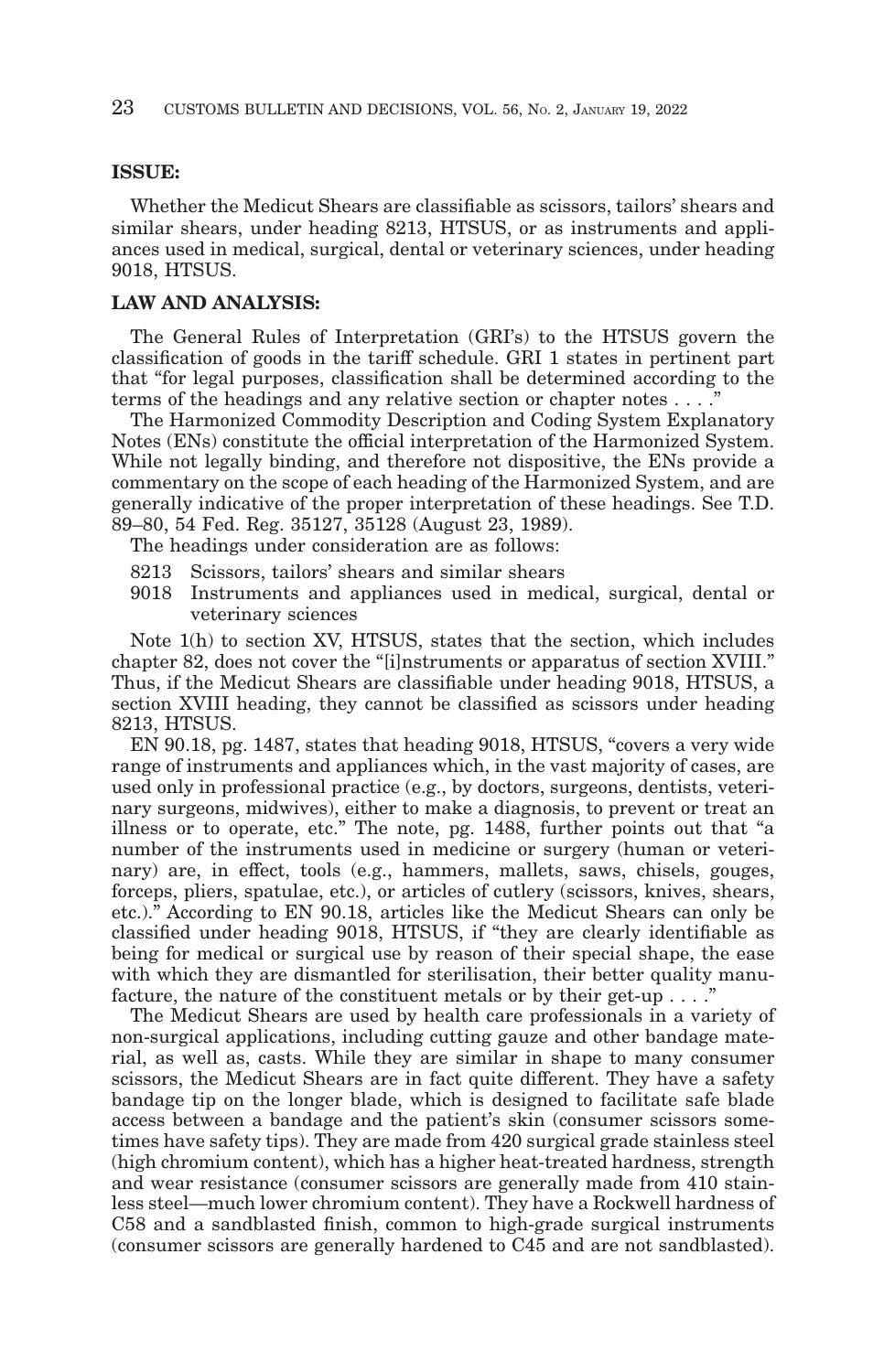**ISSUE:**

Whether the Medicut Shears are classifiable as scissors, tailors' shears and similar shears, under heading 8213, HTSUS, or as instruments and appliances used in medical, surgical, dental or veterinary sciences, under heading 9018, HTSUS.

**LAW AND ANALYSIS:**

The General Rules of Interpretation (GRI's) to the HTSUS govern the classification of goods in the tariff schedule. GRI 1 states in pertinent part that "for legal purposes, classification shall be determined according to the terms of the headings and any relative section or chapter notes . . . ."

The Harmonized Commodity Description and Coding System Explanatory Notes (ENs) constitute the official interpretation of the Harmonized System. While not legally binding, and therefore not dispositive, the ENs provide a commentary on the scope of each heading of the Harmonized System, and are generally indicative of the proper interpretation of these headings. See T.D. 89–80, 54 Fed. Reg. 35127, 35128 (August 23, 1989).

The headings under consideration are as follows:

8213 Scissors, tailors' shears and similar shears

9018 Instruments and appliances used in medical, surgical, dental or veterinary sciences

Note 1(h) to section XV, HTSUS, states that the section, which includes chapter 82, does not cover the "[i]nstruments or apparatus of section XVIII." Thus, if the Medicut Shears are classifiable under heading 9018, HTSUS, a section XVIII heading, they cannot be classified as scissors under heading 8213, HTSUS.

EN 90.18, pg. 1487, states that heading 9018, HTSUS, "covers a very wide range of instruments and appliances which, in the vast majority of cases, are used only in professional practice (e.g., by doctors, surgeons, dentists, veterinary surgeons, midwives), either to make a diagnosis, to prevent or treat an illness or to operate, etc." The note, pg. 1488, further points out that "a number of the instruments used in medicine or surgery (human or veterinary) are, in effect, tools (e.g., hammers, mallets, saws, chisels, gouges, forceps, pliers, spatulae, etc.), or articles of cutlery (scissors, knives, shears, etc.)." According to EN 90.18, articles like the Medicut Shears can only be classified under heading 9018, HTSUS, if "they are clearly identifiable as being for medical or surgical use by reason of their special shape, the ease with which they are dismantled for sterilisation, their better quality manufacture, the nature of the constituent metals or by their get-up . . . ."

The Medicut Shears are used by health care professionals in a variety of non-surgical applications, including cutting gauze and other bandage material, as well as, casts. While they are similar in shape to many consumer scissors, the Medicut Shears are in fact quite different. They have a safety bandage tip on the longer blade, which is designed to facilitate safe blade access between a bandage and the patient's skin (consumer scissors sometimes have safety tips). They are made from 420 surgical grade stainless steel (high chromium content), which has a higher heat-treated hardness, strength and wear resistance (consumer scissors are generally made from 410 stainless steel—much lower chromium content). They have a Rockwell hardness of C58 and a sandblasted finish, common to high-grade surgical instruments (consumer scissors are generally hardened to C45 and are not sandblasted).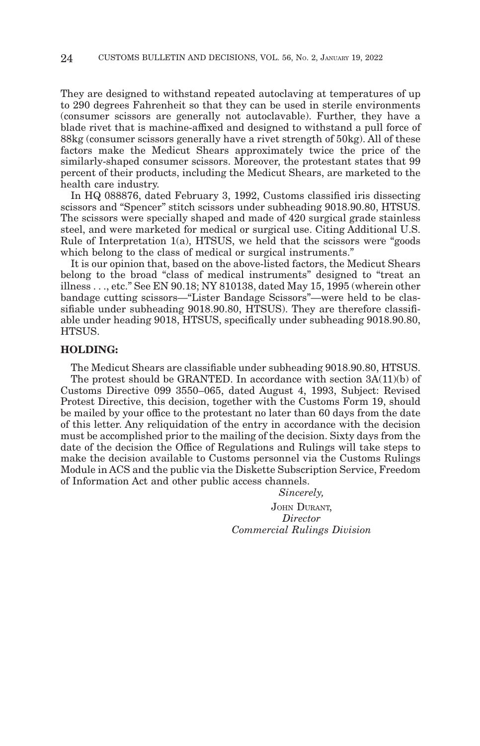They are designed to withstand repeated autoclaving at temperatures of up to 290 degrees Fahrenheit so that they can be used in sterile environments (consumer scissors are generally not autoclavable). Further, they have a blade rivet that is machine-affixed and designed to withstand a pull force of 88kg (consumer scissors generally have a rivet strength of 50kg). All of these factors make the Medicut Shears approximately twice the price of the similarly-shaped consumer scissors. Moreover, the protestant states that 99 percent of their products, including the Medicut Shears, are marketed to the health care industry.

In HQ 088876, dated February 3, 1992, Customs classified iris dissecting scissors and "Spencer" stitch scissors under subheading 9018.90.80, HTSUS. The scissors were specially shaped and made of 420 surgical grade stainless steel, and were marketed for medical or surgical use. Citing Additional U.S. Rule of Interpretation 1(a), HTSUS, we held that the scissors were "goods which belong to the class of medical or surgical instruments."

It is our opinion that, based on the above-listed factors, the Medicut Shears belong to the broad "class of medical instruments" designed to "treat an illness . . ., etc." See EN 90.18; NY 810138, dated May 15, 1995 (wherein other bandage cutting scissors—"Lister Bandage Scissors"—were held to be classifiable under subheading 9018.90.80, HTSUS). They are therefore classifiable under heading 9018, HTSUS, specifically under subheading 9018.90.80, HTSUS.

**HOLDING:**

The Medicut Shears are classifiable under subheading 9018.90.80, HTSUS.

The protest should be GRANTED. In accordance with section 3A(11)(b) of Customs Directive 099 3550–065, dated August 4, 1993, Subject: Revised Protest Directive, this decision, together with the Customs Form 19, should be mailed by your office to the protestant no later than 60 days from the date of this letter. Any reliquidation of the entry in accordance with the decision must be accomplished prior to the mailing of the decision. Sixty days from the date of the decision the Office of Regulations and Rulings will take steps to make the decision available to Customs personnel via the Customs Rulings Module in ACS and the public via the Diskette Subscription Service, Freedom of Information Act and other public access channels.

*Sincerely,*

JOHN DURANT,
*Director*
*Commercial Rulings Division*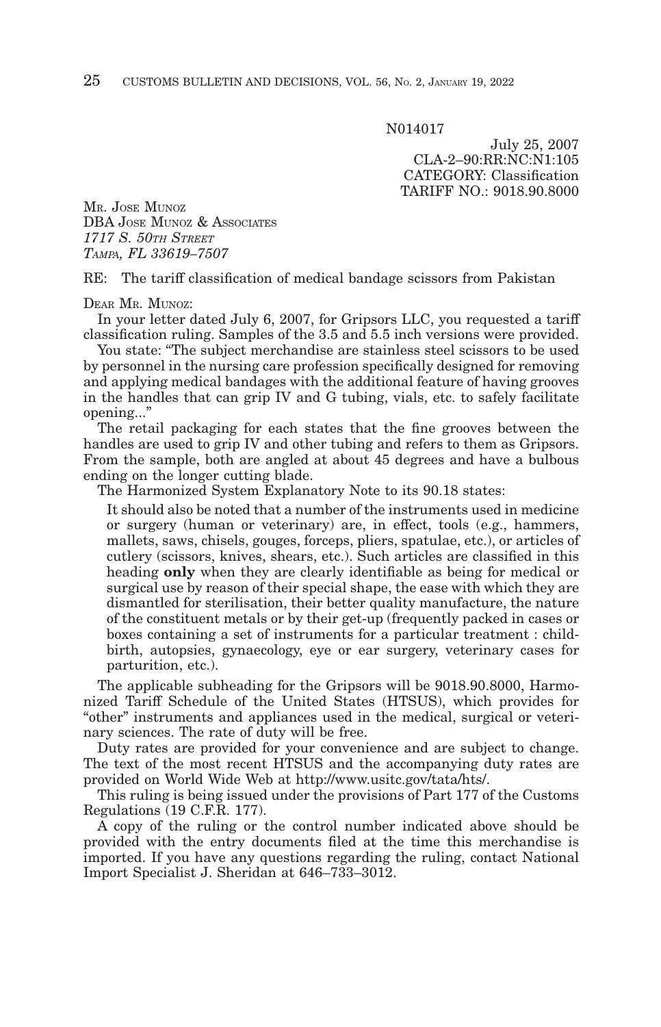N014017

July 25, 2007
CLA-2–90:RR:NC:N1:105
CATEGORY: Classification
TARIFF NO.: 9018.90.8000

MR. JOSE MUNOZ
DBA JOSE MUNOZ & ASSOCIATES
*1717 S. 50TH STREET*
*TAMPA, FL 33619–7507*

RE: The tariff classification of medical bandage scissors from Pakistan

DEAR MR. MUNOZ:

In your letter dated July 6, 2007, for Gripsors LLC, you requested a tariff classification ruling. Samples of the 3.5 and 5.5 inch versions were provided.

You state: "The subject merchandise are stainless steel scissors to be used by personnel in the nursing care profession specifically designed for removing and applying medical bandages with the additional feature of having grooves in the handles that can grip IV and G tubing, vials, etc. to safely facilitate opening..."

The retail packaging for each states that the fine grooves between the handles are used to grip IV and other tubing and refers to them as Gripsors. From the sample, both are angled at about 45 degrees and have a bulbous ending on the longer cutting blade.

The Harmonized System Explanatory Note to its 90.18 states:

> It should also be noted that a number of the instruments used in medicine or surgery (human or veterinary) are, in effect, tools (e.g., hammers, mallets, saws, chisels, gouges, forceps, pliers, spatulae, etc.), or articles of cutlery (scissors, knives, shears, etc.). Such articles are classified in this heading **only** when they are clearly identifiable as being for medical or surgical use by reason of their special shape, the ease with which they are dismantled for sterilisation, their better quality manufacture, the nature of the constituent metals or by their get-up (frequently packed in cases or boxes containing a set of instruments for a particular treatment : child-birth, autopsies, gynaecology, eye or ear surgery, veterinary cases for parturition, etc.).

The applicable subheading for the Gripsors will be 9018.90.8000, Harmonized Tariff Schedule of the United States (HTSUS), which provides for "other" instruments and appliances used in the medical, surgical or veterinary sciences. The rate of duty will be free.

Duty rates are provided for your convenience and are subject to change. The text of the most recent HTSUS and the accompanying duty rates are provided on World Wide Web at http://www.usitc.gov/tata/hts/.

This ruling is being issued under the provisions of Part 177 of the Customs Regulations (19 C.F.R. 177).

A copy of the ruling or the control number indicated above should be provided with the entry documents filed at the time this merchandise is imported. If you have any questions regarding the ruling, contact National Import Specialist J. Sheridan at 646–733–3012.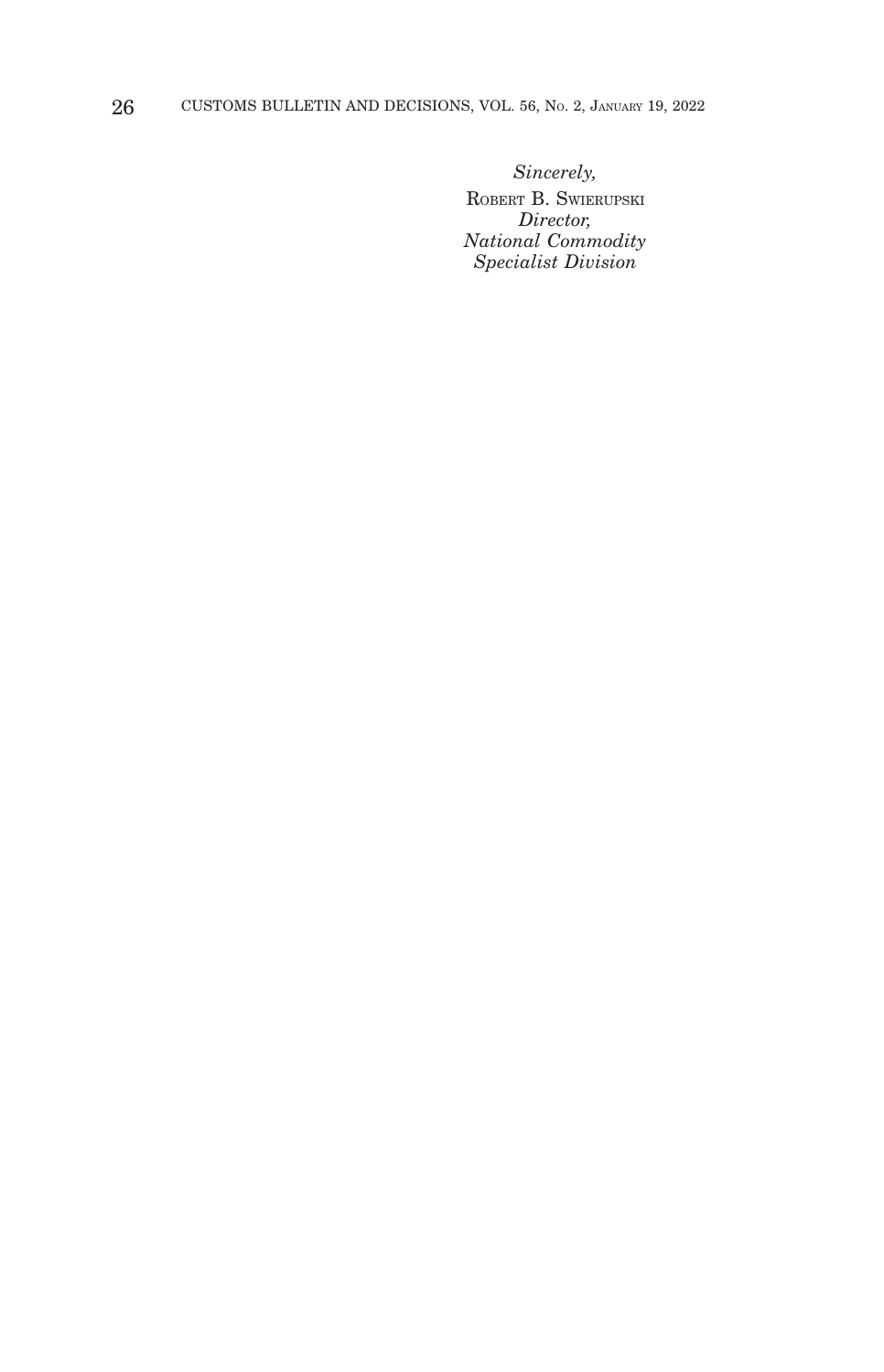*Sincerely,*

ROBERT B. SWIERUPSKI
*Director,*
*National Commodity*
*Specialist Division*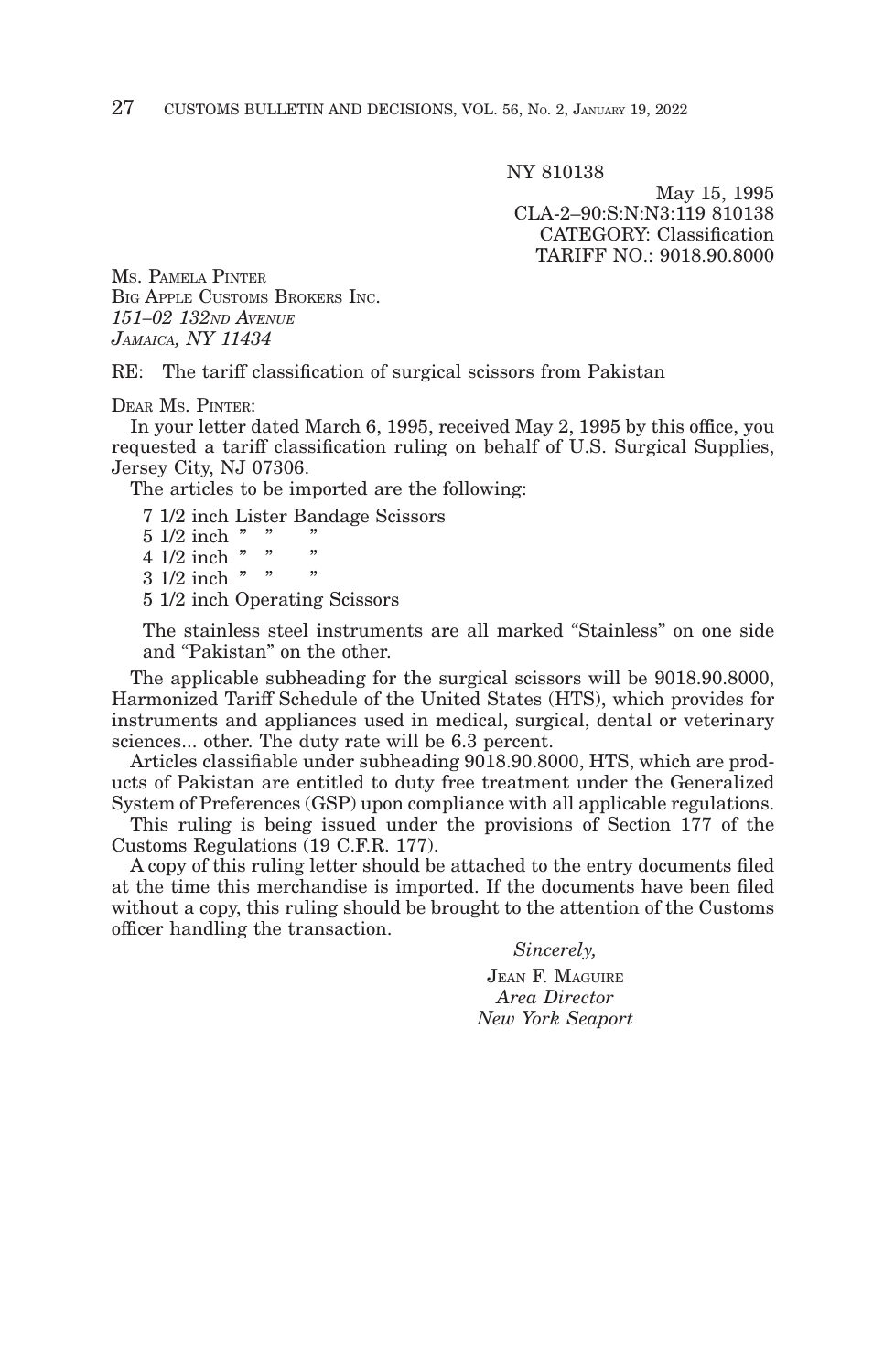NY 810138

May 15, 1995
CLA-2–90:S:N:N3:119 810138
CATEGORY: Classification
TARIFF NO.: 9018.90.8000

MS. PAMELA PINTER
BIG APPLE CUSTOMS BROKERS INC.
*151–02 132ND AVENUE*
*JAMAICA, NY 11434*

RE: The tariff classification of surgical scissors from Pakistan

DEAR MS. PINTER:

In your letter dated March 6, 1995, received May 2, 1995 by this office, you requested a tariff classification ruling on behalf of U.S. Surgical Supplies, Jersey City, NJ 07306.

The articles to be imported are the following:

7 1/2 inch Lister Bandage Scissors
5 1/2 inch " " "
4 1/2 inch " " "
3 1/2 inch " " "
5 1/2 inch Operating Scissors

The stainless steel instruments are all marked "Stainless" on one side and "Pakistan" on the other.

The applicable subheading for the surgical scissors will be 9018.90.8000, Harmonized Tariff Schedule of the United States (HTS), which provides for instruments and appliances used in medical, surgical, dental or veterinary sciences... other. The duty rate will be 6.3 percent.

Articles classifiable under subheading 9018.90.8000, HTS, which are products of Pakistan are entitled to duty free treatment under the Generalized System of Preferences (GSP) upon compliance with all applicable regulations.

This ruling is being issued under the provisions of Section 177 of the Customs Regulations (19 C.F.R. 177).

A copy of this ruling letter should be attached to the entry documents filed at the time this merchandise is imported. If the documents have been filed without a copy, this ruling should be brought to the attention of the Customs officer handling the transaction.

*Sincerely,*

JEAN F. MAGUIRE
*Area Director*
*New York Seaport*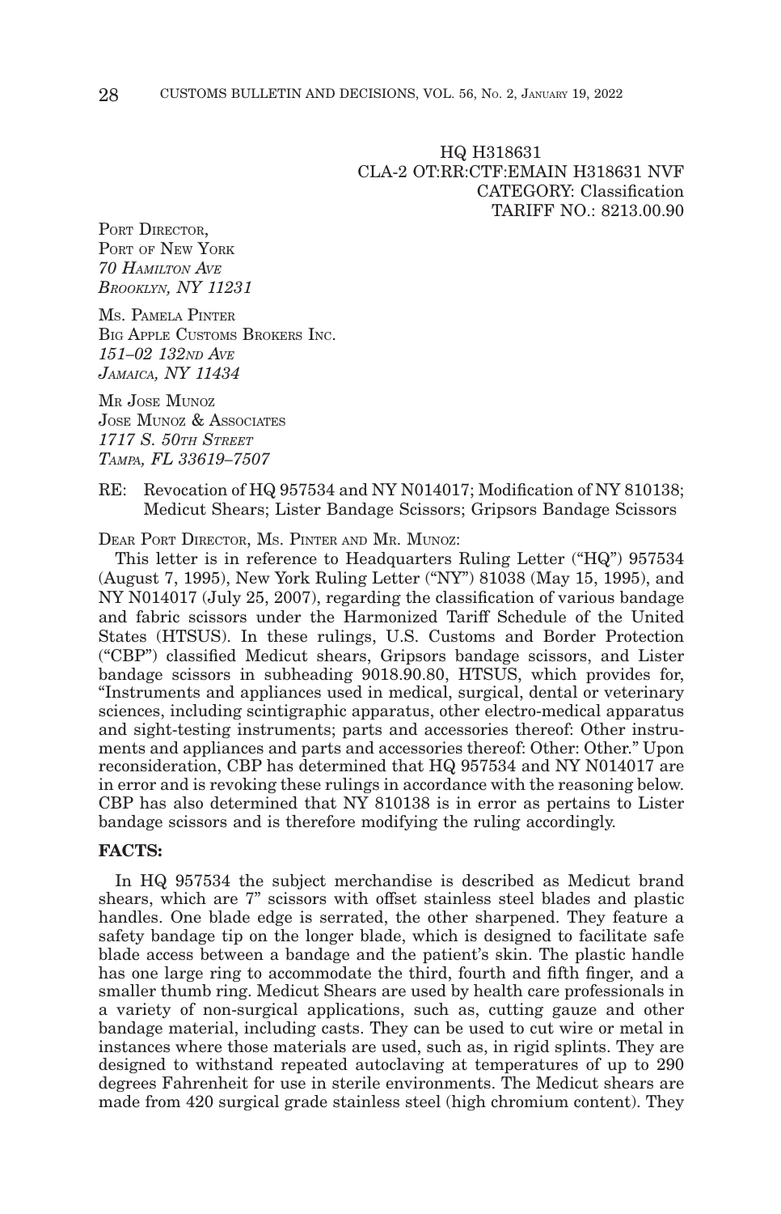HQ H318631
CLA-2 OT:RR:CTF:EMAIN H318631 NVF
CATEGORY: Classification
TARIFF NO.: 8213.00.90

PORT DIRECTOR,
PORT OF NEW YORK
*70 HAMILTON AVE*
*BROOKLYN, NY 11231*

MS. PAMELA PINTER
BIG APPLE CUSTOMS BROKERS INC.
*151–02 132ND AVE*
*JAMAICA, NY 11434*

MR JOSE MUNOZ
JOSE MUNOZ & ASSOCIATES
*1717 S. 50TH STREET*
*TAMPA, FL 33619–7507*

RE: Revocation of HQ 957534 and NY N014017; Modification of NY 810138; Medicut Shears; Lister Bandage Scissors; Gripsors Bandage Scissors

DEAR PORT DIRECTOR, MS. PINTER AND MR. MUNOZ:

This letter is in reference to Headquarters Ruling Letter ("HQ") 957534 (August 7, 1995), New York Ruling Letter ("NY") 81038 (May 15, 1995), and NY N014017 (July 25, 2007), regarding the classification of various bandage and fabric scissors under the Harmonized Tariff Schedule of the United States (HTSUS). In these rulings, U.S. Customs and Border Protection ("CBP") classified Medicut shears, Gripsors bandage scissors, and Lister bandage scissors in subheading 9018.90.80, HTSUS, which provides for, "Instruments and appliances used in medical, surgical, dental or veterinary sciences, including scintigraphic apparatus, other electro-medical apparatus and sight-testing instruments; parts and accessories thereof: Other instruments and appliances and parts and accessories thereof: Other: Other." Upon reconsideration, CBP has determined that HQ 957534 and NY N014017 are in error and is revoking these rulings in accordance with the reasoning below. CBP has also determined that NY 810138 is in error as pertains to Lister bandage scissors and is therefore modifying the ruling accordingly.

**FACTS:**

In HQ 957534 the subject merchandise is described as Medicut brand shears, which are 7" scissors with offset stainless steel blades and plastic handles. One blade edge is serrated, the other sharpened. They feature a safety bandage tip on the longer blade, which is designed to facilitate safe blade access between a bandage and the patient's skin. The plastic handle has one large ring to accommodate the third, fourth and fifth finger, and a smaller thumb ring. Medicut Shears are used by health care professionals in a variety of non-surgical applications, such as, cutting gauze and other bandage material, including casts. They can be used to cut wire or metal in instances where those materials are used, such as, in rigid splints. They are designed to withstand repeated autoclaving at temperatures of up to 290 degrees Fahrenheit for use in sterile environments. The Medicut shears are made from 420 surgical grade stainless steel (high chromium content). They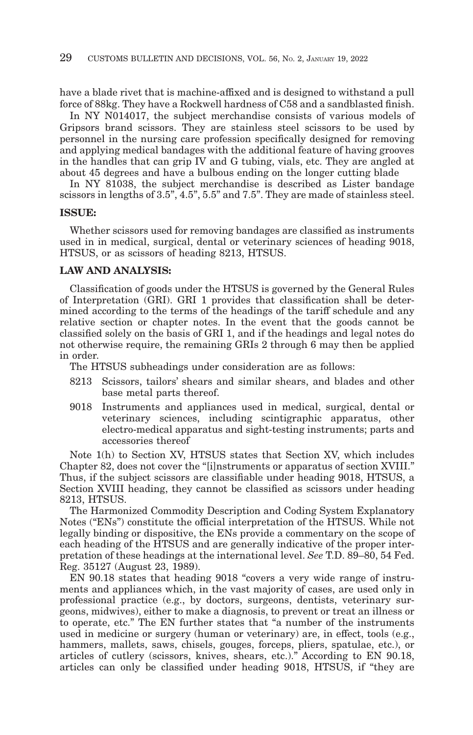have a blade rivet that is machine-affixed and is designed to withstand a pull force of 88kg. They have a Rockwell hardness of C58 and a sandblasted finish.

In NY N014017, the subject merchandise consists of various models of Gripsors brand scissors. They are stainless steel scissors to be used by personnel in the nursing care profession specifically designed for removing and applying medical bandages with the additional feature of having grooves in the handles that can grip IV and G tubing, vials, etc. They are angled at about 45 degrees and have a bulbous ending on the longer cutting blade

In NY 81038, the subject merchandise is described as Lister bandage scissors in lengths of 3.5", 4.5", 5.5" and 7.5". They are made of stainless steel.

**ISSUE:**

Whether scissors used for removing bandages are classified as instruments used in in medical, surgical, dental or veterinary sciences of heading 9018, HTSUS, or as scissors of heading 8213, HTSUS.

**LAW AND ANALYSIS:**

Classification of goods under the HTSUS is governed by the General Rules of Interpretation (GRI). GRI 1 provides that classification shall be determined according to the terms of the headings of the tariff schedule and any relative section or chapter notes. In the event that the goods cannot be classified solely on the basis of GRI 1, and if the headings and legal notes do not otherwise require, the remaining GRIs 2 through 6 may then be applied in order.

The HTSUS subheadings under consideration are as follows:

8213 Scissors, tailors' shears and similar shears, and blades and other base metal parts thereof.

9018 Instruments and appliances used in medical, surgical, dental or veterinary sciences, including scintigraphic apparatus, other electro-medical apparatus and sight-testing instruments; parts and accessories thereof

Note 1(h) to Section XV, HTSUS states that Section XV, which includes Chapter 82, does not cover the "[i]nstruments or apparatus of section XVIII." Thus, if the subject scissors are classifiable under heading 9018, HTSUS, a Section XVIII heading, they cannot be classified as scissors under heading 8213, HTSUS.

The Harmonized Commodity Description and Coding System Explanatory Notes ("ENs") constitute the official interpretation of the HTSUS. While not legally binding or dispositive, the ENs provide a commentary on the scope of each heading of the HTSUS and are generally indicative of the proper interpretation of these headings at the international level. *See* T.D. 89–80, 54 Fed. Reg. 35127 (August 23, 1989).

EN 90.18 states that heading 9018 "covers a very wide range of instruments and appliances which, in the vast majority of cases, are used only in professional practice (e.g., by doctors, surgeons, dentists, veterinary surgeons, midwives), either to make a diagnosis, to prevent or treat an illness or to operate, etc." The EN further states that "a number of the instruments used in medicine or surgery (human or veterinary) are, in effect, tools (e.g., hammers, mallets, saws, chisels, gouges, forceps, pliers, spatulae, etc.), or articles of cutlery (scissors, knives, shears, etc.)." According to EN 90.18, articles can only be classified under heading 9018, HTSUS, if "they are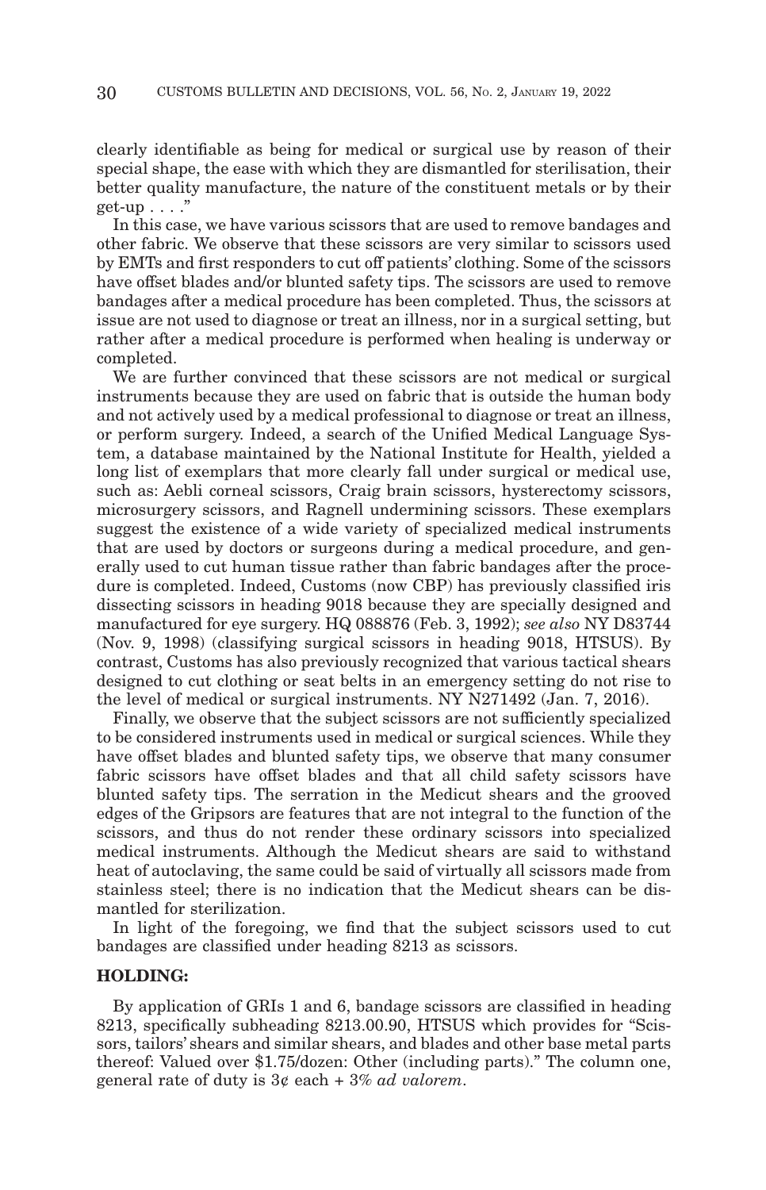clearly identifiable as being for medical or surgical use by reason of their special shape, the ease with which they are dismantled for sterilisation, their better quality manufacture, the nature of the constituent metals or by their get-up . . . ."

In this case, we have various scissors that are used to remove bandages and other fabric. We observe that these scissors are very similar to scissors used by EMTs and first responders to cut off patients' clothing. Some of the scissors have offset blades and/or blunted safety tips. The scissors are used to remove bandages after a medical procedure has been completed. Thus, the scissors at issue are not used to diagnose or treat an illness, nor in a surgical setting, but rather after a medical procedure is performed when healing is underway or completed.

We are further convinced that these scissors are not medical or surgical instruments because they are used on fabric that is outside the human body and not actively used by a medical professional to diagnose or treat an illness, or perform surgery. Indeed, a search of the Unified Medical Language System, a database maintained by the National Institute for Health, yielded a long list of exemplars that more clearly fall under surgical or medical use, such as: Aebli corneal scissors, Craig brain scissors, hysterectomy scissors, microsurgery scissors, and Ragnell undermining scissors. These exemplars suggest the existence of a wide variety of specialized medical instruments that are used by doctors or surgeons during a medical procedure, and generally used to cut human tissue rather than fabric bandages after the procedure is completed. Indeed, Customs (now CBP) has previously classified iris dissecting scissors in heading 9018 because they are specially designed and manufactured for eye surgery. HQ 088876 (Feb. 3, 1992); *see also* NY D83744 (Nov. 9, 1998) (classifying surgical scissors in heading 9018, HTSUS). By contrast, Customs has also previously recognized that various tactical shears designed to cut clothing or seat belts in an emergency setting do not rise to the level of medical or surgical instruments. NY N271492 (Jan. 7, 2016).

Finally, we observe that the subject scissors are not sufficiently specialized to be considered instruments used in medical or surgical sciences. While they have offset blades and blunted safety tips, we observe that many consumer fabric scissors have offset blades and that all child safety scissors have blunted safety tips. The serration in the Medicut shears and the grooved edges of the Gripsors are features that are not integral to the function of the scissors, and thus do not render these ordinary scissors into specialized medical instruments. Although the Medicut shears are said to withstand heat of autoclaving, the same could be said of virtually all scissors made from stainless steel; there is no indication that the Medicut shears can be dismantled for sterilization.

In light of the foregoing, we find that the subject scissors used to cut bandages are classified under heading 8213 as scissors.

**HOLDING:**

By application of GRIs 1 and 6, bandage scissors are classified in heading 8213, specifically subheading 8213.00.90, HTSUS which provides for "Scissors, tailors' shears and similar shears, and blades and other base metal parts thereof: Valued over $1.75/dozen: Other (including parts)." The column one, general rate of duty is 3¢ each + 3% *ad valorem*.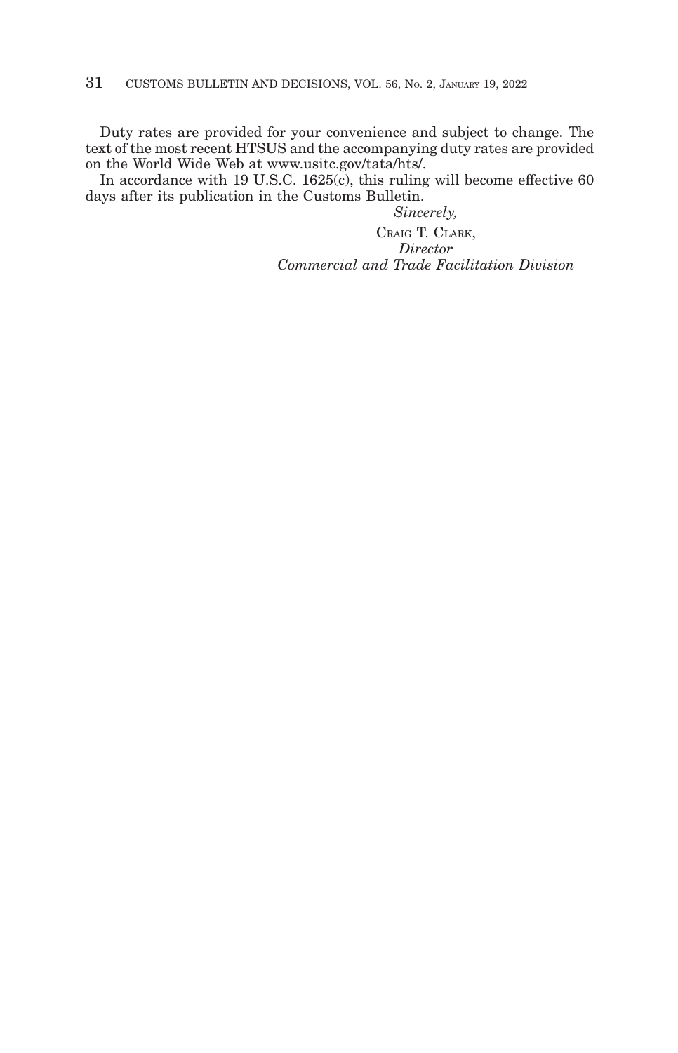Duty rates are provided for your convenience and subject to change. The text of the most recent HTSUS and the accompanying duty rates are provided on the World Wide Web at www.usitc.gov/tata/hts/.

In accordance with 19 U.S.C. 1625(c), this ruling will become effective 60 days after its publication in the Customs Bulletin.

*Sincerely,*

CRAIG T. CLARK,
*Director*
*Commercial and Trade Facilitation Division*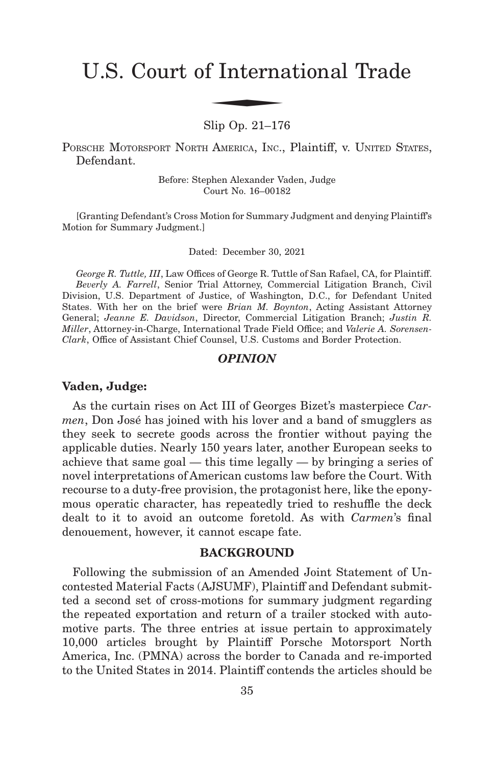# U.S. Court of International Trade

Slip Op. 21–176

PORSCHE MOTORSPORT NORTH AMERICA, INC., Plaintiff, v. UNITED STATES, Defendant.

Before: Stephen Alexander Vaden, Judge
Court No. 16–00182

[Granting Defendant's Cross Motion for Summary Judgment and denying Plaintiff's Motion for Summary Judgment.]

Dated: December 30, 2021

*George R. Tuttle, III*, Law Offices of George R. Tuttle of San Rafael, CA, for Plaintiff.
*Beverly A. Farrell*, Senior Trial Attorney, Commercial Litigation Branch, Civil Division, U.S. Department of Justice, of Washington, D.C., for Defendant United States. With her on the brief were *Brian M. Boynton*, Acting Assistant Attorney General; *Jeanne E. Davidson*, Director, Commercial Litigation Branch; *Justin R. Miller*, Attorney-in-Charge, International Trade Field Office; and *Valerie A. Sorensen-Clark*, Office of Assistant Chief Counsel, U.S. Customs and Border Protection.

## *OPINION*

**Vaden, Judge:**

As the curtain rises on Act III of Georges Bizet's masterpiece *Carmen*, Don José has joined with his lover and a band of smugglers as they seek to secrete goods across the frontier without paying the applicable duties. Nearly 150 years later, another European seeks to achieve that same goal — this time legally — by bringing a series of novel interpretations of American customs law before the Court. With recourse to a duty-free provision, the protagonist here, like the eponymous operatic character, has repeatedly tried to reshuffle the deck dealt to it to avoid an outcome foretold. As with *Carmen*'s final denouement, however, it cannot escape fate.

## BACKGROUND

Following the submission of an Amended Joint Statement of Uncontested Material Facts (AJSUMF), Plaintiff and Defendant submitted a second set of cross-motions for summary judgment regarding the repeated exportation and return of a trailer stocked with automotive parts. The three entries at issue pertain to approximately 10,000 articles brought by Plaintiff Porsche Motorsport North America, Inc. (PMNA) across the border to Canada and re-imported to the United States in 2014. Plaintiff contends the articles should be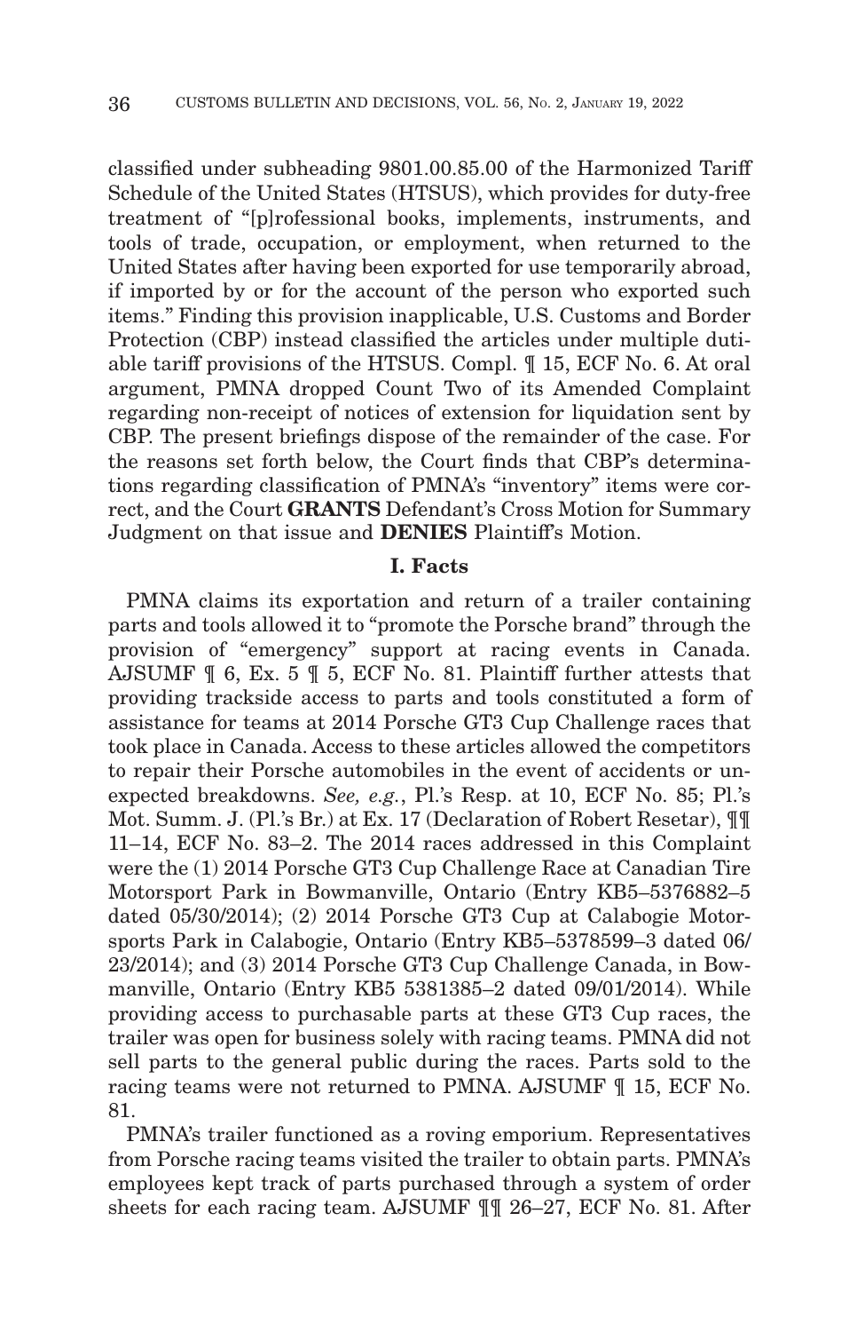classified under subheading 9801.00.85.00 of the Harmonized Tariff Schedule of the United States (HTSUS), which provides for duty-free treatment of "[p]rofessional books, implements, instruments, and tools of trade, occupation, or employment, when returned to the United States after having been exported for use temporarily abroad, if imported by or for the account of the person who exported such items." Finding this provision inapplicable, U.S. Customs and Border Protection (CBP) instead classified the articles under multiple dutiable tariff provisions of the HTSUS. Compl. ¶ 15, ECF No. 6. At oral argument, PMNA dropped Count Two of its Amended Complaint regarding non-receipt of notices of extension for liquidation sent by CBP. The present briefings dispose of the remainder of the case. For the reasons set forth below, the Court finds that CBP's determinations regarding classification of PMNA's "inventory" items were correct, and the Court **GRANTS** Defendant's Cross Motion for Summary Judgment on that issue and **DENIES** Plaintiff's Motion.

## I. Facts

PMNA claims its exportation and return of a trailer containing parts and tools allowed it to "promote the Porsche brand" through the provision of "emergency" support at racing events in Canada. AJSUMF ¶ 6, Ex. 5 ¶ 5, ECF No. 81. Plaintiff further attests that providing trackside access to parts and tools constituted a form of assistance for teams at 2014 Porsche GT3 Cup Challenge races that took place in Canada. Access to these articles allowed the competitors to repair their Porsche automobiles in the event of accidents or unexpected breakdowns. *See, e.g.*, Pl.'s Resp. at 10, ECF No. 85; Pl.'s Mot. Summ. J. (Pl.'s Br.) at Ex. 17 (Declaration of Robert Resetar), ¶¶ 11–14, ECF No. 83–2. The 2014 races addressed in this Complaint were the (1) 2014 Porsche GT3 Cup Challenge Race at Canadian Tire Motorsport Park in Bowmanville, Ontario (Entry KB5–5376882–5 dated 05/30/2014); (2) 2014 Porsche GT3 Cup at Calabogie Motorsports Park in Calabogie, Ontario (Entry KB5–5378599–3 dated 06/23/2014); and (3) 2014 Porsche GT3 Cup Challenge Canada, in Bowmanville, Ontario (Entry KB5 5381385–2 dated 09/01/2014). While providing access to purchasable parts at these GT3 Cup races, the trailer was open for business solely with racing teams. PMNA did not sell parts to the general public during the races. Parts sold to the racing teams were not returned to PMNA. AJSUMF ¶ 15, ECF No. 81.

PMNA's trailer functioned as a roving emporium. Representatives from Porsche racing teams visited the trailer to obtain parts. PMNA's employees kept track of parts purchased through a system of order sheets for each racing team. AJSUMF ¶¶ 26–27, ECF No. 81. After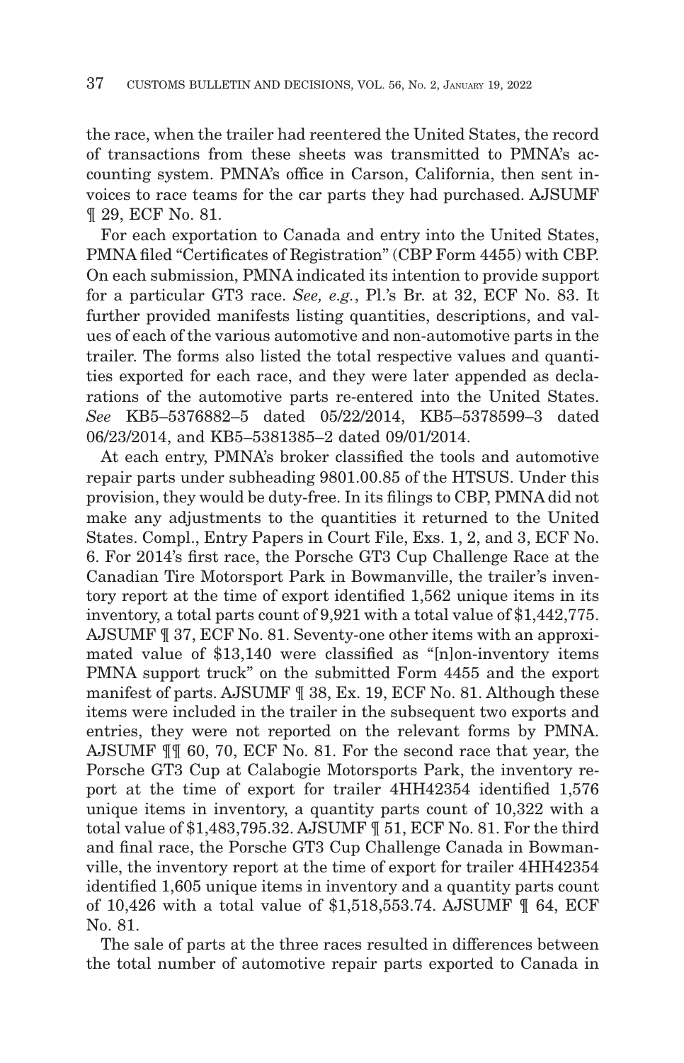the race, when the trailer had reentered the United States, the record of transactions from these sheets was transmitted to PMNA's accounting system. PMNA's office in Carson, California, then sent invoices to race teams for the car parts they had purchased. AJSUMF ¶ 29, ECF No. 81.

For each exportation to Canada and entry into the United States, PMNA filed "Certificates of Registration" (CBP Form 4455) with CBP. On each submission, PMNA indicated its intention to provide support for a particular GT3 race. *See, e.g.*, Pl.'s Br. at 32, ECF No. 83. It further provided manifests listing quantities, descriptions, and values of each of the various automotive and non-automotive parts in the trailer. The forms also listed the total respective values and quantities exported for each race, and they were later appended as declarations of the automotive parts re-entered into the United States. *See* KB5–5376882–5 dated 05/22/2014, KB5–5378599–3 dated 06/23/2014, and KB5–5381385–2 dated 09/01/2014.

At each entry, PMNA's broker classified the tools and automotive repair parts under subheading 9801.00.85 of the HTSUS. Under this provision, they would be duty-free. In its filings to CBP, PMNA did not make any adjustments to the quantities it returned to the United States. Compl., Entry Papers in Court File, Exs. 1, 2, and 3, ECF No. 6. For 2014's first race, the Porsche GT3 Cup Challenge Race at the Canadian Tire Motorsport Park in Bowmanville, the trailer's inventory report at the time of export identified 1,562 unique items in its inventory, a total parts count of 9,921 with a total value of $1,442,775. AJSUMF ¶ 37, ECF No. 81. Seventy-one other items with an approximated value of $13,140 were classified as "[n]on-inventory items PMNA support truck" on the submitted Form 4455 and the export manifest of parts. AJSUMF ¶ 38, Ex. 19, ECF No. 81. Although these items were included in the trailer in the subsequent two exports and entries, they were not reported on the relevant forms by PMNA. AJSUMF ¶¶ 60, 70, ECF No. 81. For the second race that year, the Porsche GT3 Cup at Calabogie Motorsports Park, the inventory report at the time of export for trailer 4HH42354 identified 1,576 unique items in inventory, a quantity parts count of 10,322 with a total value of $1,483,795.32. AJSUMF ¶ 51, ECF No. 81. For the third and final race, the Porsche GT3 Cup Challenge Canada in Bowmanville, the inventory report at the time of export for trailer 4HH42354 identified 1,605 unique items in inventory and a quantity parts count of 10,426 with a total value of $1,518,553.74. AJSUMF ¶ 64, ECF No. 81.

The sale of parts at the three races resulted in differences between the total number of automotive repair parts exported to Canada in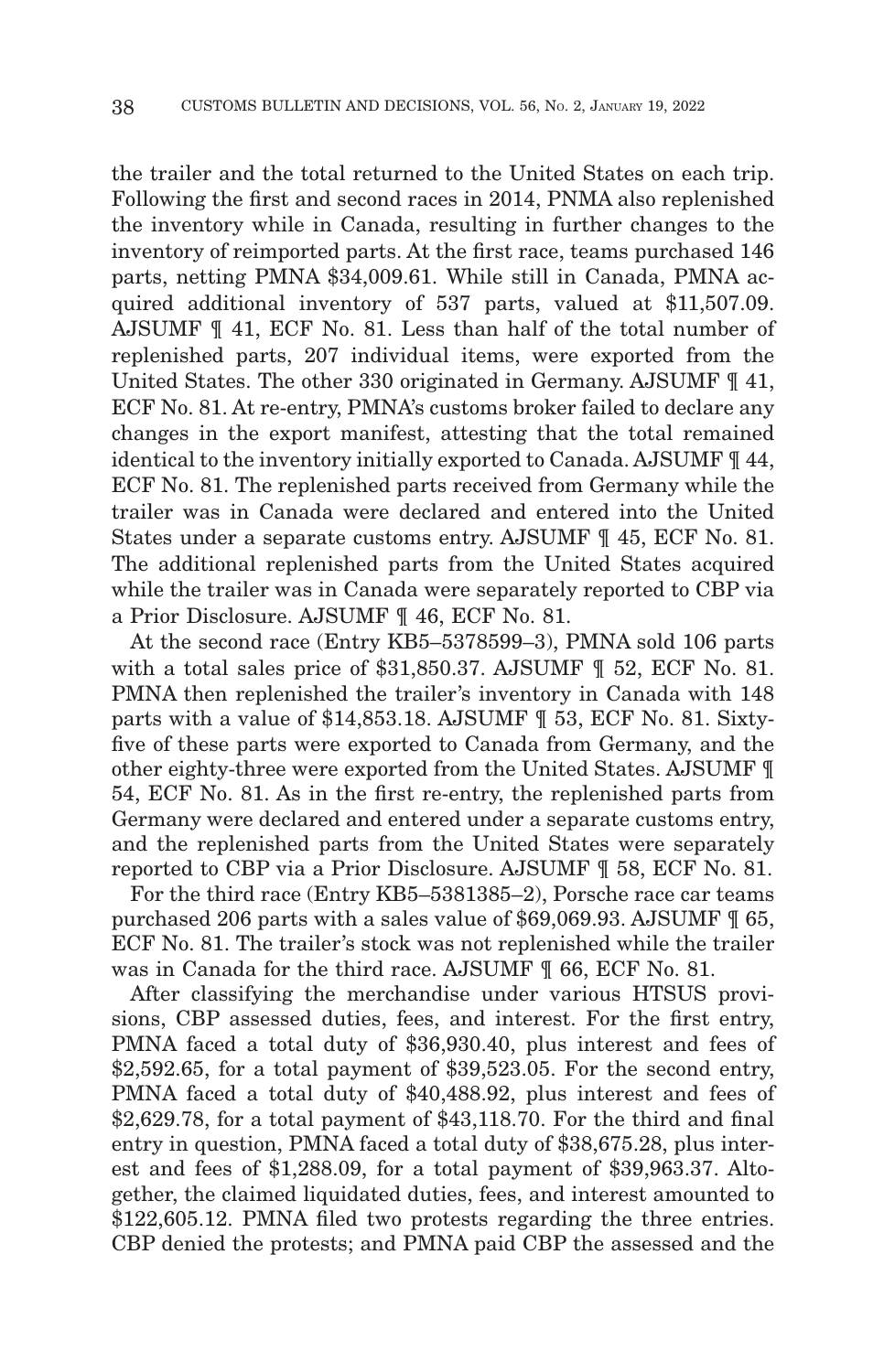the trailer and the total returned to the United States on each trip. Following the first and second races in 2014, PNMA also replenished the inventory while in Canada, resulting in further changes to the inventory of reimported parts. At the first race, teams purchased 146 parts, netting PMNA $34,009.61. While still in Canada, PMNA acquired additional inventory of 537 parts, valued at $11,507.09. AJSUMF ¶ 41, ECF No. 81. Less than half of the total number of replenished parts, 207 individual items, were exported from the United States. The other 330 originated in Germany. AJSUMF ¶ 41, ECF No. 81. At re-entry, PMNA's customs broker failed to declare any changes in the export manifest, attesting that the total remained identical to the inventory initially exported to Canada. AJSUMF ¶ 44, ECF No. 81. The replenished parts received from Germany while the trailer was in Canada were declared and entered into the United States under a separate customs entry. AJSUMF ¶ 45, ECF No. 81. The additional replenished parts from the United States acquired while the trailer was in Canada were separately reported to CBP via a Prior Disclosure. AJSUMF ¶ 46, ECF No. 81.

At the second race (Entry KB5–5378599–3), PMNA sold 106 parts with a total sales price of $31,850.37. AJSUMF ¶ 52, ECF No. 81. PMNA then replenished the trailer's inventory in Canada with 148 parts with a value of $14,853.18. AJSUMF ¶ 53, ECF No. 81. Sixty-five of these parts were exported to Canada from Germany, and the other eighty-three were exported from the United States. AJSUMF ¶ 54, ECF No. 81. As in the first re-entry, the replenished parts from Germany were declared and entered under a separate customs entry, and the replenished parts from the United States were separately reported to CBP via a Prior Disclosure. AJSUMF ¶ 58, ECF No. 81.

For the third race (Entry KB5–5381385–2), Porsche race car teams purchased 206 parts with a sales value of $69,069.93. AJSUMF ¶ 65, ECF No. 81. The trailer's stock was not replenished while the trailer was in Canada for the third race. AJSUMF ¶ 66, ECF No. 81.

After classifying the merchandise under various HTSUS provisions, CBP assessed duties, fees, and interest. For the first entry, PMNA faced a total duty of $36,930.40, plus interest and fees of $2,592.65, for a total payment of $39,523.05. For the second entry, PMNA faced a total duty of $40,488.92, plus interest and fees of $2,629.78, for a total payment of $43,118.70. For the third and final entry in question, PMNA faced a total duty of $38,675.28, plus interest and fees of $1,288.09, for a total payment of $39,963.37. Altogether, the claimed liquidated duties, fees, and interest amounted to $122,605.12. PMNA filed two protests regarding the three entries. CBP denied the protests; and PMNA paid CBP the assessed and the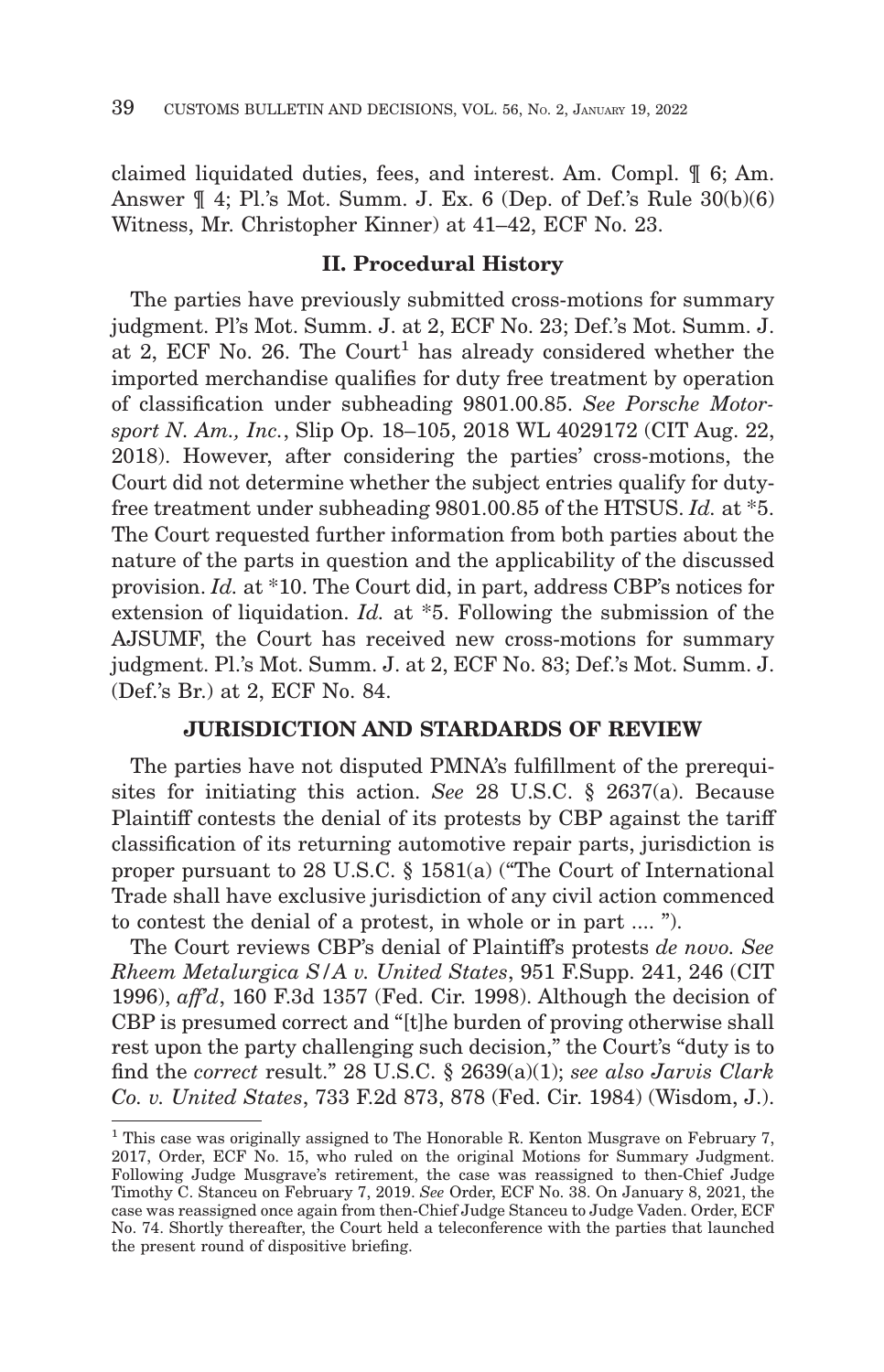claimed liquidated duties, fees, and interest. Am. Compl. ¶ 6; Am. Answer ¶ 4; Pl.'s Mot. Summ. J. Ex. 6 (Dep. of Def.'s Rule 30(b)(6) Witness, Mr. Christopher Kinner) at 41–42, ECF No. 23.

## II. Procedural History

The parties have previously submitted cross-motions for summary judgment. Pl's Mot. Summ. J. at 2, ECF No. 23; Def.'s Mot. Summ. J. at 2, ECF No. 26. The Court[1] has already considered whether the imported merchandise qualifies for duty free treatment by operation of classification under subheading 9801.00.85. *See Porsche Motorsport N. Am., Inc.*, Slip Op. 18–105, 2018 WL 4029172 (CIT Aug. 22, 2018). However, after considering the parties' cross-motions, the Court did not determine whether the subject entries qualify for duty-free treatment under subheading 9801.00.85 of the HTSUS. *Id.* at \*5. The Court requested further information from both parties about the nature of the parts in question and the applicability of the discussed provision. *Id.* at \*10. The Court did, in part, address CBP's notices for extension of liquidation. *Id.* at \*5. Following the submission of the AJSUMF, the Court has received new cross-motions for summary judgment. Pl.'s Mot. Summ. J. at 2, ECF No. 83; Def.'s Mot. Summ. J. (Def.'s Br.) at 2, ECF No. 84.

## JURISDICTION AND STARDARDS OF REVIEW

The parties have not disputed PMNA's fulfillment of the prerequisites for initiating this action. *See* 28 U.S.C. § 2637(a). Because Plaintiff contests the denial of its protests by CBP against the tariff classification of its returning automotive repair parts, jurisdiction is proper pursuant to 28 U.S.C. § 1581(a) ("The Court of International Trade shall have exclusive jurisdiction of any civil action commenced to contest the denial of a protest, in whole or in part .... ").

The Court reviews CBP's denial of Plaintiff's protests *de novo. See Rheem Metalurgica S/A v. United States*, 951 F.Supp. 241, 246 (CIT 1996), *aff'd*, 160 F.3d 1357 (Fed. Cir. 1998). Although the decision of CBP is presumed correct and "[t]he burden of proving otherwise shall rest upon the party challenging such decision," the Court's "duty is to find the *correct* result." 28 U.S.C. § 2639(a)(1); *see also Jarvis Clark Co. v. United States*, 733 F.2d 873, 878 (Fed. Cir. 1984) (Wisdom, J.).

---

[1] This case was originally assigned to The Honorable R. Kenton Musgrave on February 7, 2017, Order, ECF No. 15, who ruled on the original Motions for Summary Judgment. Following Judge Musgrave's retirement, the case was reassigned to then-Chief Judge Timothy C. Stanceu on February 7, 2019. *See* Order, ECF No. 38. On January 8, 2021, the case was reassigned once again from then-Chief Judge Stanceu to Judge Vaden. Order, ECF No. 74. Shortly thereafter, the Court held a teleconference with the parties that launched the present round of dispositive briefing.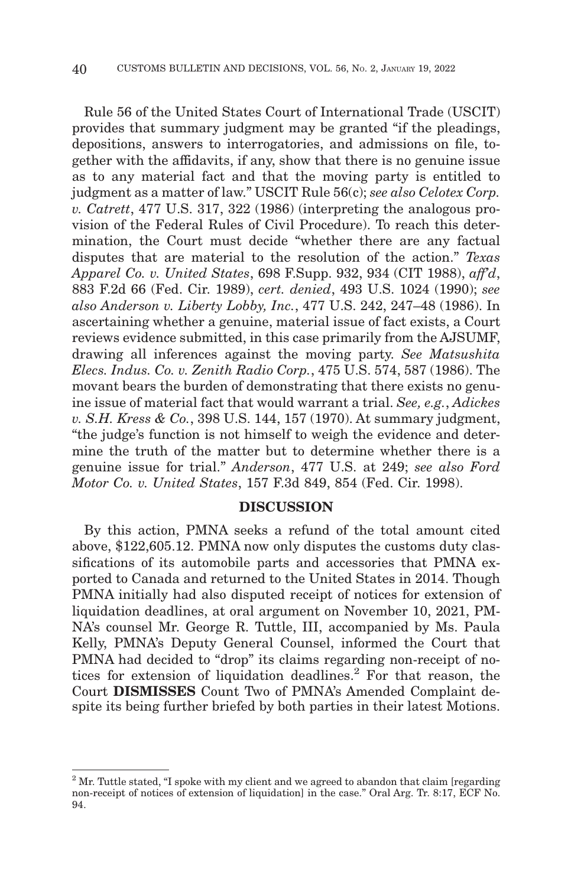Rule 56 of the United States Court of International Trade (USCIT) provides that summary judgment may be granted "if the pleadings, depositions, answers to interrogatories, and admissions on file, together with the affidavits, if any, show that there is no genuine issue as to any material fact and that the moving party is entitled to judgment as a matter of law." USCIT Rule 56(c); *see also Celotex Corp. v. Catrett*, 477 U.S. 317, 322 (1986) (interpreting the analogous provision of the Federal Rules of Civil Procedure). To reach this determination, the Court must decide "whether there are any factual disputes that are material to the resolution of the action." *Texas Apparel Co. v. United States*, 698 F.Supp. 932, 934 (CIT 1988), *aff'd*, 883 F.2d 66 (Fed. Cir. 1989), *cert. denied*, 493 U.S. 1024 (1990); *see also Anderson v. Liberty Lobby, Inc.*, 477 U.S. 242, 247–48 (1986). In ascertaining whether a genuine, material issue of fact exists, a Court reviews evidence submitted, in this case primarily from the AJSUMF, drawing all inferences against the moving party. *See Matsushita Elecs. Indus. Co. v. Zenith Radio Corp.*, 475 U.S. 574, 587 (1986). The movant bears the burden of demonstrating that there exists no genuine issue of material fact that would warrant a trial. *See, e.g.*, *Adickes v. S.H. Kress & Co.*, 398 U.S. 144, 157 (1970). At summary judgment, "the judge's function is not himself to weigh the evidence and determine the truth of the matter but to determine whether there is a genuine issue for trial." *Anderson*, 477 U.S. at 249; *see also Ford Motor Co. v. United States*, 157 F.3d 849, 854 (Fed. Cir. 1998).

## DISCUSSION

By this action, PMNA seeks a refund of the total amount cited above, $122,605.12. PMNA now only disputes the customs duty classifications of its automobile parts and accessories that PMNA exported to Canada and returned to the United States in 2014. Though PMNA initially had also disputed receipt of notices for extension of liquidation deadlines, at oral argument on November 10, 2021, PMNA's counsel Mr. George R. Tuttle, III, accompanied by Ms. Paula Kelly, PMNA's Deputy General Counsel, informed the Court that PMNA had decided to "drop" its claims regarding non-receipt of notices for extension of liquidation deadlines.[2] For that reason, the Court **DISMISSES** Count Two of PMNA's Amended Complaint despite its being further briefed by both parties in their latest Motions.

---

[2] Mr. Tuttle stated, "I spoke with my client and we agreed to abandon that claim [regarding non-receipt of notices of extension of liquidation] in the case." Oral Arg. Tr. 8:17, ECF No. 94.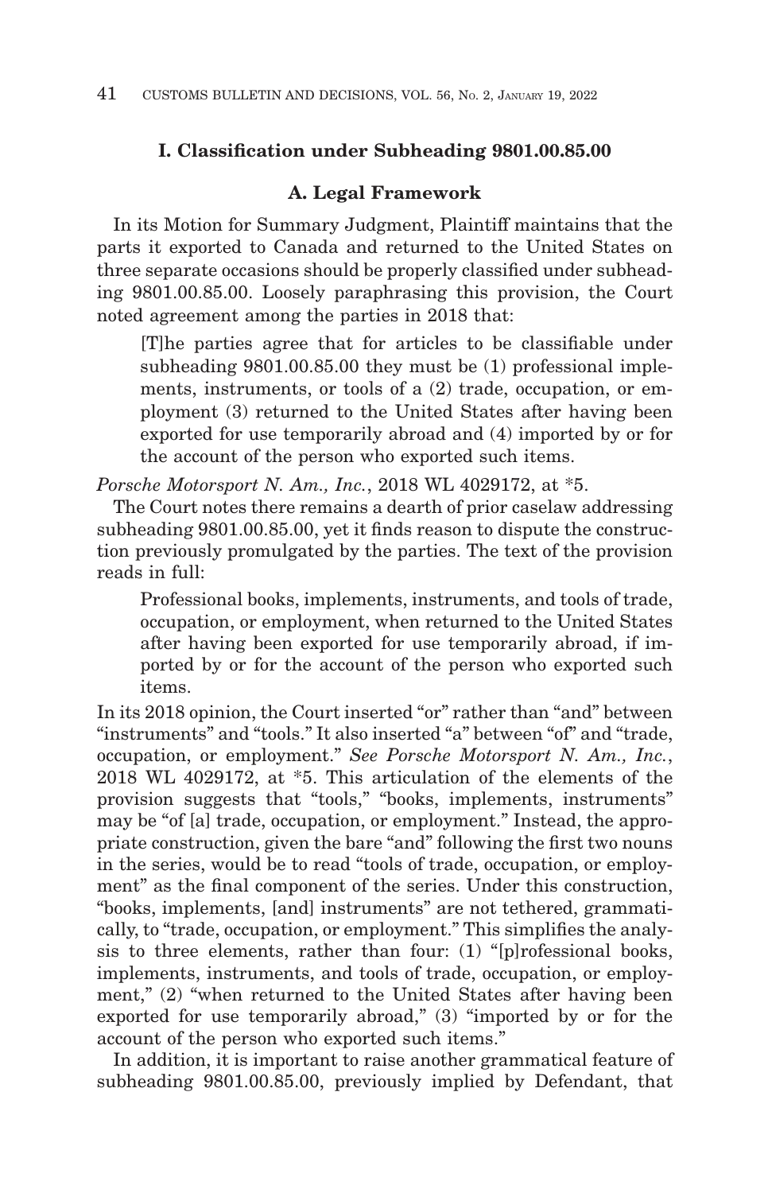### I. Classification under Subheading 9801.00.85.00

#### A. Legal Framework

In its Motion for Summary Judgment, Plaintiff maintains that the parts it exported to Canada and returned to the United States on three separate occasions should be properly classified under subheading 9801.00.85.00. Loosely paraphrasing this provision, the Court noted agreement among the parties in 2018 that:

> [T]he parties agree that for articles to be classifiable under subheading 9801.00.85.00 they must be (1) professional implements, instruments, or tools of a (2) trade, occupation, or employment (3) returned to the United States after having been exported for use temporarily abroad and (4) imported by or for the account of the person who exported such items.

*Porsche Motorsport N. Am., Inc.*, 2018 WL 4029172, at *5.

The Court notes there remains a dearth of prior caselaw addressing subheading 9801.00.85.00, yet it finds reason to dispute the construction previously promulgated by the parties. The text of the provision reads in full:

> Professional books, implements, instruments, and tools of trade, occupation, or employment, when returned to the United States after having been exported for use temporarily abroad, if imported by or for the account of the person who exported such items.

In its 2018 opinion, the Court inserted "or" rather than "and" between "instruments" and "tools." It also inserted "a" between "of" and "trade, occupation, or employment." *See Porsche Motorsport N. Am., Inc.*, 2018 WL 4029172, at *5. This articulation of the elements of the provision suggests that "tools," "books, implements, instruments" may be "of [a] trade, occupation, or employment." Instead, the appropriate construction, given the bare "and" following the first two nouns in the series, would be to read "tools of trade, occupation, or employment" as the final component of the series. Under this construction, "books, implements, [and] instruments" are not tethered, grammatically, to "trade, occupation, or employment." This simplifies the analysis to three elements, rather than four: (1) "[p]rofessional books, implements, instruments, and tools of trade, occupation, or employment," (2) "when returned to the United States after having been exported for use temporarily abroad," (3) "imported by or for the account of the person who exported such items."

In addition, it is important to raise another grammatical feature of subheading 9801.00.85.00, previously implied by Defendant, that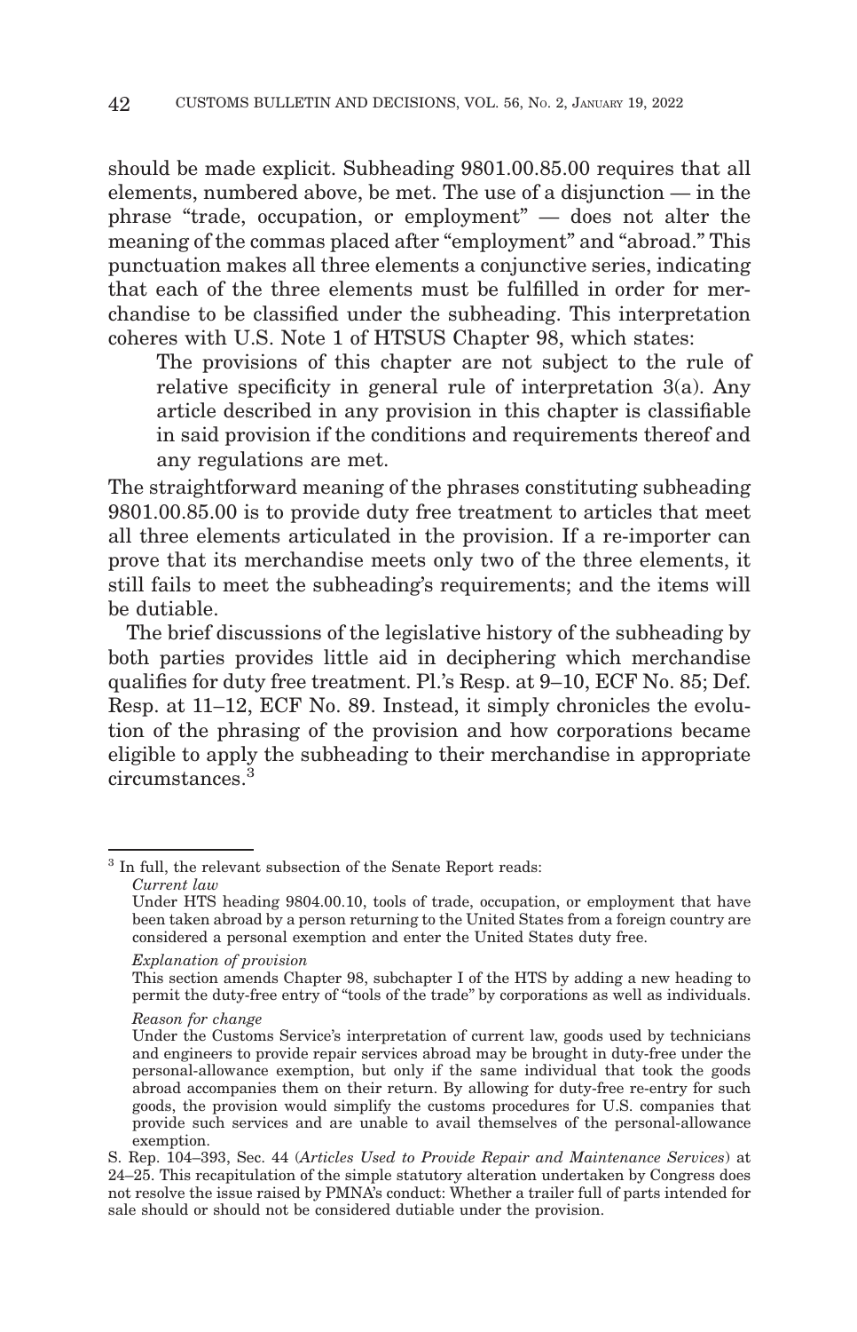should be made explicit. Subheading 9801.00.85.00 requires that all elements, numbered above, be met. The use of a disjunction — in the phrase "trade, occupation, or employment" — does not alter the meaning of the commas placed after "employment" and "abroad." This punctuation makes all three elements a conjunctive series, indicating that each of the three elements must be fulfilled in order for merchandise to be classified under the subheading. This interpretation coheres with U.S. Note 1 of HTSUS Chapter 98, which states:

> The provisions of this chapter are not subject to the rule of relative specificity in general rule of interpretation 3(a). Any article described in any provision in this chapter is classifiable in said provision if the conditions and requirements thereof and any regulations are met.

The straightforward meaning of the phrases constituting subheading 9801.00.85.00 is to provide duty free treatment to articles that meet all three elements articulated in the provision. If a re-importer can prove that its merchandise meets only two of the three elements, it still fails to meet the subheading's requirements; and the items will be dutiable.

The brief discussions of the legislative history of the subheading by both parties provides little aid in deciphering which merchandise qualifies for duty free treatment. Pl.'s Resp. at 9–10, ECF No. 85; Def. Resp. at 11–12, ECF No. 89. Instead, it simply chronicles the evolution of the phrasing of the provision and how corporations became eligible to apply the subheading to their merchandise in appropriate circumstances.[3]

---

[3] In full, the relevant subsection of the Senate Report reads:

> *Current law*
>
> Under HTS heading 9804.00.10, tools of trade, occupation, or employment that have been taken abroad by a person returning to the United States from a foreign country are considered a personal exemption and enter the United States duty free.
>
> *Explanation of provision*
>
> This section amends Chapter 98, subchapter I of the HTS by adding a new heading to permit the duty-free entry of "tools of the trade" by corporations as well as individuals.
>
> *Reason for change*
>
> Under the Customs Service's interpretation of current law, goods used by technicians and engineers to provide repair services abroad may be brought in duty-free under the personal-allowance exemption, but only if the same individual that took the goods abroad accompanies them on their return. By allowing for duty-free re-entry for such goods, the provision would simplify the customs procedures for U.S. companies that provide such services and are unable to avail themselves of the personal-allowance exemption.

S. Rep. 104–393, Sec. 44 (*Articles Used to Provide Repair and Maintenance Services*) at 24–25. This recapitulation of the simple statutory alteration undertaken by Congress does not resolve the issue raised by PMNA's conduct: Whether a trailer full of parts intended for sale should or should not be considered dutiable under the provision.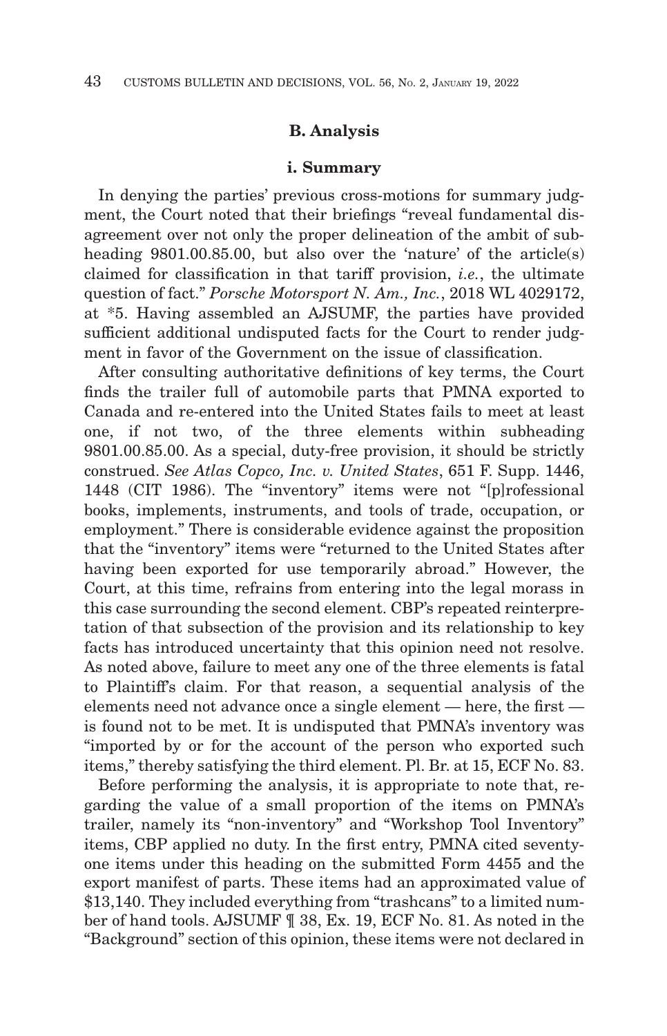### B. Analysis

#### i. Summary

In denying the parties' previous cross-motions for summary judgment, the Court noted that their briefings "reveal fundamental disagreement over not only the proper delineation of the ambit of subheading 9801.00.85.00, but also over the 'nature' of the article(s) claimed for classification in that tariff provision, *i.e.*, the ultimate question of fact." *Porsche Motorsport N. Am., Inc.*, 2018 WL 4029172, at *5. Having assembled an AJSUMF, the parties have provided sufficient additional undisputed facts for the Court to render judgment in favor of the Government on the issue of classification.

After consulting authoritative definitions of key terms, the Court finds the trailer full of automobile parts that PMNA exported to Canada and re-entered into the United States fails to meet at least one, if not two, of the three elements within subheading 9801.00.85.00. As a special, duty-free provision, it should be strictly construed. *See Atlas Copco, Inc. v. United States*, 651 F. Supp. 1446, 1448 (CIT 1986). The "inventory" items were not "[p]rofessional books, implements, instruments, and tools of trade, occupation, or employment." There is considerable evidence against the proposition that the "inventory" items were "returned to the United States after having been exported for use temporarily abroad." However, the Court, at this time, refrains from entering into the legal morass in this case surrounding the second element. CBP's repeated reinterpretation of that subsection of the provision and its relationship to key facts has introduced uncertainty that this opinion need not resolve. As noted above, failure to meet any one of the three elements is fatal to Plaintiff's claim. For that reason, a sequential analysis of the elements need not advance once a single element — here, the first — is found not to be met. It is undisputed that PMNA's inventory was "imported by or for the account of the person who exported such items," thereby satisfying the third element. Pl. Br. at 15, ECF No. 83.

Before performing the analysis, it is appropriate to note that, regarding the value of a small proportion of the items on PMNA's trailer, namely its "non-inventory" and "Workshop Tool Inventory" items, CBP applied no duty. In the first entry, PMNA cited seventy-one items under this heading on the submitted Form 4455 and the export manifest of parts. These items had an approximated value of $13,140. They included everything from "trashcans" to a limited number of hand tools. AJSUMF ¶ 38, Ex. 19, ECF No. 81. As noted in the "Background" section of this opinion, these items were not declared in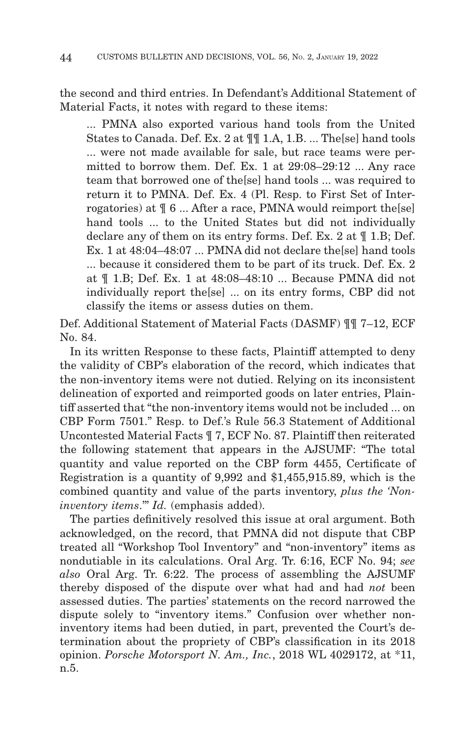the second and third entries. In Defendant's Additional Statement of Material Facts, it notes with regard to these items:

> ... PMNA also exported various hand tools from the United States to Canada. Def. Ex. 2 at ¶¶ 1.A, 1.B. ... The[se] hand tools ... were not made available for sale, but race teams were permitted to borrow them. Def. Ex. 1 at 29:08–29:12 ... Any race team that borrowed one of the[se] hand tools ... was required to return it to PMNA. Def. Ex. 4 (Pl. Resp. to First Set of Interrogatories) at ¶ 6 ... After a race, PMNA would reimport the[se] hand tools ... to the United States but did not individually declare any of them on its entry forms. Def. Ex. 2 at ¶ 1.B; Def. Ex. 1 at 48:04–48:07 ... PMNA did not declare the[se] hand tools ... because it considered them to be part of its truck. Def. Ex. 2 at ¶ 1.B; Def. Ex. 1 at 48:08–48:10 ... Because PMNA did not individually report the[se] ... on its entry forms, CBP did not classify the items or assess duties on them.

Def. Additional Statement of Material Facts (DASMF) ¶¶ 7–12, ECF No. 84.

In its written Response to these facts, Plaintiff attempted to deny the validity of CBP's elaboration of the record, which indicates that the non-inventory items were not dutied. Relying on its inconsistent delineation of exported and reimported goods on later entries, Plaintiff asserted that "the non-inventory items would not be included ... on CBP Form 7501." Resp. to Def.'s Rule 56.3 Statement of Additional Uncontested Material Facts ¶ 7, ECF No. 87. Plaintiff then reiterated the following statement that appears in the AJSUMF: "The total quantity and value reported on the CBP form 4455, Certificate of Registration is a quantity of 9,992 and $1,455,915.89, which is the combined quantity and value of the parts inventory, *plus the 'Non-inventory items*.'" *Id.* (emphasis added).

The parties definitively resolved this issue at oral argument. Both acknowledged, on the record, that PMNA did not dispute that CBP treated all "Workshop Tool Inventory" and "non-inventory" items as nondutiable in its calculations. Oral Arg. Tr. 6:16, ECF No. 94; *see also* Oral Arg. Tr. 6:22. The process of assembling the AJSUMF thereby disposed of the dispute over what had and had *not* been assessed duties. The parties' statements on the record narrowed the dispute solely to "inventory items." Confusion over whether non-inventory items had been dutied, in part, prevented the Court's determination about the propriety of CBP's classification in its 2018 opinion. *Porsche Motorsport N. Am., Inc.*, 2018 WL 4029172, at *11, n.5.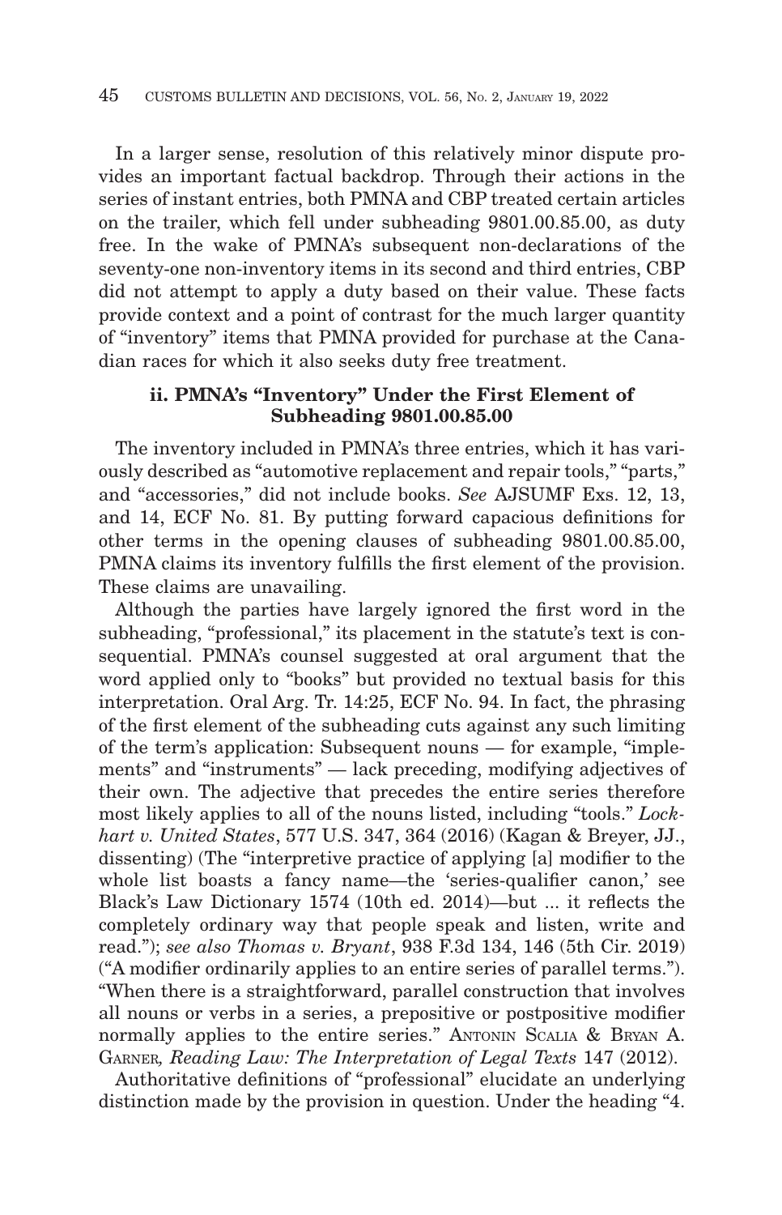In a larger sense, resolution of this relatively minor dispute provides an important factual backdrop. Through their actions in the series of instant entries, both PMNA and CBP treated certain articles on the trailer, which fell under subheading 9801.00.85.00, as duty free. In the wake of PMNA's subsequent non-declarations of the seventy-one non-inventory items in its second and third entries, CBP did not attempt to apply a duty based on their value. These facts provide context and a point of contrast for the much larger quantity of "inventory" items that PMNA provided for purchase at the Canadian races for which it also seeks duty free treatment.

### ii. PMNA's "Inventory" Under the First Element of Subheading 9801.00.85.00

The inventory included in PMNA's three entries, which it has variously described as "automotive replacement and repair tools," "parts," and "accessories," did not include books. *See* AJSUMF Exs. 12, 13, and 14, ECF No. 81. By putting forward capacious definitions for other terms in the opening clauses of subheading 9801.00.85.00, PMNA claims its inventory fulfills the first element of the provision. These claims are unavailing.

Although the parties have largely ignored the first word in the subheading, "professional," its placement in the statute's text is consequential. PMNA's counsel suggested at oral argument that the word applied only to "books" but provided no textual basis for this interpretation. Oral Arg. Tr. 14:25, ECF No. 94. In fact, the phrasing of the first element of the subheading cuts against any such limiting of the term's application: Subsequent nouns — for example, "implements" and "instruments" — lack preceding, modifying adjectives of their own. The adjective that precedes the entire series therefore most likely applies to all of the nouns listed, including "tools." *Lockhart v. United States*, 577 U.S. 347, 364 (2016) (Kagan & Breyer, JJ., dissenting) (The "interpretive practice of applying [a] modifier to the whole list boasts a fancy name—the 'series-qualifier canon,' see Black's Law Dictionary 1574 (10th ed. 2014)—but ... it reflects the completely ordinary way that people speak and listen, write and read."); *see also Thomas v. Bryant*, 938 F.3d 134, 146 (5th Cir. 2019) ("A modifier ordinarily applies to an entire series of parallel terms."). "When there is a straightforward, parallel construction that involves all nouns or verbs in a series, a prepositive or postpositive modifier normally applies to the entire series." ANTONIN SCALIA & BRYAN A. GARNER, *Reading Law: The Interpretation of Legal Texts* 147 (2012).

Authoritative definitions of "professional" elucidate an underlying distinction made by the provision in question. Under the heading "4.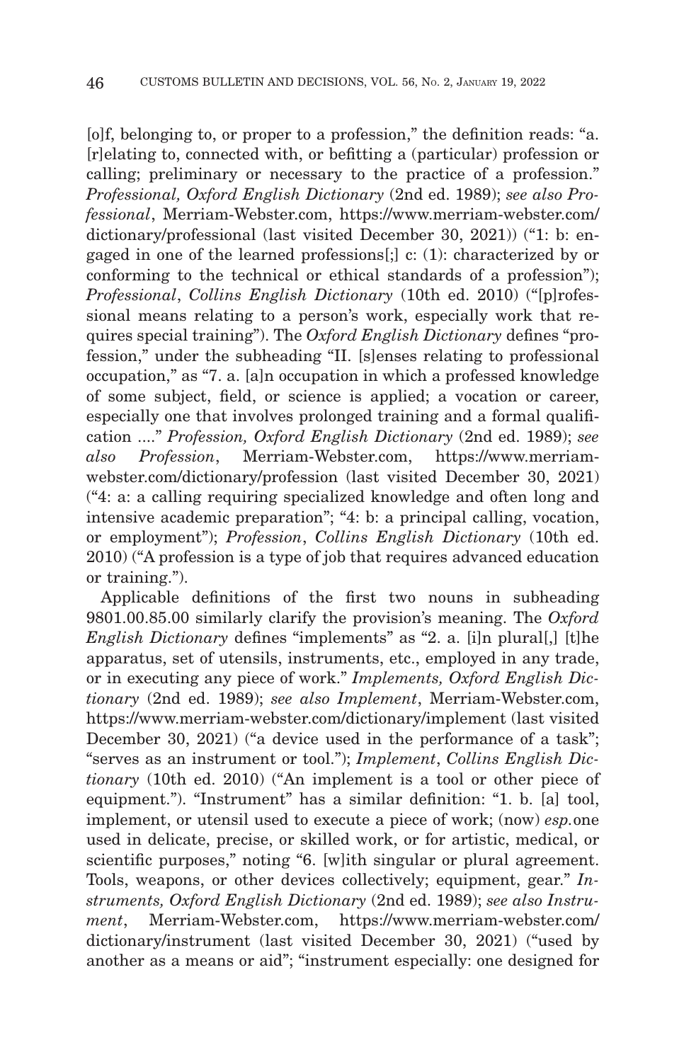[o]f, belonging to, or proper to a profession," the definition reads: "a. [r]elating to, connected with, or befitting a (particular) profession or calling; preliminary or necessary to the practice of a profession." *Professional, Oxford English Dictionary* (2nd ed. 1989); *see also Professional*, Merriam-Webster.com, https://www.merriam-webster.com/dictionary/professional (last visited December 30, 2021)) ("1: b: engaged in one of the learned professions[;] c: (1): characterized by or conforming to the technical or ethical standards of a profession"); *Professional*, *Collins English Dictionary* (10th ed. 2010) ("[p]rofessional means relating to a person's work, especially work that requires special training"). The *Oxford English Dictionary* defines "profession," under the subheading "II. [s]enses relating to professional occupation," as "7. a. [a]n occupation in which a professed knowledge of some subject, field, or science is applied; a vocation or career, especially one that involves prolonged training and a formal qualification ...." *Profession, Oxford English Dictionary* (2nd ed. 1989); *see also Profession*, Merriam-Webster.com, https://www.merriam-webster.com/dictionary/profession (last visited December 30, 2021) ("4: a: a calling requiring specialized knowledge and often long and intensive academic preparation"; "4: b: a principal calling, vocation, or employment"); *Profession*, *Collins English Dictionary* (10th ed. 2010) ("A profession is a type of job that requires advanced education or training.").

Applicable definitions of the first two nouns in subheading 9801.00.85.00 similarly clarify the provision's meaning. The *Oxford English Dictionary* defines "implements" as "2. a. [i]n plural[,] [t]he apparatus, set of utensils, instruments, etc., employed in any trade, or in executing any piece of work." *Implements, Oxford English Dictionary* (2nd ed. 1989); *see also Implement*, Merriam-Webster.com, https://www.merriam-webster.com/dictionary/implement (last visited December 30, 2021) ("a device used in the performance of a task"; "serves as an instrument or tool."); *Implement*, *Collins English Dictionary* (10th ed. 2010) ("An implement is a tool or other piece of equipment."). "Instrument" has a similar definition: "1. b. [a] tool, implement, or utensil used to execute a piece of work; (now) *esp.* one used in delicate, precise, or skilled work, or for artistic, medical, or scientific purposes," noting "6. [w]ith singular or plural agreement. Tools, weapons, or other devices collectively; equipment, gear." *Instruments, Oxford English Dictionary* (2nd ed. 1989); *see also Instrument*, Merriam-Webster.com, https://www.merriam-webster.com/dictionary/instrument (last visited December 30, 2021) ("used by another as a means or aid"; "instrument especially: one designed for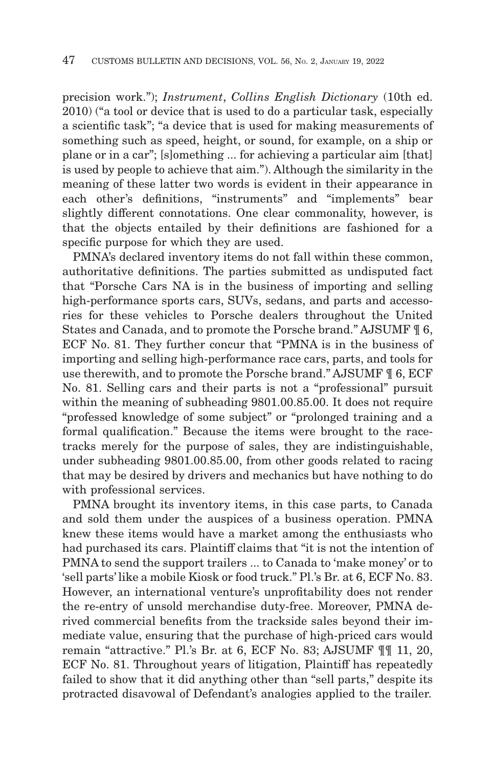precision work."); *Instrument*, *Collins English Dictionary* (10th ed. 2010) ("a tool or device that is used to do a particular task, especially a scientific task"; "a device that is used for making measurements of something such as speed, height, or sound, for example, on a ship or plane or in a car"; [s]omething ... for achieving a particular aim [that] is used by people to achieve that aim."). Although the similarity in the meaning of these latter two words is evident in their appearance in each other's definitions, "instruments" and "implements" bear slightly different connotations. One clear commonality, however, is that the objects entailed by their definitions are fashioned for a specific purpose for which they are used.

PMNA's declared inventory items do not fall within these common, authoritative definitions. The parties submitted as undisputed fact that "Porsche Cars NA is in the business of importing and selling high-performance sports cars, SUVs, sedans, and parts and accessories for these vehicles to Porsche dealers throughout the United States and Canada, and to promote the Porsche brand." AJSUMF ¶ 6, ECF No. 81. They further concur that "PMNA is in the business of importing and selling high-performance race cars, parts, and tools for use therewith, and to promote the Porsche brand." AJSUMF ¶ 6, ECF No. 81. Selling cars and their parts is not a "professional" pursuit within the meaning of subheading 9801.00.85.00. It does not require "professed knowledge of some subject" or "prolonged training and a formal qualification." Because the items were brought to the racetracks merely for the purpose of sales, they are indistinguishable, under subheading 9801.00.85.00, from other goods related to racing that may be desired by drivers and mechanics but have nothing to do with professional services.

PMNA brought its inventory items, in this case parts, to Canada and sold them under the auspices of a business operation. PMNA knew these items would have a market among the enthusiasts who had purchased its cars. Plaintiff claims that "it is not the intention of PMNA to send the support trailers ... to Canada to 'make money' or to 'sell parts' like a mobile Kiosk or food truck." Pl.'s Br. at 6, ECF No. 83. However, an international venture's unprofitability does not render the re-entry of unsold merchandise duty-free. Moreover, PMNA derived commercial benefits from the trackside sales beyond their immediate value, ensuring that the purchase of high-priced cars would remain "attractive." Pl.'s Br. at 6, ECF No. 83; AJSUMF ¶¶ 11, 20, ECF No. 81. Throughout years of litigation, Plaintiff has repeatedly failed to show that it did anything other than "sell parts," despite its protracted disavowal of Defendant's analogies applied to the trailer.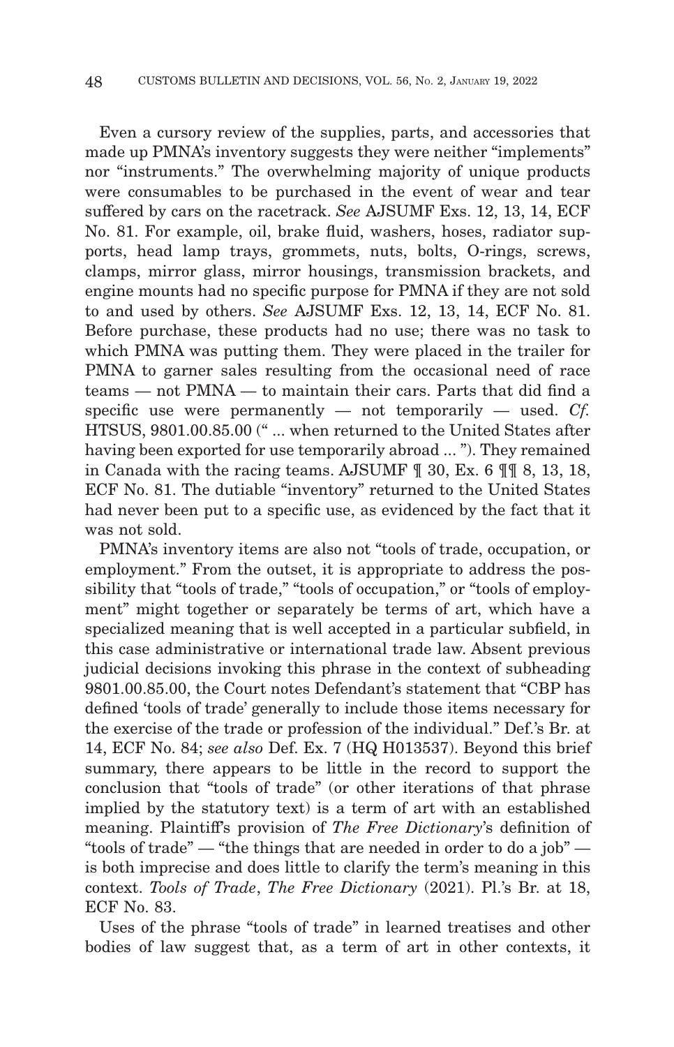Even a cursory review of the supplies, parts, and accessories that made up PMNA's inventory suggests they were neither "implements" nor "instruments." The overwhelming majority of unique products were consumables to be purchased in the event of wear and tear suffered by cars on the racetrack. *See* AJSUMF Exs. 12, 13, 14, ECF No. 81. For example, oil, brake fluid, washers, hoses, radiator supports, head lamp trays, grommets, nuts, bolts, O-rings, screws, clamps, mirror glass, mirror housings, transmission brackets, and engine mounts had no specific purpose for PMNA if they are not sold to and used by others. *See* AJSUMF Exs. 12, 13, 14, ECF No. 81. Before purchase, these products had no use; there was no task to which PMNA was putting them. They were placed in the trailer for PMNA to garner sales resulting from the occasional need of race teams — not PMNA — to maintain their cars. Parts that did find a specific use were permanently — not temporarily — used. *Cf.* HTSUS, 9801.00.85.00 (" ... when returned to the United States after having been exported for use temporarily abroad ... "). They remained in Canada with the racing teams. AJSUMF ¶ 30, Ex. 6 ¶¶ 8, 13, 18, ECF No. 81. The dutiable "inventory" returned to the United States had never been put to a specific use, as evidenced by the fact that it was not sold.

PMNA's inventory items are also not "tools of trade, occupation, or employment." From the outset, it is appropriate to address the possibility that "tools of trade," "tools of occupation," or "tools of employment" might together or separately be terms of art, which have a specialized meaning that is well accepted in a particular subfield, in this case administrative or international trade law. Absent previous judicial decisions invoking this phrase in the context of subheading 9801.00.85.00, the Court notes Defendant's statement that "CBP has defined 'tools of trade' generally to include those items necessary for the exercise of the trade or profession of the individual." Def.'s Br. at 14, ECF No. 84; *see also* Def. Ex. 7 (HQ H013537). Beyond this brief summary, there appears to be little in the record to support the conclusion that "tools of trade" (or other iterations of that phrase implied by the statutory text) is a term of art with an established meaning. Plaintiff's provision of *The Free Dictionary*'s definition of "tools of trade" — "the things that are needed in order to do a job" — is both imprecise and does little to clarify the term's meaning in this context. *Tools of Trade*, *The Free Dictionary* (2021). Pl.'s Br. at 18, ECF No. 83.

Uses of the phrase "tools of trade" in learned treatises and other bodies of law suggest that, as a term of art in other contexts, it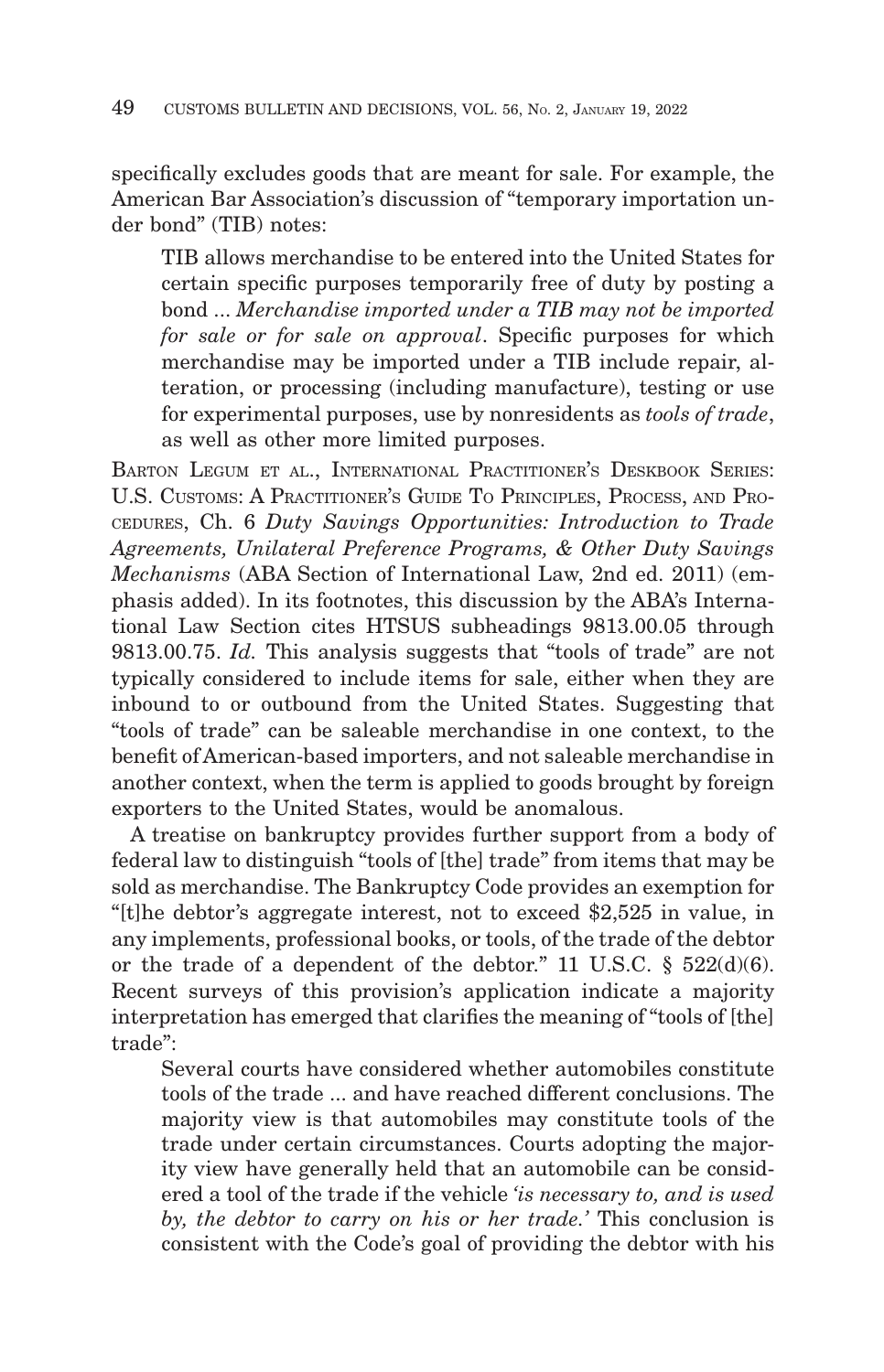specifically excludes goods that are meant for sale. For example, the American Bar Association's discussion of "temporary importation under bond" (TIB) notes:

> TIB allows merchandise to be entered into the United States for certain specific purposes temporarily free of duty by posting a bond ... *Merchandise imported under a TIB may not be imported for sale or for sale on approval*. Specific purposes for which merchandise may be imported under a TIB include repair, alteration, or processing (including manufacture), testing or use for experimental purposes, use by nonresidents as *tools of trade*, as well as other more limited purposes.

BARTON LEGUM ET AL., INTERNATIONAL PRACTITIONER'S DESKBOOK SERIES: U.S. CUSTOMS: A PRACTITIONER'S GUIDE TO PRINCIPLES, PROCESS, AND PROCEDURES, Ch. 6 *Duty Savings Opportunities: Introduction to Trade Agreements, Unilateral Preference Programs, & Other Duty Savings Mechanisms* (ABA Section of International Law, 2nd ed. 2011) (emphasis added). In its footnotes, this discussion by the ABA's International Law Section cites HTSUS subheadings 9813.00.05 through 9813.00.75. *Id.* This analysis suggests that "tools of trade" are not typically considered to include items for sale, either when they are inbound to or outbound from the United States. Suggesting that "tools of trade" can be saleable merchandise in one context, to the benefit of American-based importers, and not saleable merchandise in another context, when the term is applied to goods brought by foreign exporters to the United States, would be anomalous.

A treatise on bankruptcy provides further support from a body of federal law to distinguish "tools of [the] trade" from items that may be sold as merchandise. The Bankruptcy Code provides an exemption for "[t]he debtor's aggregate interest, not to exceed $2,525 in value, in any implements, professional books, or tools, of the trade of the debtor or the trade of a dependent of the debtor." 11 U.S.C. § 522(d)(6). Recent surveys of this provision's application indicate a majority interpretation has emerged that clarifies the meaning of "tools of [the] trade":

> Several courts have considered whether automobiles constitute tools of the trade ... and have reached different conclusions. The majority view is that automobiles may constitute tools of the trade under certain circumstances. Courts adopting the majority view have generally held that an automobile can be considered a tool of the trade if the vehicle *'is necessary to, and is used by, the debtor to carry on his or her trade.'* This conclusion is consistent with the Code's goal of providing the debtor with his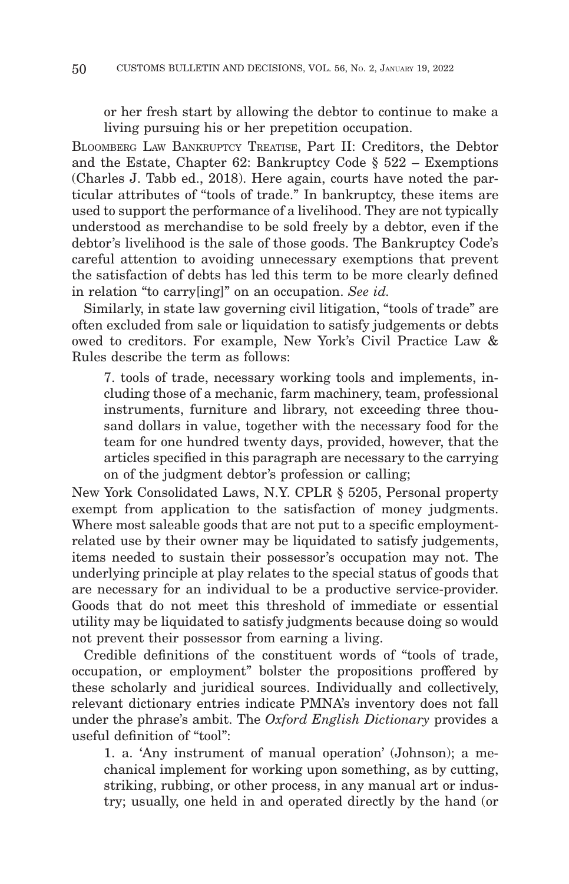or her fresh start by allowing the debtor to continue to make a living pursuing his or her prepetition occupation.

BLOOMBERG LAW BANKRUPTCY TREATISE, Part II: Creditors, the Debtor and the Estate, Chapter 62: Bankruptcy Code § 522 – Exemptions (Charles J. Tabb ed., 2018). Here again, courts have noted the particular attributes of "tools of trade." In bankruptcy, these items are used to support the performance of a livelihood. They are not typically understood as merchandise to be sold freely by a debtor, even if the debtor's livelihood is the sale of those goods. The Bankruptcy Code's careful attention to avoiding unnecessary exemptions that prevent the satisfaction of debts has led this term to be more clearly defined in relation "to carry[ing]" on an occupation. *See id.*

Similarly, in state law governing civil litigation, "tools of trade" are often excluded from sale or liquidation to satisfy judgements or debts owed to creditors. For example, New York's Civil Practice Law & Rules describe the term as follows:

> 7. tools of trade, necessary working tools and implements, including those of a mechanic, farm machinery, team, professional instruments, furniture and library, not exceeding three thousand dollars in value, together with the necessary food for the team for one hundred twenty days, provided, however, that the articles specified in this paragraph are necessary to the carrying on of the judgment debtor's profession or calling;

New York Consolidated Laws, N.Y. CPLR § 5205, Personal property exempt from application to the satisfaction of money judgments. Where most saleable goods that are not put to a specific employment-related use by their owner may be liquidated to satisfy judgements, items needed to sustain their possessor's occupation may not. The underlying principle at play relates to the special status of goods that are necessary for an individual to be a productive service-provider. Goods that do not meet this threshold of immediate or essential utility may be liquidated to satisfy judgments because doing so would not prevent their possessor from earning a living.

Credible definitions of the constituent words of "tools of trade, occupation, or employment" bolster the propositions proffered by these scholarly and juridical sources. Individually and collectively, relevant dictionary entries indicate PMNA's inventory does not fall under the phrase's ambit. The *Oxford English Dictionary* provides a useful definition of "tool":

> 1. a. 'Any instrument of manual operation' (Johnson); a mechanical implement for working upon something, as by cutting, striking, rubbing, or other process, in any manual art or industry; usually, one held in and operated directly by the hand (or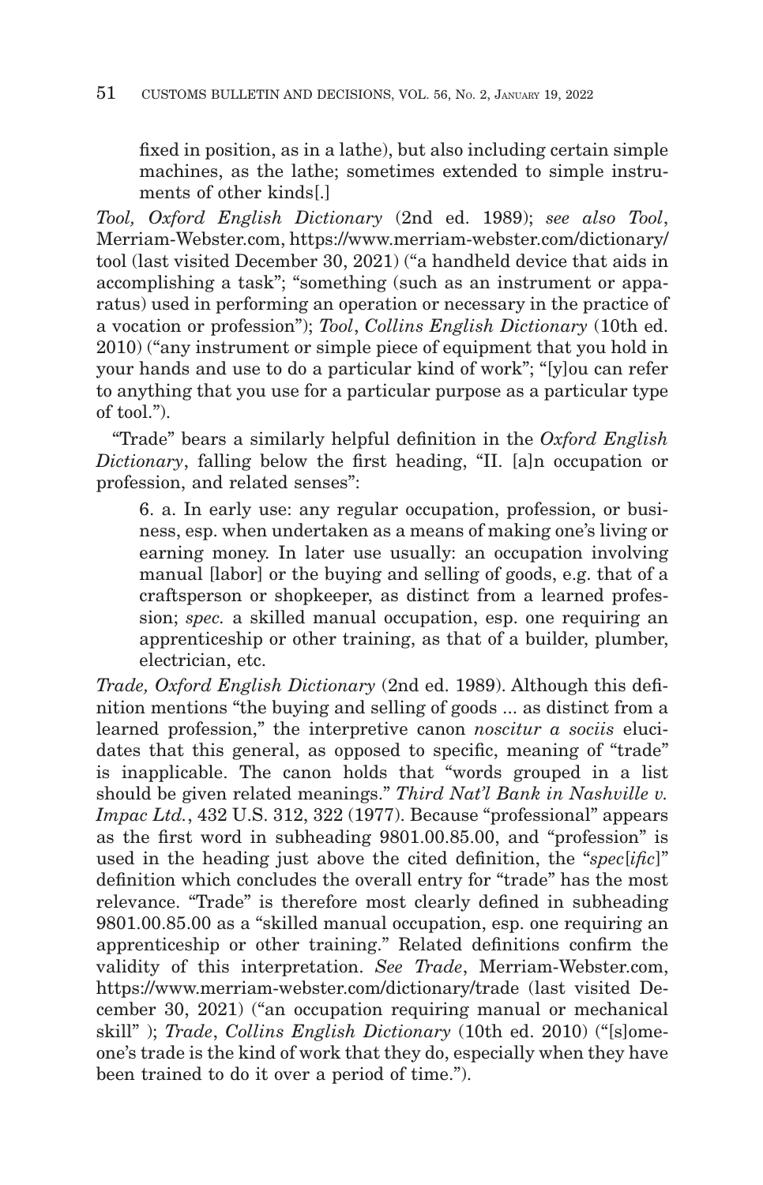> fixed in position, as in a lathe), but also including certain simple machines, as the lathe; sometimes extended to simple instruments of other kinds[.]

*Tool, Oxford English Dictionary* (2nd ed. 1989); *see also Tool*, Merriam-Webster.com, https://www.merriam-webster.com/dictionary/tool (last visited December 30, 2021) ("a handheld device that aids in accomplishing a task"; "something (such as an instrument or apparatus) used in performing an operation or necessary in the practice of a vocation or profession"); *Tool*, *Collins English Dictionary* (10th ed. 2010) ("any instrument or simple piece of equipment that you hold in your hands and use to do a particular kind of work"; "[y]ou can refer to anything that you use for a particular purpose as a particular type of tool.").

"Trade" bears a similarly helpful definition in the *Oxford English Dictionary*, falling below the first heading, "II. [a]n occupation or profession, and related senses":

> 6. a. In early use: any regular occupation, profession, or business, esp. when undertaken as a means of making one's living or earning money. In later use usually: an occupation involving manual [labor] or the buying and selling of goods, e.g. that of a craftsperson or shopkeeper, as distinct from a learned profession; *spec.* a skilled manual occupation, esp. one requiring an apprenticeship or other training, as that of a builder, plumber, electrician, etc.

*Trade, Oxford English Dictionary* (2nd ed. 1989). Although this definition mentions "the buying and selling of goods ... as distinct from a learned profession," the interpretive canon *noscitur a sociis* elucidates that this general, as opposed to specific, meaning of "trade" is inapplicable. The canon holds that "words grouped in a list should be given related meanings." *Third Nat'l Bank in Nashville v. Impac Ltd.*, 432 U.S. 312, 322 (1977). Because "professional" appears as the first word in subheading 9801.00.85.00, and "profession" is used in the heading just above the cited definition, the "*spec*[*ific*]" definition which concludes the overall entry for "trade" has the most relevance. "Trade" is therefore most clearly defined in subheading 9801.00.85.00 as a "skilled manual occupation, esp. one requiring an apprenticeship or other training." Related definitions confirm the validity of this interpretation. *See Trade*, Merriam-Webster.com, https://www.merriam-webster.com/dictionary/trade (last visited December 30, 2021) ("an occupation requiring manual or mechanical skill" ); *Trade*, *Collins English Dictionary* (10th ed. 2010) ("[s]omeone's trade is the kind of work that they do, especially when they have been trained to do it over a period of time.").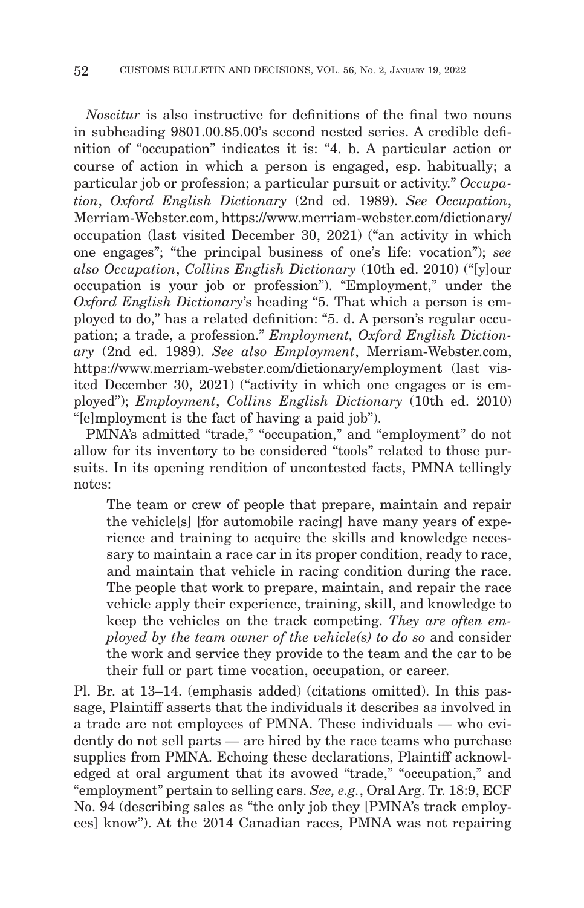*Noscitur* is also instructive for definitions of the final two nouns in subheading 9801.00.85.00's second nested series. A credible definition of "occupation" indicates it is: "4. b. A particular action or course of action in which a person is engaged, esp. habitually; a particular job or profession; a particular pursuit or activity." *Occupation*, *Oxford English Dictionary* (2nd ed. 1989). *See Occupation*, Merriam-Webster.com, https://www.merriam-webster.com/dictionary/occupation (last visited December 30, 2021) ("an activity in which one engages"; "the principal business of one's life: vocation"); *see also Occupation*, *Collins English Dictionary* (10th ed. 2010) ("[y]our occupation is your job or profession"). "Employment," under the *Oxford English Dictionary*'s heading "5. That which a person is employed to do," has a related definition: "5. d. A person's regular occupation; a trade, a profession." *Employment, Oxford English Dictionary* (2nd ed. 1989). *See also Employment*, Merriam-Webster.com, https://www.merriam-webster.com/dictionary/employment (last visited December 30, 2021) ("activity in which one engages or is employed"); *Employment*, *Collins English Dictionary* (10th ed. 2010) "[e]mployment is the fact of having a paid job").

PMNA's admitted "trade," "occupation," and "employment" do not allow for its inventory to be considered "tools" related to those pursuits. In its opening rendition of uncontested facts, PMNA tellingly notes:

> The team or crew of people that prepare, maintain and repair the vehicle[s] [for automobile racing] have many years of experience and training to acquire the skills and knowledge necessary to maintain a race car in its proper condition, ready to race, and maintain that vehicle in racing condition during the race. The people that work to prepare, maintain, and repair the race vehicle apply their experience, training, skill, and knowledge to keep the vehicles on the track competing. *They are often employed by the team owner of the vehicle(s) to do so* and consider the work and service they provide to the team and the car to be their full or part time vocation, occupation, or career.

Pl. Br. at 13–14. (emphasis added) (citations omitted). In this passage, Plaintiff asserts that the individuals it describes as involved in a trade are not employees of PMNA. These individuals — who evidently do not sell parts — are hired by the race teams who purchase supplies from PMNA. Echoing these declarations, Plaintiff acknowledged at oral argument that its avowed "trade," "occupation," and "employment" pertain to selling cars. *See, e.g.*, Oral Arg. Tr. 18:9, ECF No. 94 (describing sales as "the only job they [PMNA's track employees] know"). At the 2014 Canadian races, PMNA was not repairing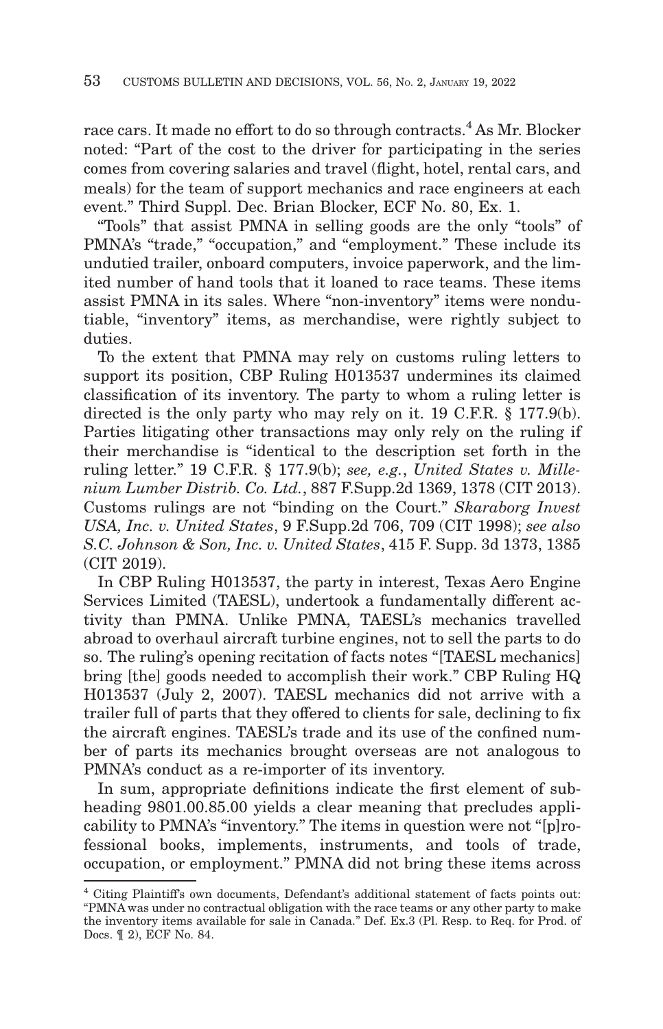race cars. It made no effort to do so through contracts.[4] As Mr. Blocker noted: "Part of the cost to the driver for participating in the series comes from covering salaries and travel (flight, hotel, rental cars, and meals) for the team of support mechanics and race engineers at each event." Third Suppl. Dec. Brian Blocker, ECF No. 80, Ex. 1.

"Tools" that assist PMNA in selling goods are the only "tools" of PMNA's "trade," "occupation," and "employment." These include its undutied trailer, onboard computers, invoice paperwork, and the limited number of hand tools that it loaned to race teams. These items assist PMNA in its sales. Where "non-inventory" items were nondutiable, "inventory" items, as merchandise, were rightly subject to duties.

To the extent that PMNA may rely on customs ruling letters to support its position, CBP Ruling H013537 undermines its claimed classification of its inventory. The party to whom a ruling letter is directed is the only party who may rely on it. 19 C.F.R. § 177.9(b). Parties litigating other transactions may only rely on the ruling if their merchandise is "identical to the description set forth in the ruling letter." 19 C.F.R. § 177.9(b); *see, e.g.*, *United States v. Millenium Lumber Distrib. Co. Ltd.*, 887 F.Supp.2d 1369, 1378 (CIT 2013). Customs rulings are not "binding on the Court." *Skaraborg Invest USA, Inc. v. United States*, 9 F.Supp.2d 706, 709 (CIT 1998); *see also S.C. Johnson & Son, Inc. v. United States*, 415 F. Supp. 3d 1373, 1385 (CIT 2019).

In CBP Ruling H013537, the party in interest, Texas Aero Engine Services Limited (TAESL), undertook a fundamentally different activity than PMNA. Unlike PMNA, TAESL's mechanics travelled abroad to overhaul aircraft turbine engines, not to sell the parts to do so. The ruling's opening recitation of facts notes "[TAESL mechanics] bring [the] goods needed to accomplish their work." CBP Ruling HQ H013537 (July 2, 2007). TAESL mechanics did not arrive with a trailer full of parts that they offered to clients for sale, declining to fix the aircraft engines. TAESL's trade and its use of the confined number of parts its mechanics brought overseas are not analogous to PMNA's conduct as a re-importer of its inventory.

In sum, appropriate definitions indicate the first element of subheading 9801.00.85.00 yields a clear meaning that precludes applicability to PMNA's "inventory." The items in question were not "[p]rofessional books, implements, instruments, and tools of trade, occupation, or employment." PMNA did not bring these items across

---

[4] Citing Plaintiff's own documents, Defendant's additional statement of facts points out: "PMNA was under no contractual obligation with the race teams or any other party to make the inventory items available for sale in Canada." Def. Ex.3 (Pl. Resp. to Req. for Prod. of Docs. ¶ 2), ECF No. 84.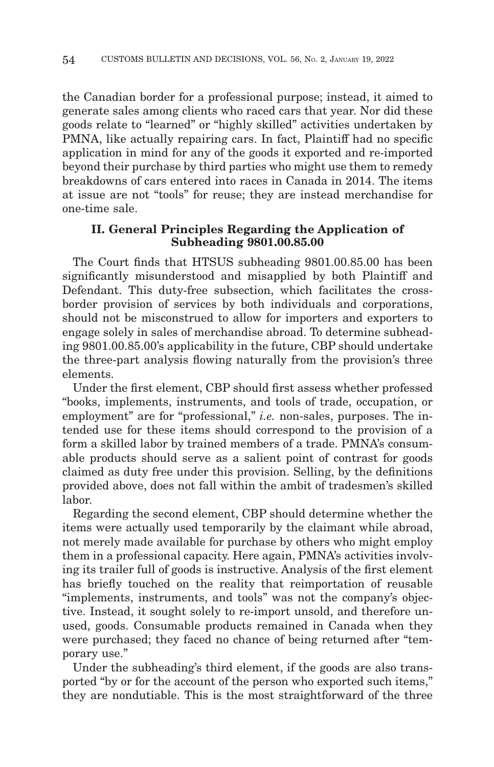the Canadian border for a professional purpose; instead, it aimed to generate sales among clients who raced cars that year. Nor did these goods relate to "learned" or "highly skilled" activities undertaken by PMNA, like actually repairing cars. In fact, Plaintiff had no specific application in mind for any of the goods it exported and re-imported beyond their purchase by third parties who might use them to remedy breakdowns of cars entered into races in Canada in 2014. The items at issue are not "tools" for reuse; they are instead merchandise for one-time sale.

## II. General Principles Regarding the Application of Subheading 9801.00.85.00

The Court finds that HTSUS subheading 9801.00.85.00 has been significantly misunderstood and misapplied by both Plaintiff and Defendant. This duty-free subsection, which facilitates the cross-border provision of services by both individuals and corporations, should not be misconstrued to allow for importers and exporters to engage solely in sales of merchandise abroad. To determine subheading 9801.00.85.00's applicability in the future, CBP should undertake the three-part analysis flowing naturally from the provision's three elements.

Under the first element, CBP should first assess whether professed "books, implements, instruments, and tools of trade, occupation, or employment" are for "professional," *i.e.* non-sales, purposes. The intended use for these items should correspond to the provision of a form a skilled labor by trained members of a trade. PMNA's consumable products should serve as a salient point of contrast for goods claimed as duty free under this provision. Selling, by the definitions provided above, does not fall within the ambit of tradesmen's skilled labor.

Regarding the second element, CBP should determine whether the items were actually used temporarily by the claimant while abroad, not merely made available for purchase by others who might employ them in a professional capacity. Here again, PMNA's activities involving its trailer full of goods is instructive. Analysis of the first element has briefly touched on the reality that reimportation of reusable "implements, instruments, and tools" was not the company's objective. Instead, it sought solely to re-import unsold, and therefore unused, goods. Consumable products remained in Canada when they were purchased; they faced no chance of being returned after "temporary use."

Under the subheading's third element, if the goods are also transported "by or for the account of the person who exported such items," they are nondutiable. This is the most straightforward of the three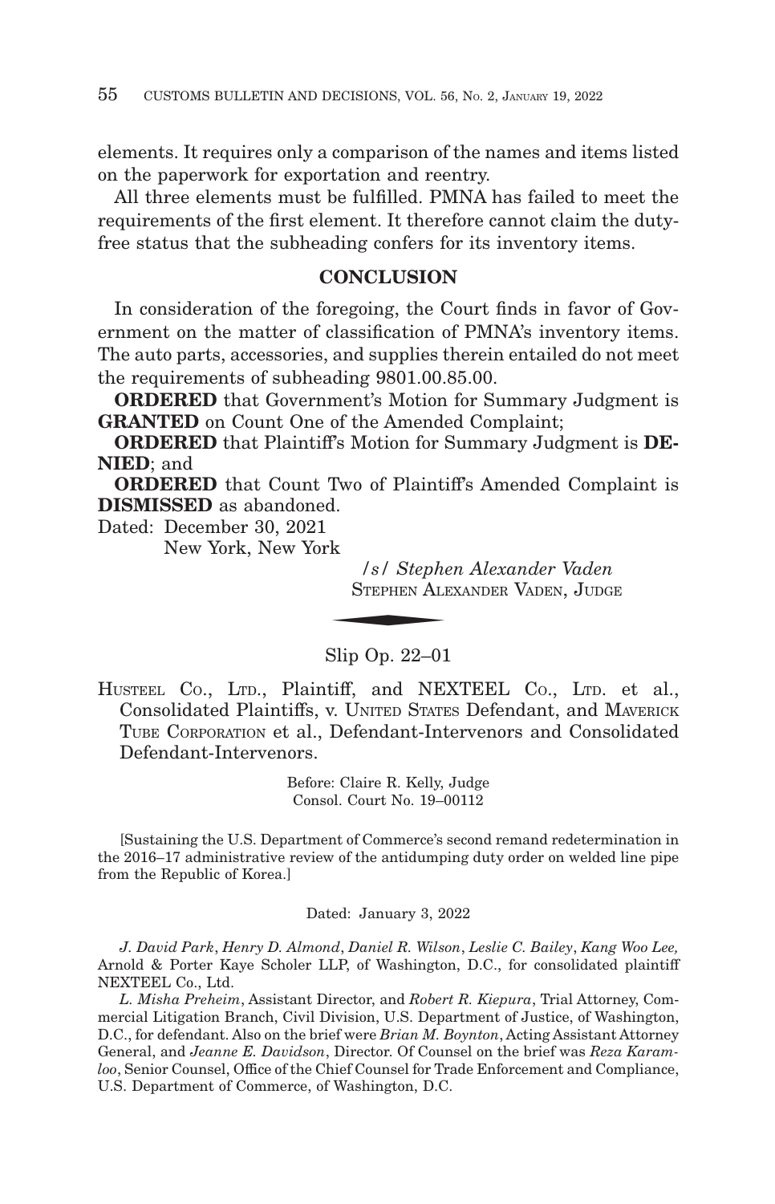elements. It requires only a comparison of the names and items listed on the paperwork for exportation and reentry.

All three elements must be fulfilled. PMNA has failed to meet the requirements of the first element. It therefore cannot claim the duty-free status that the subheading confers for its inventory items.

## CONCLUSION

In consideration of the foregoing, the Court finds in favor of Government on the matter of classification of PMNA's inventory items. The auto parts, accessories, and supplies therein entailed do not meet the requirements of subheading 9801.00.85.00.

**ORDERED** that Government's Motion for Summary Judgment is **GRANTED** on Count One of the Amended Complaint;

**ORDERED** that Plaintiff's Motion for Summary Judgment is **DENIED**; and

**ORDERED** that Count Two of Plaintiff's Amended Complaint is **DISMISSED** as abandoned.

Dated: December 30, 2021
New York, New York

*/s/ Stephen Alexander Vaden*
STEPHEN ALEXANDER VADEN, JUDGE

---

Slip Op. 22–01

HUSTEEL CO., LTD., Plaintiff, and NEXTEEL CO., LTD. et al., Consolidated Plaintiffs, v. UNITED STATES Defendant, and MAVERICK TUBE CORPORATION et al., Defendant-Intervenors and Consolidated Defendant-Intervenors.

Before: Claire R. Kelly, Judge
Consol. Court No. 19–00112

[Sustaining the U.S. Department of Commerce's second remand redetermination in the 2016–17 administrative review of the antidumping duty order on welded line pipe from the Republic of Korea.]

Dated: January 3, 2022

*J. David Park*, *Henry D. Almond*, *Daniel R. Wilson*, *Leslie C. Bailey*, *Kang Woo Lee,* Arnold & Porter Kaye Scholer LLP, of Washington, D.C., for consolidated plaintiff NEXTEEL Co., Ltd.

*L. Misha Preheim*, Assistant Director, and *Robert R. Kiepura*, Trial Attorney, Commercial Litigation Branch, Civil Division, U.S. Department of Justice, of Washington, D.C., for defendant. Also on the brief were *Brian M. Boynton*, Acting Assistant Attorney General, and *Jeanne E. Davidson*, Director. Of Counsel on the brief was *Reza Karamloo*, Senior Counsel, Office of the Chief Counsel for Trade Enforcement and Compliance, U.S. Department of Commerce, of Washington, D.C.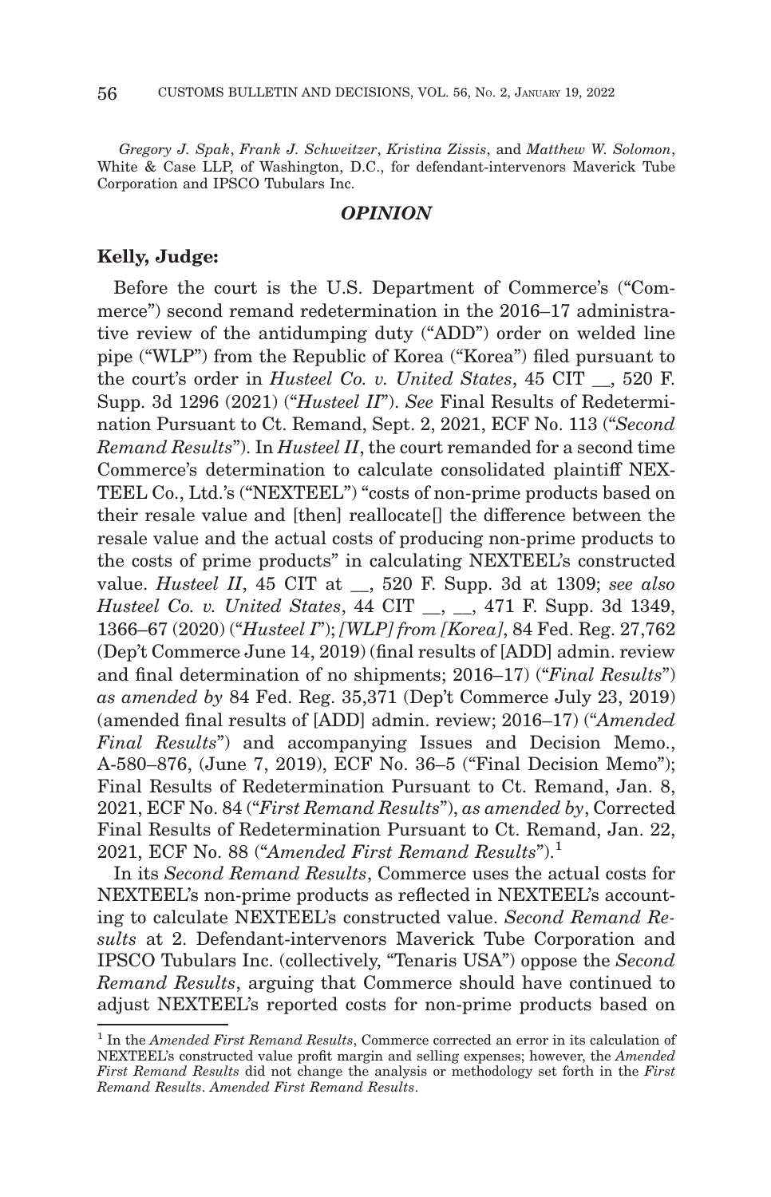*Gregory J. Spak*, *Frank J. Schweitzer*, *Kristina Zissis*, and *Matthew W. Solomon*, White & Case LLP, of Washington, D.C., for defendant-intervenors Maverick Tube Corporation and IPSCO Tubulars Inc.

## *OPINION*

**Kelly, Judge:**

Before the court is the U.S. Department of Commerce's ("Commerce") second remand redetermination in the 2016–17 administrative review of the antidumping duty ("ADD") order on welded line pipe ("WLP") from the Republic of Korea ("Korea") filed pursuant to the court's order in *Husteel Co. v. United States*, 45 CIT __, 520 F. Supp. 3d 1296 (2021) ("*Husteel II*"). *See* Final Results of Redetermination Pursuant to Ct. Remand, Sept. 2, 2021, ECF No. 113 ("*Second Remand Results*"). In *Husteel II*, the court remanded for a second time Commerce's determination to calculate consolidated plaintiff NEXTEEL Co., Ltd.'s ("NEXTEEL") "costs of non-prime products based on their resale value and [then] reallocate[] the difference between the resale value and the actual costs of producing non-prime products to the costs of prime products" in calculating NEXTEEL's constructed value. *Husteel II*, 45 CIT at __, 520 F. Supp. 3d at 1309; *see also Husteel Co. v. United States*, 44 CIT __, __, 471 F. Supp. 3d 1349, 1366–67 (2020) ("*Husteel I*"); *[WLP] from [Korea]*, 84 Fed. Reg. 27,762 (Dep't Commerce June 14, 2019) (final results of [ADD] admin. review and final determination of no shipments; 2016–17) ("*Final Results*") *as amended by* 84 Fed. Reg. 35,371 (Dep't Commerce July 23, 2019) (amended final results of [ADD] admin. review; 2016–17) ("*Amended Final Results*") and accompanying Issues and Decision Memo., A-580–876, (June 7, 2019), ECF No. 36–5 ("Final Decision Memo"); Final Results of Redetermination Pursuant to Ct. Remand, Jan. 8, 2021, ECF No. 84 ("*First Remand Results*"), *as amended by*, Corrected Final Results of Redetermination Pursuant to Ct. Remand, Jan. 22, 2021, ECF No. 88 ("*Amended First Remand Results*").[1]

In its *Second Remand Results*, Commerce uses the actual costs for NEXTEEL's non-prime products as reflected in NEXTEEL's accounting to calculate NEXTEEL's constructed value. *Second Remand Results* at 2. Defendant-intervenors Maverick Tube Corporation and IPSCO Tubulars Inc. (collectively, "Tenaris USA") oppose the *Second Remand Results*, arguing that Commerce should have continued to adjust NEXTEEL's reported costs for non-prime products based on

[1] In the *Amended First Remand Results*, Commerce corrected an error in its calculation of NEXTEEL's constructed value profit margin and selling expenses; however, the *Amended First Remand Results* did not change the analysis or methodology set forth in the *First Remand Results*. *Amended First Remand Results*.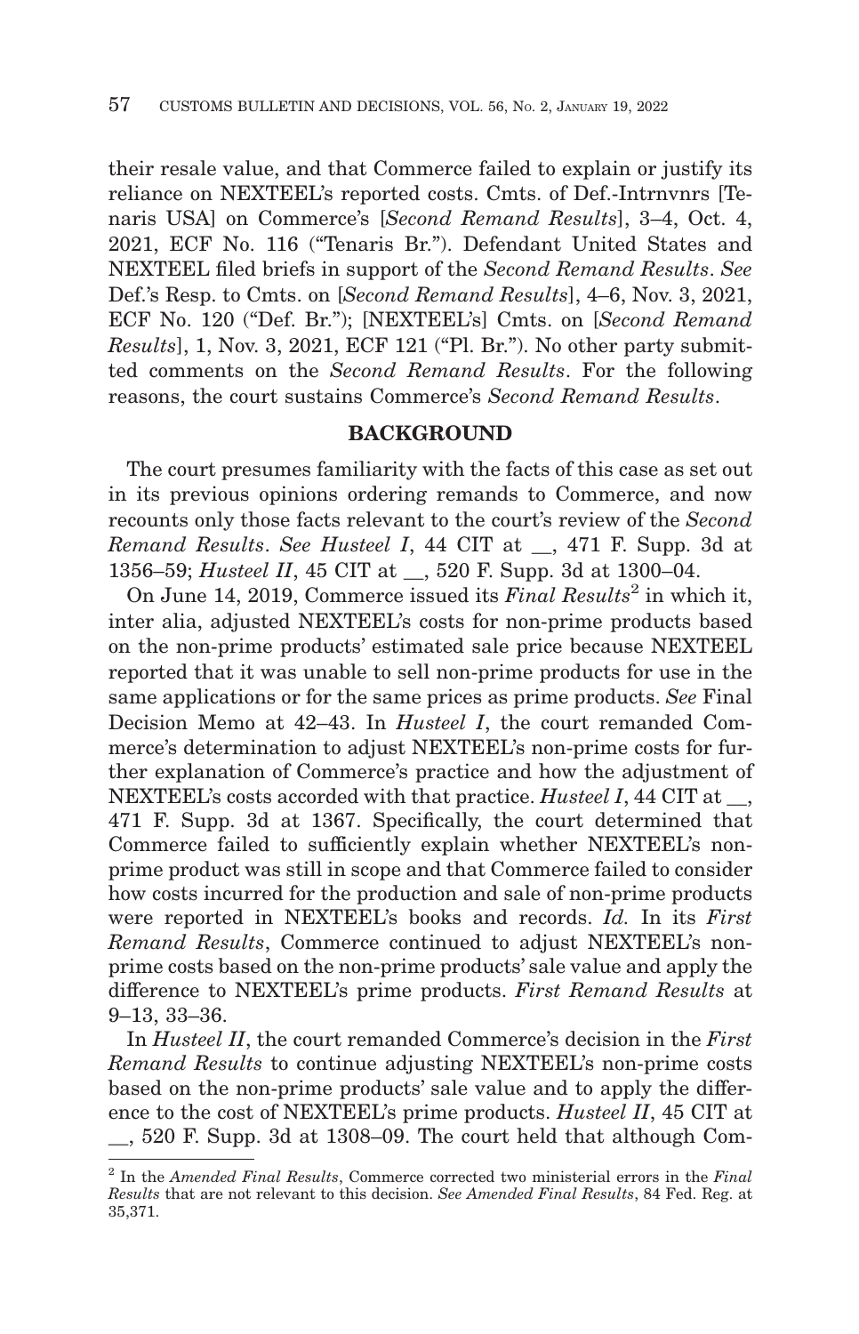their resale value, and that Commerce failed to explain or justify its reliance on NEXTEEL's reported costs. Cmts. of Def.-Intrnvnrs [Tenaris USA] on Commerce's [*Second Remand Results*], 3–4, Oct. 4, 2021, ECF No. 116 ("Tenaris Br."). Defendant United States and NEXTEEL filed briefs in support of the *Second Remand Results*. *See* Def.'s Resp. to Cmts. on [*Second Remand Results*], 4–6, Nov. 3, 2021, ECF No. 120 ("Def. Br."); [NEXTEEL's] Cmts. on [*Second Remand Results*], 1, Nov. 3, 2021, ECF 121 ("Pl. Br."). No other party submitted comments on the *Second Remand Results*. For the following reasons, the court sustains Commerce's *Second Remand Results*.

## BACKGROUND

The court presumes familiarity with the facts of this case as set out in its previous opinions ordering remands to Commerce, and now recounts only those facts relevant to the court's review of the *Second Remand Results*. *See Husteel I*, 44 CIT at __, 471 F. Supp. 3d at 1356–59; *Husteel II*, 45 CIT at __, 520 F. Supp. 3d at 1300–04.

On June 14, 2019, Commerce issued its *Final Results*[2] in which it, inter alia, adjusted NEXTEEL's costs for non-prime products based on the non-prime products' estimated sale price because NEXTEEL reported that it was unable to sell non-prime products for use in the same applications or for the same prices as prime products. *See* Final Decision Memo at 42–43. In *Husteel I*, the court remanded Commerce's determination to adjust NEXTEEL's non-prime costs for further explanation of Commerce's practice and how the adjustment of NEXTEEL's costs accorded with that practice. *Husteel I*, 44 CIT at __, 471 F. Supp. 3d at 1367. Specifically, the court determined that Commerce failed to sufficiently explain whether NEXTEEL's non-prime product was still in scope and that Commerce failed to consider how costs incurred for the production and sale of non-prime products were reported in NEXTEEL's books and records. *Id.* In its *First Remand Results*, Commerce continued to adjust NEXTEEL's non-prime costs based on the non-prime products' sale value and apply the difference to NEXTEEL's prime products. *First Remand Results* at 9–13, 33–36.

In *Husteel II*, the court remanded Commerce's decision in the *First Remand Results* to continue adjusting NEXTEEL's non-prime costs based on the non-prime products' sale value and to apply the difference to the cost of NEXTEEL's prime products. *Husteel II*, 45 CIT at __, 520 F. Supp. 3d at 1308–09. The court held that although Com-

[2] In the *Amended Final Results*, Commerce corrected two ministerial errors in the *Final Results* that are not relevant to this decision. *See Amended Final Results*, 84 Fed. Reg. at 35,371.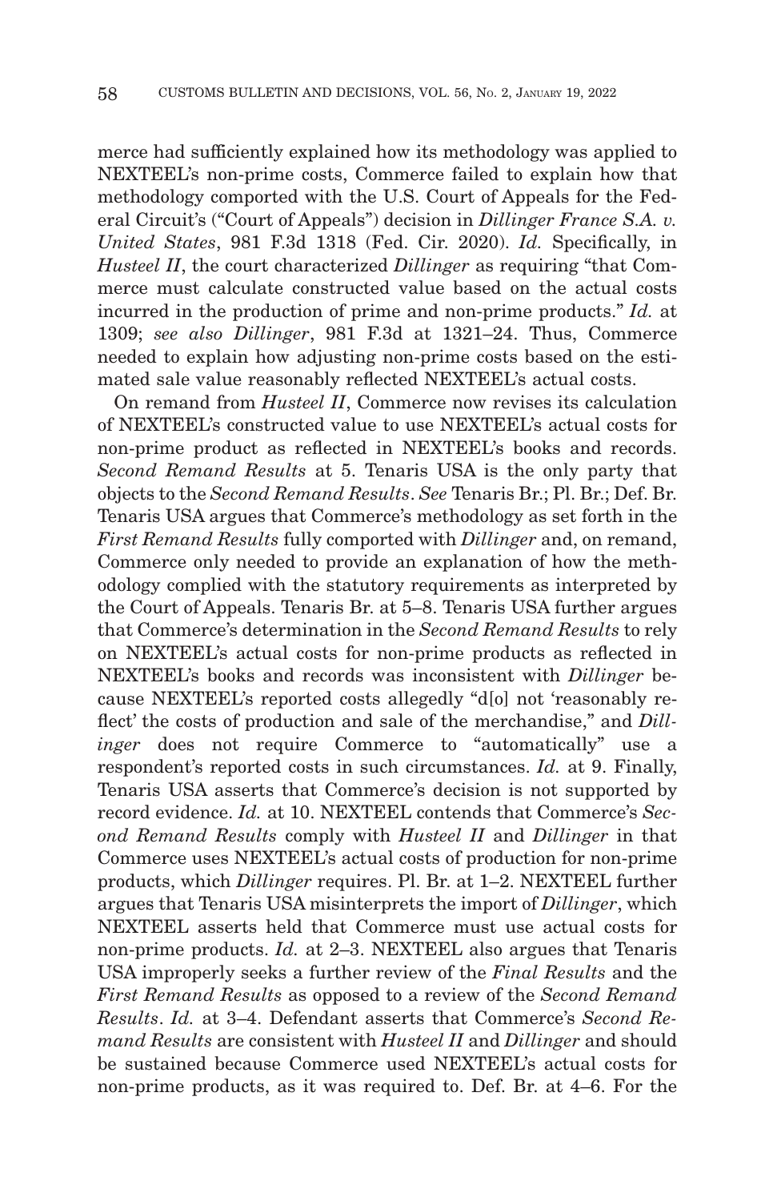merce had sufficiently explained how its methodology was applied to NEXTEEL's non-prime costs, Commerce failed to explain how that methodology comported with the U.S. Court of Appeals for the Federal Circuit's ("Court of Appeals") decision in *Dillinger France S.A. v. United States*, 981 F.3d 1318 (Fed. Cir. 2020). *Id.* Specifically, in *Husteel II*, the court characterized *Dillinger* as requiring "that Commerce must calculate constructed value based on the actual costs incurred in the production of prime and non-prime products." *Id.* at 1309; *see also Dillinger*, 981 F.3d at 1321–24. Thus, Commerce needed to explain how adjusting non-prime costs based on the estimated sale value reasonably reflected NEXTEEL's actual costs.

On remand from *Husteel II*, Commerce now revises its calculation of NEXTEEL's constructed value to use NEXTEEL's actual costs for non-prime product as reflected in NEXTEEL's books and records. *Second Remand Results* at 5. Tenaris USA is the only party that objects to the *Second Remand Results*. *See* Tenaris Br.; Pl. Br.; Def. Br. Tenaris USA argues that Commerce's methodology as set forth in the *First Remand Results* fully comported with *Dillinger* and, on remand, Commerce only needed to provide an explanation of how the methodology complied with the statutory requirements as interpreted by the Court of Appeals. Tenaris Br. at 5–8. Tenaris USA further argues that Commerce's determination in the *Second Remand Results* to rely on NEXTEEL's actual costs for non-prime products as reflected in NEXTEEL's books and records was inconsistent with *Dillinger* because NEXTEEL's reported costs allegedly "d[o] not 'reasonably reflect' the costs of production and sale of the merchandise," and *Dillinger* does not require Commerce to "automatically" use a respondent's reported costs in such circumstances. *Id.* at 9. Finally, Tenaris USA asserts that Commerce's decision is not supported by record evidence. *Id.* at 10. NEXTEEL contends that Commerce's *Second Remand Results* comply with *Husteel II* and *Dillinger* in that Commerce uses NEXTEEL's actual costs of production for non-prime products, which *Dillinger* requires. Pl. Br. at 1–2. NEXTEEL further argues that Tenaris USA misinterprets the import of *Dillinger*, which NEXTEEL asserts held that Commerce must use actual costs for non-prime products. *Id.* at 2–3. NEXTEEL also argues that Tenaris USA improperly seeks a further review of the *Final Results* and the *First Remand Results* as opposed to a review of the *Second Remand Results*. *Id.* at 3–4. Defendant asserts that Commerce's *Second Remand Results* are consistent with *Husteel II* and *Dillinger* and should be sustained because Commerce used NEXTEEL's actual costs for non-prime products, as it was required to. Def. Br. at 4–6. For the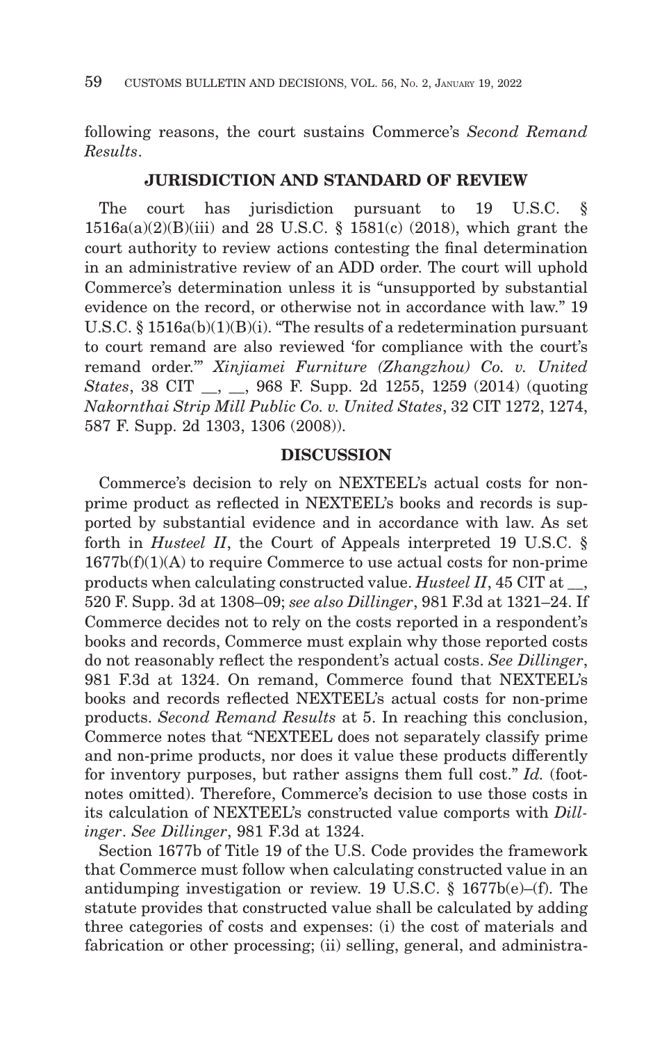following reasons, the court sustains Commerce's *Second Remand Results*.

## JURISDICTION AND STANDARD OF REVIEW

The court has jurisdiction pursuant to 19 U.S.C. § 1516a(a)(2)(B)(iii) and 28 U.S.C. § 1581(c) (2018), which grant the court authority to review actions contesting the final determination in an administrative review of an ADD order. The court will uphold Commerce's determination unless it is "unsupported by substantial evidence on the record, or otherwise not in accordance with law." 19 U.S.C. § 1516a(b)(1)(B)(i). "The results of a redetermination pursuant to court remand are also reviewed 'for compliance with the court's remand order.'" *Xinjiamei Furniture (Zhangzhou) Co. v. United States*, 38 CIT __, __, 968 F. Supp. 2d 1255, 1259 (2014) (quoting *Nakornthai Strip Mill Public Co. v. United States*, 32 CIT 1272, 1274, 587 F. Supp. 2d 1303, 1306 (2008)).

## DISCUSSION

Commerce's decision to rely on NEXTEEL's actual costs for non-prime product as reflected in NEXTEEL's books and records is supported by substantial evidence and in accordance with law. As set forth in *Husteel II*, the Court of Appeals interpreted 19 U.S.C. § 1677b(f)(1)(A) to require Commerce to use actual costs for non-prime products when calculating constructed value. *Husteel II*, 45 CIT at __, 520 F. Supp. 3d at 1308–09; *see also Dillinger*, 981 F.3d at 1321–24. If Commerce decides not to rely on the costs reported in a respondent's books and records, Commerce must explain why those reported costs do not reasonably reflect the respondent's actual costs. *See Dillinger*, 981 F.3d at 1324. On remand, Commerce found that NEXTEEL's books and records reflected NEXTEEL's actual costs for non-prime products. *Second Remand Results* at 5. In reaching this conclusion, Commerce notes that "NEXTEEL does not separately classify prime and non-prime products, nor does it value these products differently for inventory purposes, but rather assigns them full cost." *Id.* (footnotes omitted). Therefore, Commerce's decision to use those costs in its calculation of NEXTEEL's constructed value comports with *Dillinger*. *See Dillinger*, 981 F.3d at 1324.

Section 1677b of Title 19 of the U.S. Code provides the framework that Commerce must follow when calculating constructed value in an antidumping investigation or review. 19 U.S.C. § 1677b(e)–(f). The statute provides that constructed value shall be calculated by adding three categories of costs and expenses: (i) the cost of materials and fabrication or other processing; (ii) selling, general, and administra-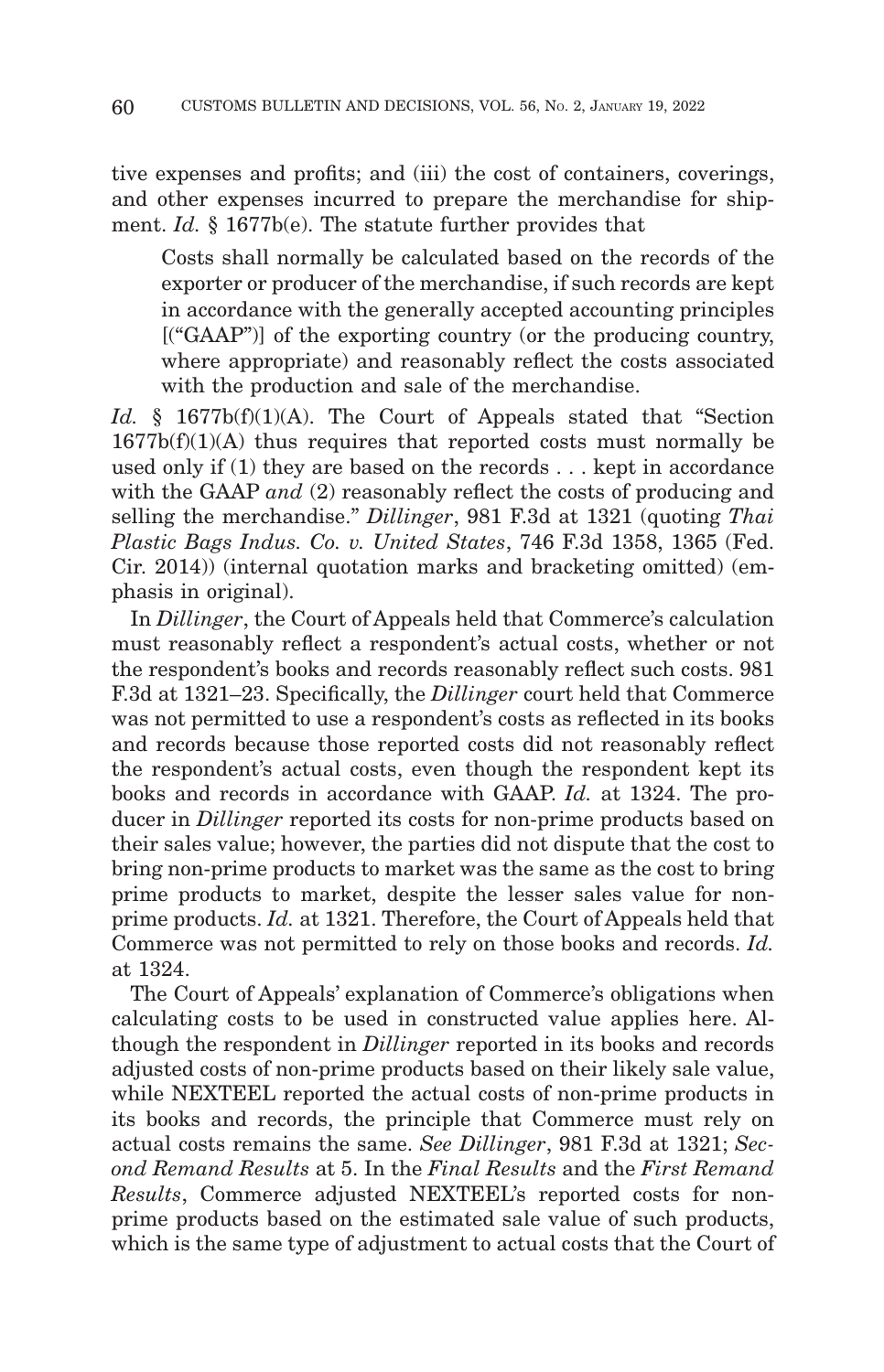tive expenses and profits; and (iii) the cost of containers, coverings, and other expenses incurred to prepare the merchandise for shipment. *Id.* § 1677b(e). The statute further provides that

> Costs shall normally be calculated based on the records of the exporter or producer of the merchandise, if such records are kept in accordance with the generally accepted accounting principles [("GAAP")] of the exporting country (or the producing country, where appropriate) and reasonably reflect the costs associated with the production and sale of the merchandise.

*Id.* § 1677b(f)(1)(A). The Court of Appeals stated that "Section 1677b(f)(1)(A) thus requires that reported costs must normally be used only if (1) they are based on the records . . . kept in accordance with the GAAP *and* (2) reasonably reflect the costs of producing and selling the merchandise." *Dillinger*, 981 F.3d at 1321 (quoting *Thai Plastic Bags Indus. Co. v. United States*, 746 F.3d 1358, 1365 (Fed. Cir. 2014)) (internal quotation marks and bracketing omitted) (emphasis in original).

In *Dillinger*, the Court of Appeals held that Commerce's calculation must reasonably reflect a respondent's actual costs, whether or not the respondent's books and records reasonably reflect such costs. 981 F.3d at 1321–23. Specifically, the *Dillinger* court held that Commerce was not permitted to use a respondent's costs as reflected in its books and records because those reported costs did not reasonably reflect the respondent's actual costs, even though the respondent kept its books and records in accordance with GAAP. *Id.* at 1324. The producer in *Dillinger* reported its costs for non-prime products based on their sales value; however, the parties did not dispute that the cost to bring non-prime products to market was the same as the cost to bring prime products to market, despite the lesser sales value for non-prime products. *Id.* at 1321. Therefore, the Court of Appeals held that Commerce was not permitted to rely on those books and records. *Id.* at 1324.

The Court of Appeals' explanation of Commerce's obligations when calculating costs to be used in constructed value applies here. Although the respondent in *Dillinger* reported in its books and records adjusted costs of non-prime products based on their likely sale value, while NEXTEEL reported the actual costs of non-prime products in its books and records, the principle that Commerce must rely on actual costs remains the same. *See Dillinger*, 981 F.3d at 1321; *Second Remand Results* at 5. In the *Final Results* and the *First Remand Results*, Commerce adjusted NEXTEEL's reported costs for non-prime products based on the estimated sale value of such products, which is the same type of adjustment to actual costs that the Court of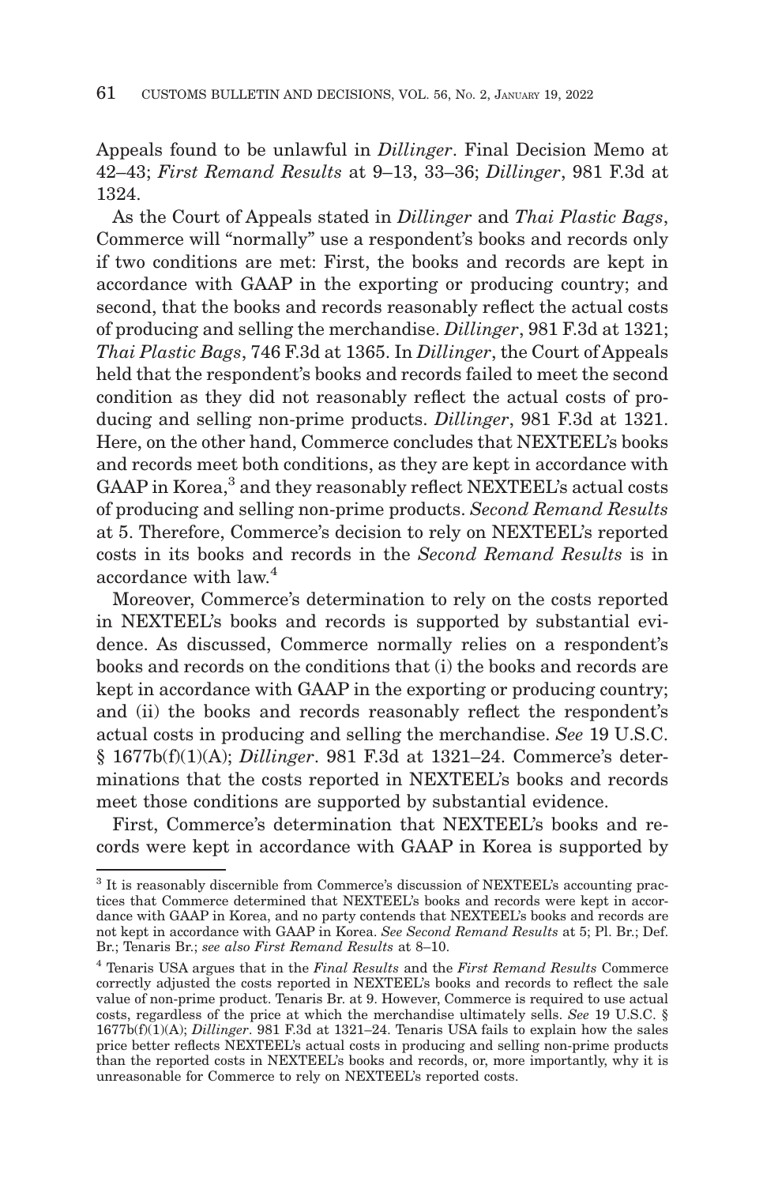Appeals found to be unlawful in *Dillinger*. Final Decision Memo at 42–43; *First Remand Results* at 9–13, 33–36; *Dillinger*, 981 F.3d at 1324.

As the Court of Appeals stated in *Dillinger* and *Thai Plastic Bags*, Commerce will "normally" use a respondent's books and records only if two conditions are met: First, the books and records are kept in accordance with GAAP in the exporting or producing country; and second, that the books and records reasonably reflect the actual costs of producing and selling the merchandise. *Dillinger*, 981 F.3d at 1321; *Thai Plastic Bags*, 746 F.3d at 1365. In *Dillinger*, the Court of Appeals held that the respondent's books and records failed to meet the second condition as they did not reasonably reflect the actual costs of producing and selling non-prime products. *Dillinger*, 981 F.3d at 1321. Here, on the other hand, Commerce concludes that NEXTEEL's books and records meet both conditions, as they are kept in accordance with GAAP in Korea,[3] and they reasonably reflect NEXTEEL's actual costs of producing and selling non-prime products. *Second Remand Results* at 5. Therefore, Commerce's decision to rely on NEXTEEL's reported costs in its books and records in the *Second Remand Results* is in accordance with law.[4]

Moreover, Commerce's determination to rely on the costs reported in NEXTEEL's books and records is supported by substantial evidence. As discussed, Commerce normally relies on a respondent's books and records on the conditions that (i) the books and records are kept in accordance with GAAP in the exporting or producing country; and (ii) the books and records reasonably reflect the respondent's actual costs in producing and selling the merchandise. *See* 19 U.S.C. § 1677b(f)(1)(A); *Dillinger*. 981 F.3d at 1321–24. Commerce's determinations that the costs reported in NEXTEEL's books and records meet those conditions are supported by substantial evidence.

First, Commerce's determination that NEXTEEL's books and records were kept in accordance with GAAP in Korea is supported by

---

[3] It is reasonably discernible from Commerce's discussion of NEXTEEL's accounting practices that Commerce determined that NEXTEEL's books and records were kept in accordance with GAAP in Korea, and no party contends that NEXTEEL's books and records are not kept in accordance with GAAP in Korea. *See Second Remand Results* at 5; Pl. Br.; Def. Br.; Tenaris Br.; *see also First Remand Results* at 8–10.

[4] Tenaris USA argues that in the *Final Results* and the *First Remand Results* Commerce correctly adjusted the costs reported in NEXTEEL's books and records to reflect the sale value of non-prime product. Tenaris Br. at 9. However, Commerce is required to use actual costs, regardless of the price at which the merchandise ultimately sells. *See* 19 U.S.C. § 1677b(f)(1)(A); *Dillinger*. 981 F.3d at 1321–24. Tenaris USA fails to explain how the sales price better reflects NEXTEEL's actual costs in producing and selling non-prime products than the reported costs in NEXTEEL's books and records, or, more importantly, why it is unreasonable for Commerce to rely on NEXTEEL's reported costs.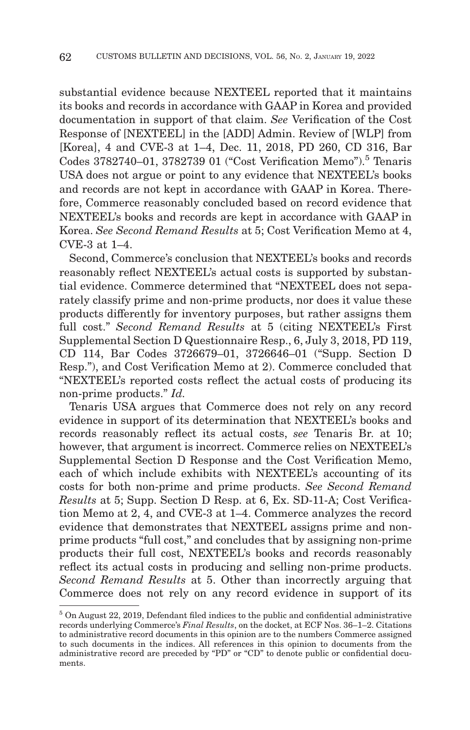substantial evidence because NEXTEEL reported that it maintains its books and records in accordance with GAAP in Korea and provided documentation in support of that claim. *See* Verification of the Cost Response of [NEXTEEL] in the [ADD] Admin. Review of [WLP] from [Korea], 4 and CVE-3 at 1–4, Dec. 11, 2018, PD 260, CD 316, Bar Codes 3782740–01, 3782739 01 ("Cost Verification Memo").[5] Tenaris USA does not argue or point to any evidence that NEXTEEL's books and records are not kept in accordance with GAAP in Korea. Therefore, Commerce reasonably concluded based on record evidence that NEXTEEL's books and records are kept in accordance with GAAP in Korea. *See Second Remand Results* at 5; Cost Verification Memo at 4, CVE-3 at 1–4.

Second, Commerce's conclusion that NEXTEEL's books and records reasonably reflect NEXTEEL's actual costs is supported by substantial evidence. Commerce determined that "NEXTEEL does not separately classify prime and non-prime products, nor does it value these products differently for inventory purposes, but rather assigns them full cost." *Second Remand Results* at 5 (citing NEXTEEL's First Supplemental Section D Questionnaire Resp., 6, July 3, 2018, PD 119, CD 114, Bar Codes 3726679–01, 3726646–01 ("Supp. Section D Resp."), and Cost Verification Memo at 2). Commerce concluded that "NEXTEEL's reported costs reflect the actual costs of producing its non-prime products." *Id.*

Tenaris USA argues that Commerce does not rely on any record evidence in support of its determination that NEXTEEL's books and records reasonably reflect its actual costs, *see* Tenaris Br. at 10; however, that argument is incorrect. Commerce relies on NEXTEEL's Supplemental Section D Response and the Cost Verification Memo, each of which include exhibits with NEXTEEL's accounting of its costs for both non-prime and prime products. *See Second Remand Results* at 5; Supp. Section D Resp. at 6, Ex. SD-11-A; Cost Verification Memo at 2, 4, and CVE-3 at 1–4. Commerce analyzes the record evidence that demonstrates that NEXTEEL assigns prime and non-prime products "full cost," and concludes that by assigning non-prime products their full cost, NEXTEEL's books and records reasonably reflect its actual costs in producing and selling non-prime products. *Second Remand Results* at 5. Other than incorrectly arguing that Commerce does not rely on any record evidence in support of its

---

[5] On August 22, 2019, Defendant filed indices to the public and confidential administrative records underlying Commerce's *Final Results*, on the docket, at ECF Nos. 36–1–2. Citations to administrative record documents in this opinion are to the numbers Commerce assigned to such documents in the indices. All references in this opinion to documents from the administrative record are preceded by "PD" or "CD" to denote public or confidential documents.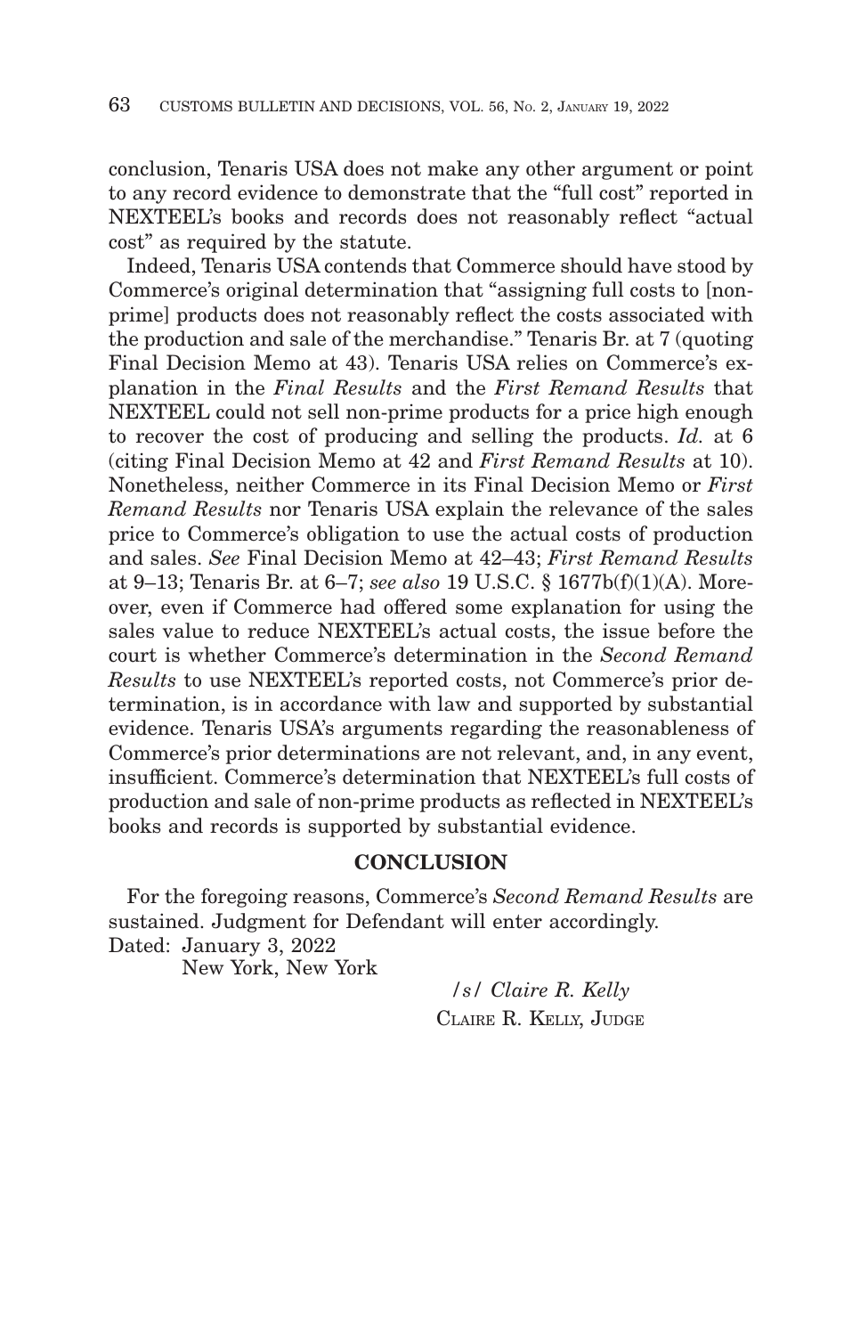conclusion, Tenaris USA does not make any other argument or point to any record evidence to demonstrate that the "full cost" reported in NEXTEEL's books and records does not reasonably reflect "actual cost" as required by the statute.

Indeed, Tenaris USA contends that Commerce should have stood by Commerce's original determination that "assigning full costs to [non-prime] products does not reasonably reflect the costs associated with the production and sale of the merchandise." Tenaris Br. at 7 (quoting Final Decision Memo at 43). Tenaris USA relies on Commerce's explanation in the *Final Results* and the *First Remand Results* that NEXTEEL could not sell non-prime products for a price high enough to recover the cost of producing and selling the products. *Id.* at 6 (citing Final Decision Memo at 42 and *First Remand Results* at 10). Nonetheless, neither Commerce in its Final Decision Memo or *First Remand Results* nor Tenaris USA explain the relevance of the sales price to Commerce's obligation to use the actual costs of production and sales. *See* Final Decision Memo at 42–43; *First Remand Results* at 9–13; Tenaris Br. at 6–7; *see also* 19 U.S.C. § 1677b(f)(1)(A). Moreover, even if Commerce had offered some explanation for using the sales value to reduce NEXTEEL's actual costs, the issue before the court is whether Commerce's determination in the *Second Remand Results* to use NEXTEEL's reported costs, not Commerce's prior determination, is in accordance with law and supported by substantial evidence. Tenaris USA's arguments regarding the reasonableness of Commerce's prior determinations are not relevant, and, in any event, insufficient. Commerce's determination that NEXTEEL's full costs of production and sale of non-prime products as reflected in NEXTEEL's books and records is supported by substantial evidence.

## CONCLUSION

For the foregoing reasons, Commerce's *Second Remand Results* are sustained. Judgment for Defendant will enter accordingly.

Dated: January 3, 2022
New York, New York

/s/ *Claire R. Kelly*
CLAIRE R. KELLY, JUDGE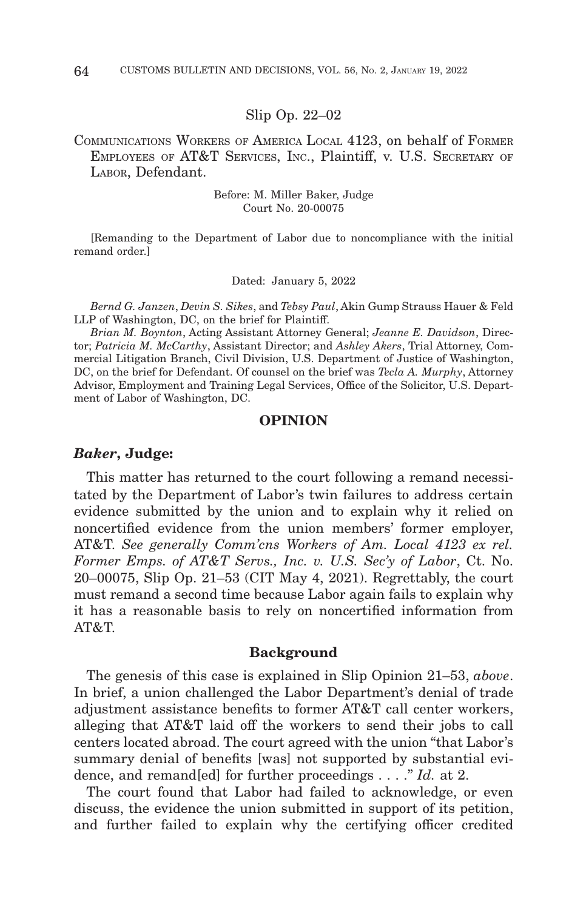Slip Op. 22–02

COMMUNICATIONS WORKERS OF AMERICA LOCAL 4123, on behalf of FORMER EMPLOYEES OF AT&T SERVICES, INC., Plaintiff, v. U.S. SECRETARY OF LABOR, Defendant.

Before: M. Miller Baker, Judge
Court No. 20-00075

[Remanding to the Department of Labor due to noncompliance with the initial remand order.]

Dated: January 5, 2022

*Bernd G. Janzen*, *Devin S. Sikes*, and *Tebsy Paul*, Akin Gump Strauss Hauer & Feld LLP of Washington, DC, on the brief for Plaintiff.

*Brian M. Boynton*, Acting Assistant Attorney General; *Jeanne E. Davidson*, Director; *Patricia M. McCarthy*, Assistant Director; and *Ashley Akers*, Trial Attorney, Commercial Litigation Branch, Civil Division, U.S. Department of Justice of Washington, DC, on the brief for Defendant. Of counsel on the brief was *Tecla A. Murphy*, Attorney Advisor, Employment and Training Legal Services, Office of the Solicitor, U.S. Department of Labor of Washington, DC.

## OPINION

### *Baker*, Judge:

This matter has returned to the court following a remand necessitated by the Department of Labor's twin failures to address certain evidence submitted by the union and to explain why it relied on noncertified evidence from the union members' former employer, AT&T. *See generally Comm'cns Workers of Am. Local 4123 ex rel. Former Emps. of AT&T Servs., Inc. v. U.S. Sec'y of Labor*, Ct. No. 20–00075, Slip Op. 21–53 (CIT May 4, 2021). Regrettably, the court must remand a second time because Labor again fails to explain why it has a reasonable basis to rely on noncertified information from AT&T.

### Background

The genesis of this case is explained in Slip Opinion 21–53, *above*. In brief, a union challenged the Labor Department's denial of trade adjustment assistance benefits to former AT&T call center workers, alleging that AT&T laid off the workers to send their jobs to call centers located abroad. The court agreed with the union "that Labor's summary denial of benefits [was] not supported by substantial evidence, and remand[ed] for further proceedings . . . ." *Id.* at 2.

The court found that Labor had failed to acknowledge, or even discuss, the evidence the union submitted in support of its petition, and further failed to explain why the certifying officer credited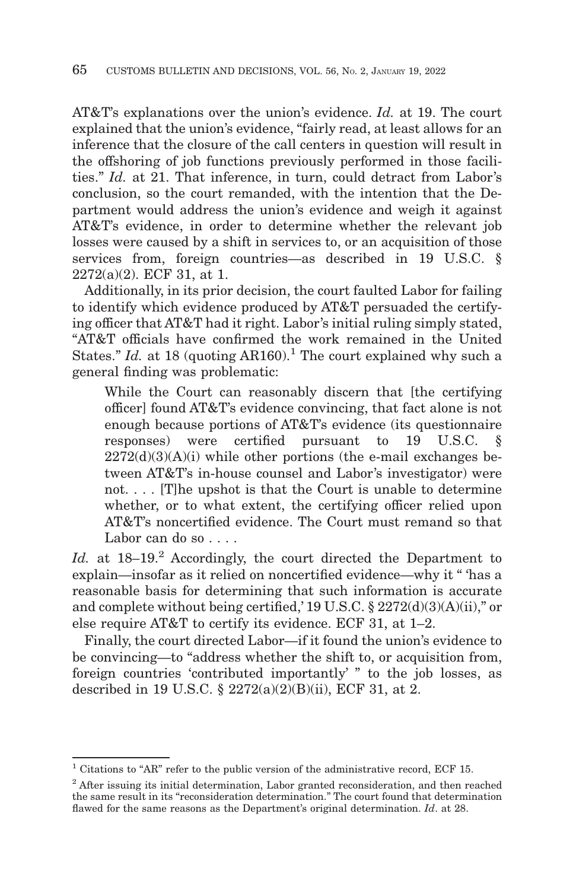AT&T's explanations over the union's evidence. *Id.* at 19. The court explained that the union's evidence, "fairly read, at least allows for an inference that the closure of the call centers in question will result in the offshoring of job functions previously performed in those facilities." *Id.* at 21. That inference, in turn, could detract from Labor's conclusion, so the court remanded, with the intention that the Department would address the union's evidence and weigh it against AT&T's evidence, in order to determine whether the relevant job losses were caused by a shift in services to, or an acquisition of those services from, foreign countries—as described in 19 U.S.C. § 2272(a)(2). ECF 31, at 1.

Additionally, in its prior decision, the court faulted Labor for failing to identify which evidence produced by AT&T persuaded the certifying officer that AT&T had it right. Labor's initial ruling simply stated, "AT&T officials have confirmed the work remained in the United States." *Id.* at 18 (quoting AR160).[1] The court explained why such a general finding was problematic:

> While the Court can reasonably discern that [the certifying officer] found AT&T's evidence convincing, that fact alone is not enough because portions of AT&T's evidence (its questionnaire responses) were certified pursuant to 19 U.S.C. § 2272(d)(3)(A)(i) while other portions (the e-mail exchanges between AT&T's in-house counsel and Labor's investigator) were not. . . . [T]he upshot is that the Court is unable to determine whether, or to what extent, the certifying officer relied upon AT&T's noncertified evidence. The Court must remand so that Labor can do so . . . .

*Id.* at 18–19.[2] Accordingly, the court directed the Department to explain—insofar as it relied on noncertified evidence—why it " 'has a reasonable basis for determining that such information is accurate and complete without being certified,' 19 U.S.C. § 2272(d)(3)(A)(ii)," or else require AT&T to certify its evidence. ECF 31, at 1–2.

Finally, the court directed Labor—if it found the union's evidence to be convincing—to "address whether the shift to, or acquisition from, foreign countries 'contributed importantly' " to the job losses, as described in 19 U.S.C. § 2272(a)(2)(B)(ii), ECF 31, at 2.

---

[1] Citations to "AR" refer to the public version of the administrative record, ECF 15.

[2] After issuing its initial determination, Labor granted reconsideration, and then reached the same result in its "reconsideration determination." The court found that determination flawed for the same reasons as the Department's original determination. *Id*. at 28.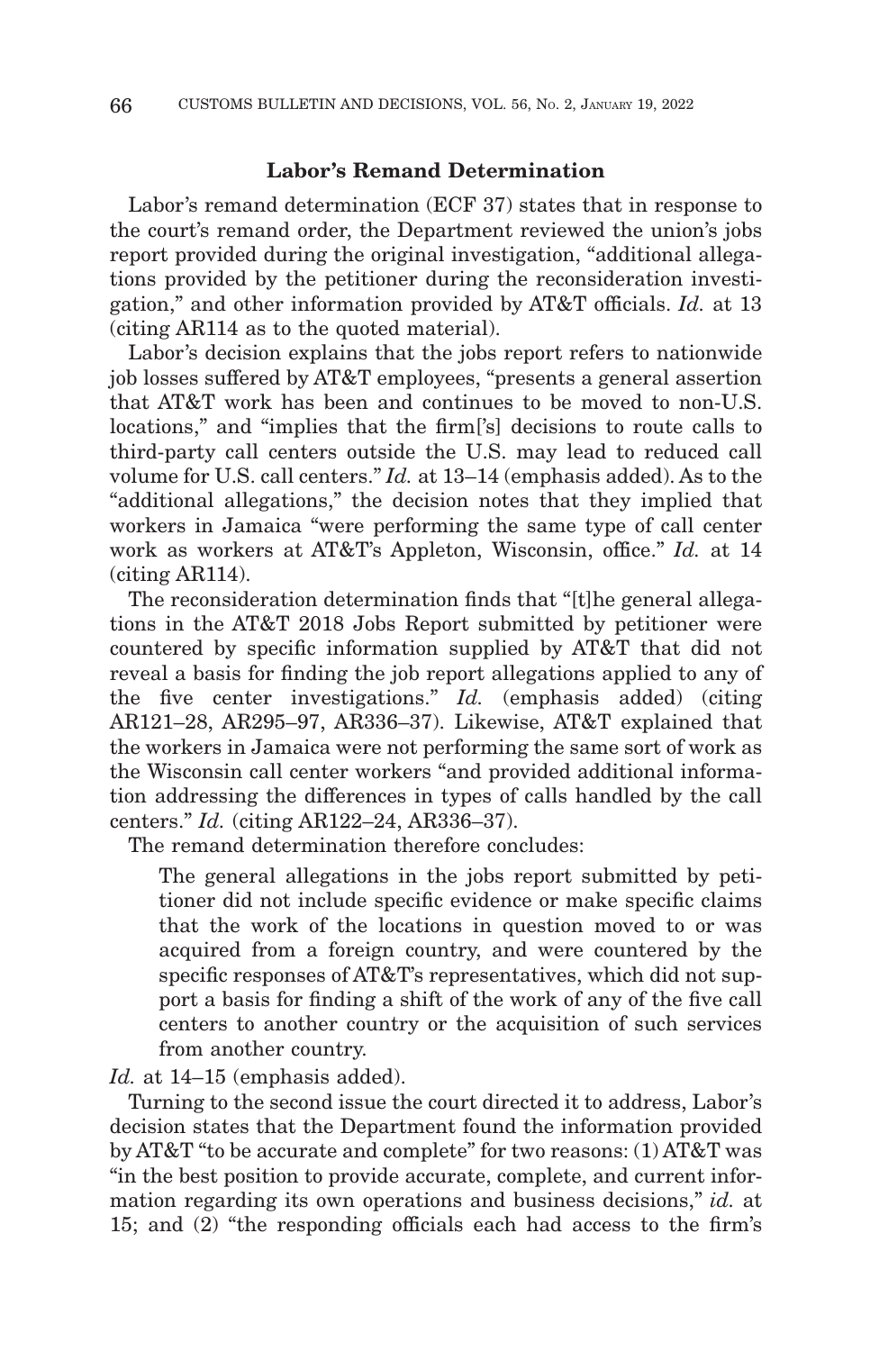## Labor's Remand Determination

Labor's remand determination (ECF 37) states that in response to the court's remand order, the Department reviewed the union's jobs report provided during the original investigation, "additional allegations provided by the petitioner during the reconsideration investigation," and other information provided by AT&T officials. *Id.* at 13 (citing AR114 as to the quoted material).

Labor's decision explains that the jobs report refers to nationwide job losses suffered by AT&T employees, "presents a general assertion that AT&T work has been and continues to be moved to non-U.S. locations," and "implies that the firm['s] decisions to route calls to third-party call centers outside the U.S. may lead to reduced call volume for U.S. call centers." *Id.* at 13–14 (emphasis added). As to the "additional allegations," the decision notes that they implied that workers in Jamaica "were performing the same type of call center work as workers at AT&T's Appleton, Wisconsin, office." *Id.* at 14 (citing AR114).

The reconsideration determination finds that "[t]he general allegations in the AT&T 2018 Jobs Report submitted by petitioner were countered by specific information supplied by AT&T that did not reveal a basis for finding the job report allegations applied to any of the five center investigations." *Id.* (emphasis added) (citing AR121–28, AR295–97, AR336–37). Likewise, AT&T explained that the workers in Jamaica were not performing the same sort of work as the Wisconsin call center workers "and provided additional information addressing the differences in types of calls handled by the call centers." *Id.* (citing AR122–24, AR336–37).

The remand determination therefore concludes:

> The general allegations in the jobs report submitted by petitioner did not include specific evidence or make specific claims that the work of the locations in question moved to or was acquired from a foreign country, and were countered by the specific responses of AT&T's representatives, which did not support a basis for finding a shift of the work of any of the five call centers to another country or the acquisition of such services from another country.

*Id.* at 14–15 (emphasis added).

Turning to the second issue the court directed it to address, Labor's decision states that the Department found the information provided by AT&T "to be accurate and complete" for two reasons: (1) AT&T was "in the best position to provide accurate, complete, and current information regarding its own operations and business decisions," *id.* at 15; and (2) "the responding officials each had access to the firm's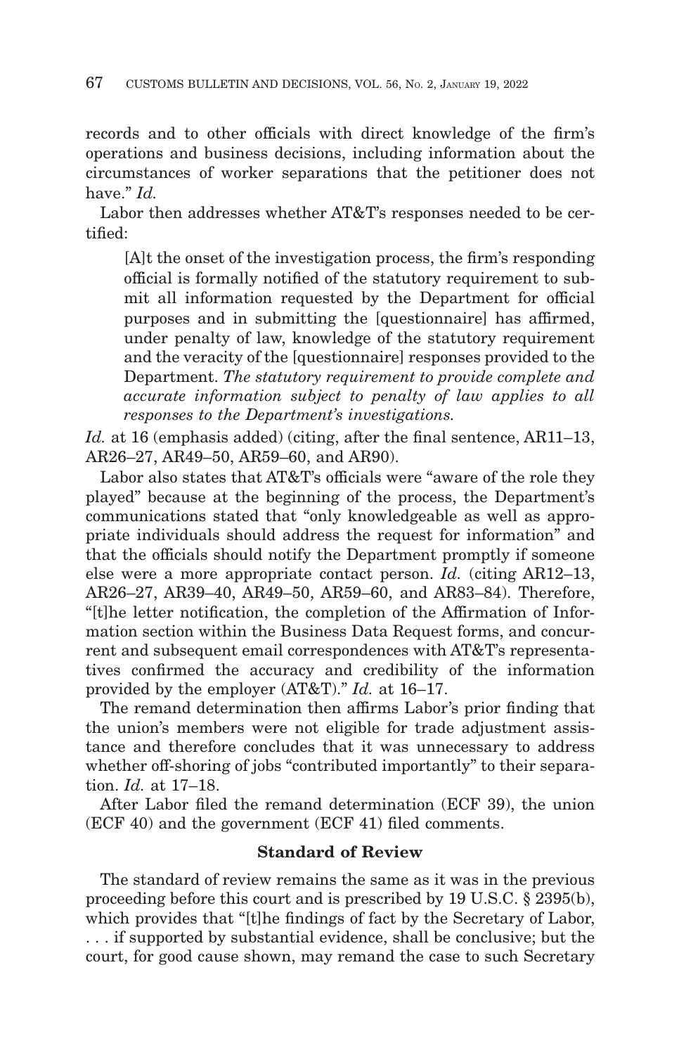records and to other officials with direct knowledge of the firm's operations and business decisions, including information about the circumstances of worker separations that the petitioner does not have." *Id.*

Labor then addresses whether AT&T's responses needed to be certified:

> [A]t the onset of the investigation process, the firm's responding official is formally notified of the statutory requirement to submit all information requested by the Department for official purposes and in submitting the [questionnaire] has affirmed, under penalty of law, knowledge of the statutory requirement and the veracity of the [questionnaire] responses provided to the Department. *The statutory requirement to provide complete and accurate information subject to penalty of law applies to all responses to the Department's investigations.*

*Id.* at 16 (emphasis added) (citing, after the final sentence, AR11–13, AR26–27, AR49–50, AR59–60, and AR90).

Labor also states that AT&T's officials were "aware of the role they played" because at the beginning of the process, the Department's communications stated that "only knowledgeable as well as appropriate individuals should address the request for information" and that the officials should notify the Department promptly if someone else were a more appropriate contact person. *Id.* (citing AR12–13, AR26–27, AR39–40, AR49–50, AR59–60, and AR83–84). Therefore, "[t]he letter notification, the completion of the Affirmation of Information section within the Business Data Request forms, and concurrent and subsequent email correspondences with AT&T's representatives confirmed the accuracy and credibility of the information provided by the employer (AT&T)." *Id.* at 16–17.

The remand determination then affirms Labor's prior finding that the union's members were not eligible for trade adjustment assistance and therefore concludes that it was unnecessary to address whether off-shoring of jobs "contributed importantly" to their separation. *Id.* at 17–18.

After Labor filed the remand determination (ECF 39), the union (ECF 40) and the government (ECF 41) filed comments.

### Standard of Review

The standard of review remains the same as it was in the previous proceeding before this court and is prescribed by 19 U.S.C. § 2395(b), which provides that "[t]he findings of fact by the Secretary of Labor, . . . if supported by substantial evidence, shall be conclusive; but the court, for good cause shown, may remand the case to such Secretary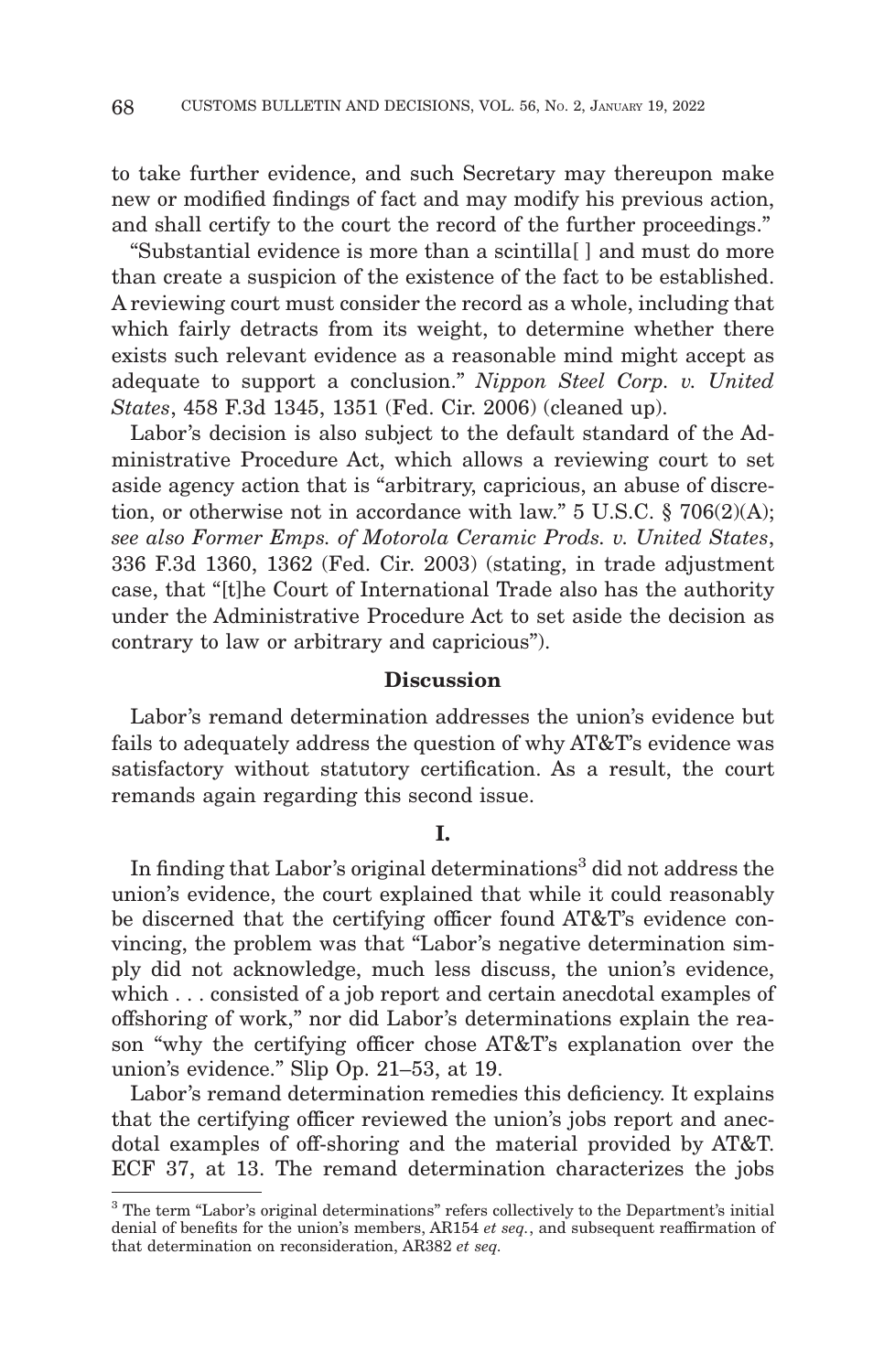to take further evidence, and such Secretary may thereupon make new or modified findings of fact and may modify his previous action, and shall certify to the court the record of the further proceedings."

"Substantial evidence is more than a scintilla[ ] and must do more than create a suspicion of the existence of the fact to be established. A reviewing court must consider the record as a whole, including that which fairly detracts from its weight, to determine whether there exists such relevant evidence as a reasonable mind might accept as adequate to support a conclusion." *Nippon Steel Corp. v. United States*, 458 F.3d 1345, 1351 (Fed. Cir. 2006) (cleaned up).

Labor's decision is also subject to the default standard of the Administrative Procedure Act, which allows a reviewing court to set aside agency action that is "arbitrary, capricious, an abuse of discretion, or otherwise not in accordance with law." 5 U.S.C. § 706(2)(A); *see also Former Emps. of Motorola Ceramic Prods. v. United States*, 336 F.3d 1360, 1362 (Fed. Cir. 2003) (stating, in trade adjustment case, that "[t]he Court of International Trade also has the authority under the Administrative Procedure Act to set aside the decision as contrary to law or arbitrary and capricious").

## Discussion

Labor's remand determination addresses the union's evidence but fails to adequately address the question of why AT&T's evidence was satisfactory without statutory certification. As a result, the court remands again regarding this second issue.

### I.

In finding that Labor's original determinations[3] did not address the union's evidence, the court explained that while it could reasonably be discerned that the certifying officer found AT&T's evidence convincing, the problem was that "Labor's negative determination simply did not acknowledge, much less discuss, the union's evidence, which . . . consisted of a job report and certain anecdotal examples of offshoring of work," nor did Labor's determinations explain the reason "why the certifying officer chose AT&T's explanation over the union's evidence." Slip Op. 21–53, at 19.

Labor's remand determination remedies this deficiency. It explains that the certifying officer reviewed the union's jobs report and anecdotal examples of off-shoring and the material provided by AT&T. ECF 37, at 13. The remand determination characterizes the jobs

[3] The term "Labor's original determinations" refers collectively to the Department's initial denial of benefits for the union's members, AR154 *et seq.*, and subsequent reaffirmation of that determination on reconsideration, AR382 *et seq.*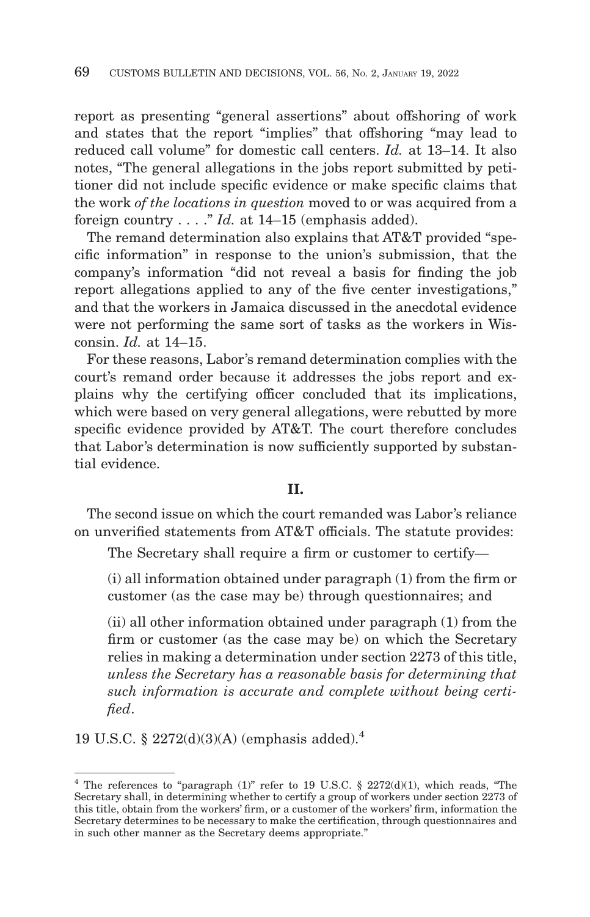report as presenting "general assertions" about offshoring of work and states that the report "implies" that offshoring "may lead to reduced call volume" for domestic call centers. *Id.* at 13–14. It also notes, "The general allegations in the jobs report submitted by petitioner did not include specific evidence or make specific claims that the work *of the locations in question* moved to or was acquired from a foreign country . . . ." *Id.* at 14–15 (emphasis added).

The remand determination also explains that AT&T provided "specific information" in response to the union's submission, that the company's information "did not reveal a basis for finding the job report allegations applied to any of the five center investigations," and that the workers in Jamaica discussed in the anecdotal evidence were not performing the same sort of tasks as the workers in Wisconsin. *Id.* at 14–15.

For these reasons, Labor's remand determination complies with the court's remand order because it addresses the jobs report and explains why the certifying officer concluded that its implications, which were based on very general allegations, were rebutted by more specific evidence provided by AT&T. The court therefore concludes that Labor's determination is now sufficiently supported by substantial evidence.

**II.**

The second issue on which the court remanded was Labor's reliance on unverified statements from AT&T officials. The statute provides:

> The Secretary shall require a firm or customer to certify—
>
> (i) all information obtained under paragraph (1) from the firm or customer (as the case may be) through questionnaires; and
>
> (ii) all other information obtained under paragraph (1) from the firm or customer (as the case may be) on which the Secretary relies in making a determination under section 2273 of this title, *unless the Secretary has a reasonable basis for determining that such information is accurate and complete without being certified*.

19 U.S.C. § 2272(d)(3)(A) (emphasis added).[4]

[4] The references to "paragraph (1)" refer to 19 U.S.C. § 2272(d)(1), which reads, "The Secretary shall, in determining whether to certify a group of workers under section 2273 of this title, obtain from the workers' firm, or a customer of the workers' firm, information the Secretary determines to be necessary to make the certification, through questionnaires and in such other manner as the Secretary deems appropriate."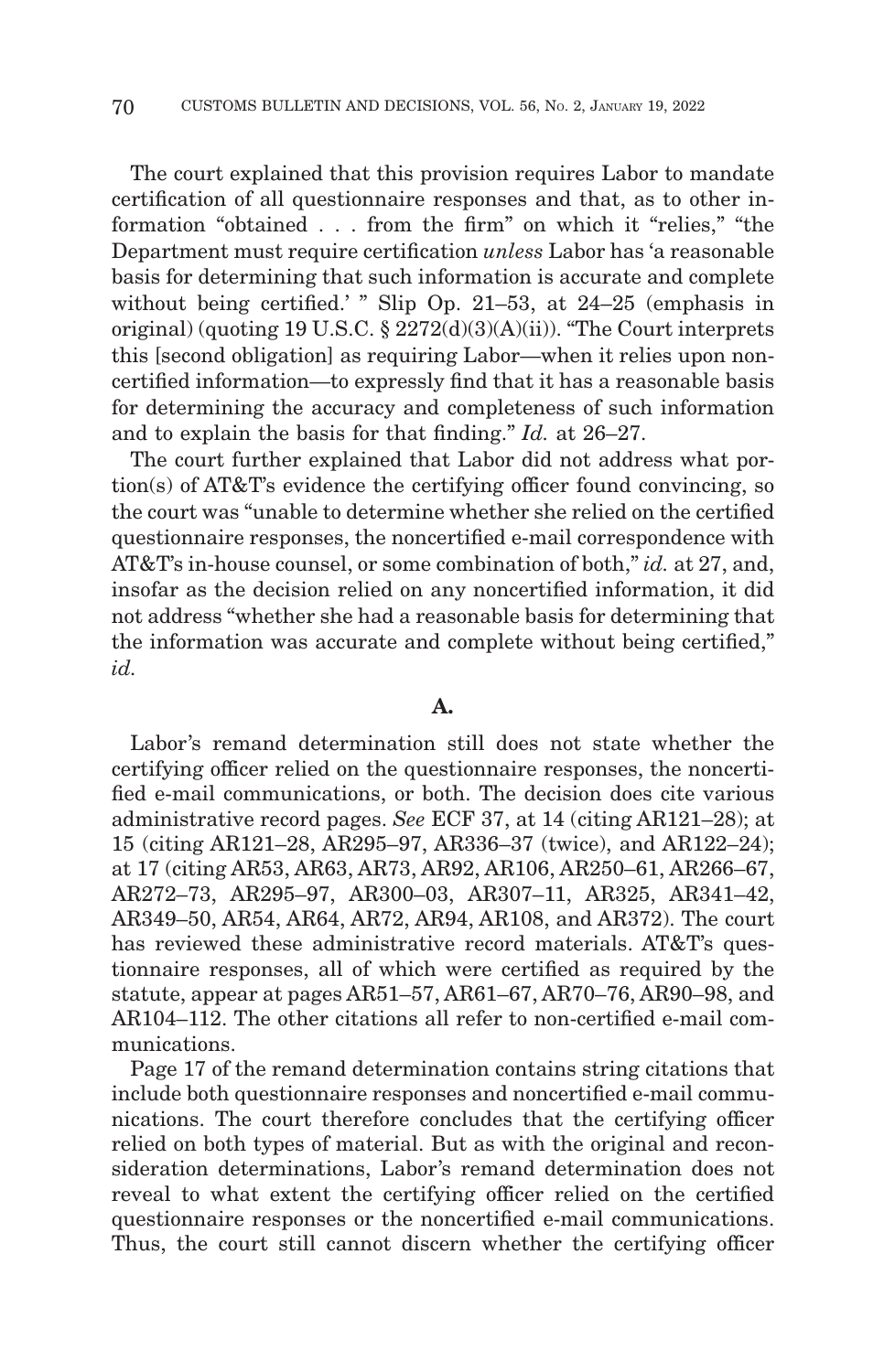The court explained that this provision requires Labor to mandate certification of all questionnaire responses and that, as to other information "obtained . . . from the firm" on which it "relies," "the Department must require certification *unless* Labor has 'a reasonable basis for determining that such information is accurate and complete without being certified.' " Slip Op. 21–53, at 24–25 (emphasis in original) (quoting 19 U.S.C. § 2272(d)(3)(A)(ii)). "The Court interprets this [second obligation] as requiring Labor—when it relies upon noncertified information—to expressly find that it has a reasonable basis for determining the accuracy and completeness of such information and to explain the basis for that finding." *Id.* at 26–27.

The court further explained that Labor did not address what portion(s) of AT&T's evidence the certifying officer found convincing, so the court was "unable to determine whether she relied on the certified questionnaire responses, the noncertified e-mail correspondence with AT&T's in-house counsel, or some combination of both," *id.* at 27, and, insofar as the decision relied on any noncertified information, it did not address "whether she had a reasonable basis for determining that the information was accurate and complete without being certified," *id.*

**A.**

Labor's remand determination still does not state whether the certifying officer relied on the questionnaire responses, the noncertified e-mail communications, or both. The decision does cite various administrative record pages. *See* ECF 37, at 14 (citing AR121–28); at 15 (citing AR121–28, AR295–97, AR336–37 (twice), and AR122–24); at 17 (citing AR53, AR63, AR73, AR92, AR106, AR250–61, AR266–67, AR272–73, AR295–97, AR300–03, AR307–11, AR325, AR341–42, AR349–50, AR54, AR64, AR72, AR94, AR108, and AR372). The court has reviewed these administrative record materials. AT&T's questionnaire responses, all of which were certified as required by the statute, appear at pages AR51–57, AR61–67, AR70–76, AR90–98, and AR104–112. The other citations all refer to non-certified e-mail communications.

Page 17 of the remand determination contains string citations that include both questionnaire responses and noncertified e-mail communications. The court therefore concludes that the certifying officer relied on both types of material. But as with the original and reconsideration determinations, Labor's remand determination does not reveal to what extent the certifying officer relied on the certified questionnaire responses or the noncertified e-mail communications. Thus, the court still cannot discern whether the certifying officer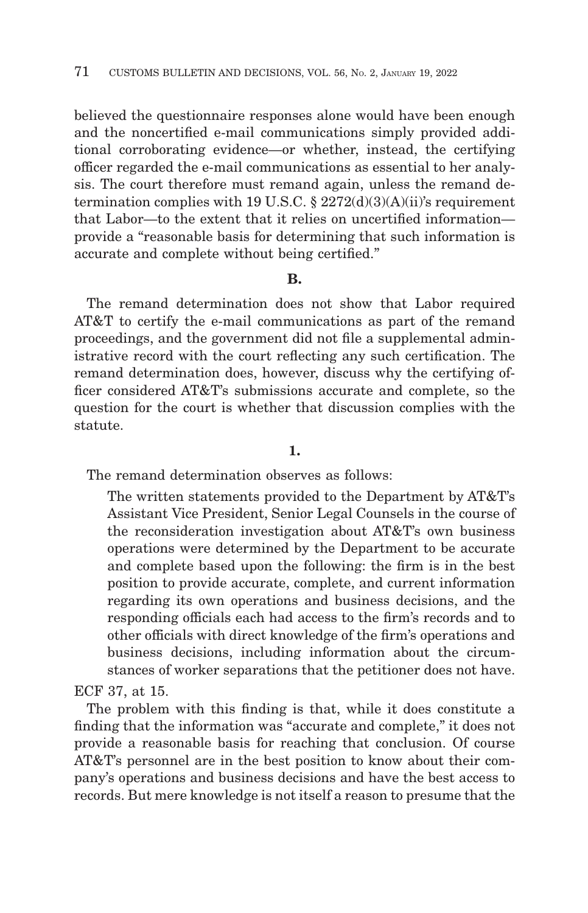believed the questionnaire responses alone would have been enough and the noncertified e-mail communications simply provided additional corroborating evidence—or whether, instead, the certifying officer regarded the e-mail communications as essential to her analysis. The court therefore must remand again, unless the remand determination complies with 19 U.S.C. § 2272(d)(3)(A)(ii)'s requirement that Labor—to the extent that it relies on uncertified information—provide a "reasonable basis for determining that such information is accurate and complete without being certified."

**B.**

The remand determination does not show that Labor required AT&T to certify the e-mail communications as part of the remand proceedings, and the government did not file a supplemental administrative record with the court reflecting any such certification. The remand determination does, however, discuss why the certifying officer considered AT&T's submissions accurate and complete, so the question for the court is whether that discussion complies with the statute.

**1.**

The remand determination observes as follows:

> The written statements provided to the Department by AT&T's Assistant Vice President, Senior Legal Counsels in the course of the reconsideration investigation about AT&T's own business operations were determined by the Department to be accurate and complete based upon the following: the firm is in the best position to provide accurate, complete, and current information regarding its own operations and business decisions, and the responding officials each had access to the firm's records and to other officials with direct knowledge of the firm's operations and business decisions, including information about the circumstances of worker separations that the petitioner does not have.

ECF 37, at 15.

The problem with this finding is that, while it does constitute a finding that the information was "accurate and complete," it does not provide a reasonable basis for reaching that conclusion. Of course AT&T's personnel are in the best position to know about their company's operations and business decisions and have the best access to records. But mere knowledge is not itself a reason to presume that the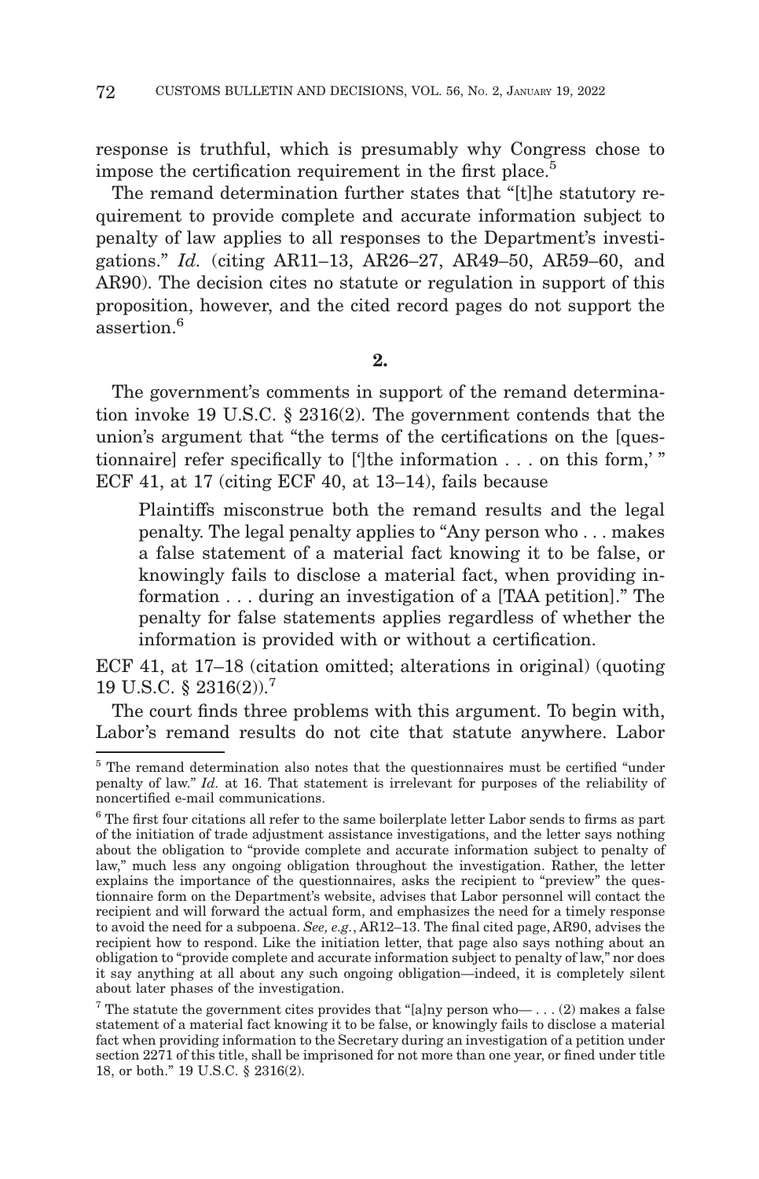response is truthful, which is presumably why Congress chose to impose the certification requirement in the first place.[5]

The remand determination further states that "[t]he statutory requirement to provide complete and accurate information subject to penalty of law applies to all responses to the Department's investigations." *Id.* (citing AR11–13, AR26–27, AR49–50, AR59–60, and AR90). The decision cites no statute or regulation in support of this proposition, however, and the cited record pages do not support the assertion.[6]

**2.**

The government's comments in support of the remand determination invoke 19 U.S.C. § 2316(2). The government contends that the union's argument that "the terms of the certifications on the [questionnaire] refer specifically to [']the information . . . on this form,' " ECF 41, at 17 (citing ECF 40, at 13–14), fails because

> Plaintiffs misconstrue both the remand results and the legal penalty. The legal penalty applies to "Any person who . . . makes a false statement of a material fact knowing it to be false, or knowingly fails to disclose a material fact, when providing information . . . during an investigation of a [TAA petition]." The penalty for false statements applies regardless of whether the information is provided with or without a certification.

ECF 41, at 17–18 (citation omitted; alterations in original) (quoting 19 U.S.C. § 2316(2)).[7]

The court finds three problems with this argument. To begin with, Labor's remand results do not cite that statute anywhere. Labor

---

[5] The remand determination also notes that the questionnaires must be certified "under penalty of law." *Id.* at 16. That statement is irrelevant for purposes of the reliability of noncertified e-mail communications.

[6] The first four citations all refer to the same boilerplate letter Labor sends to firms as part of the initiation of trade adjustment assistance investigations, and the letter says nothing about the obligation to "provide complete and accurate information subject to penalty of law," much less any ongoing obligation throughout the investigation. Rather, the letter explains the importance of the questionnaires, asks the recipient to "preview" the questionnaire form on the Department's website, advises that Labor personnel will contact the recipient and will forward the actual form, and emphasizes the need for a timely response to avoid the need for a subpoena. *See, e.g.*, AR12–13. The final cited page, AR90, advises the recipient how to respond. Like the initiation letter, that page also says nothing about an obligation to "provide complete and accurate information subject to penalty of law," nor does it say anything at all about any such ongoing obligation—indeed, it is completely silent about later phases of the investigation.

[7] The statute the government cites provides that "[a]ny person who— . . . (2) makes a false statement of a material fact knowing it to be false, or knowingly fails to disclose a material fact when providing information to the Secretary during an investigation of a petition under section 2271 of this title, shall be imprisoned for not more than one year, or fined under title 18, or both." 19 U.S.C. § 2316(2).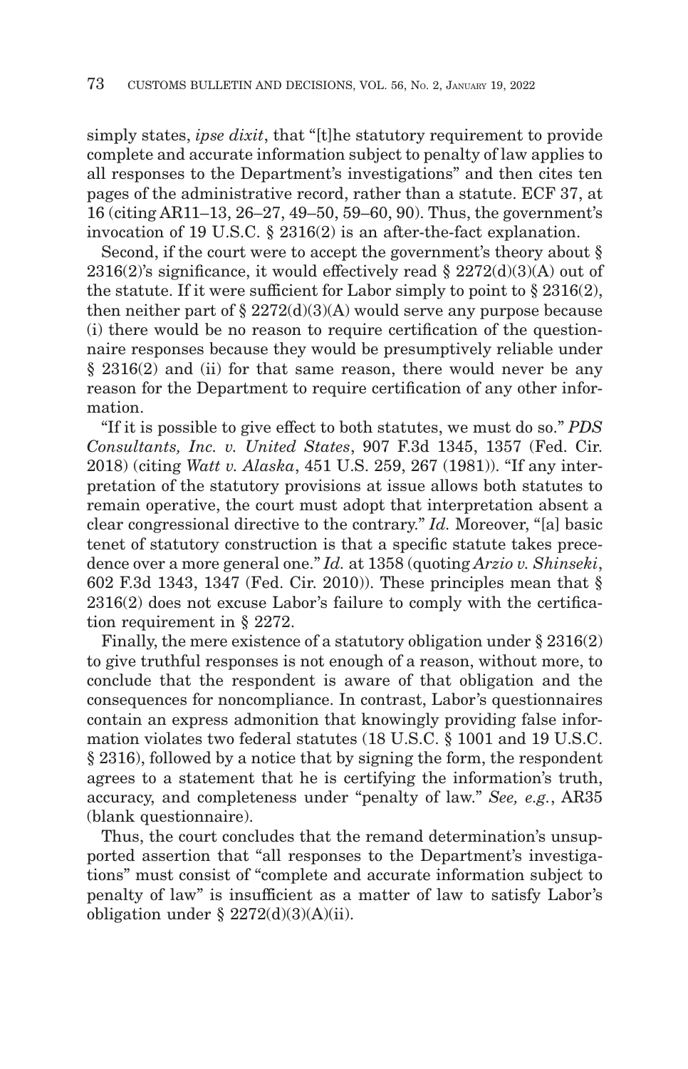simply states, *ipse dixit*, that "[t]he statutory requirement to provide complete and accurate information subject to penalty of law applies to all responses to the Department's investigations" and then cites ten pages of the administrative record, rather than a statute. ECF 37, at 16 (citing AR11–13, 26–27, 49–50, 59–60, 90). Thus, the government's invocation of 19 U.S.C. § 2316(2) is an after-the-fact explanation.

Second, if the court were to accept the government's theory about § 2316(2)'s significance, it would effectively read § 2272(d)(3)(A) out of the statute. If it were sufficient for Labor simply to point to § 2316(2), then neither part of § 2272(d)(3)(A) would serve any purpose because (i) there would be no reason to require certification of the questionnaire responses because they would be presumptively reliable under § 2316(2) and (ii) for that same reason, there would never be any reason for the Department to require certification of any other information.

"If it is possible to give effect to both statutes, we must do so." *PDS Consultants, Inc. v. United States*, 907 F.3d 1345, 1357 (Fed. Cir. 2018) (citing *Watt v. Alaska*, 451 U.S. 259, 267 (1981)). "If any interpretation of the statutory provisions at issue allows both statutes to remain operative, the court must adopt that interpretation absent a clear congressional directive to the contrary." *Id.* Moreover, "[a] basic tenet of statutory construction is that a specific statute takes precedence over a more general one." *Id.* at 1358 (quoting *Arzio v. Shinseki*, 602 F.3d 1343, 1347 (Fed. Cir. 2010)). These principles mean that § 2316(2) does not excuse Labor's failure to comply with the certification requirement in § 2272.

Finally, the mere existence of a statutory obligation under § 2316(2) to give truthful responses is not enough of a reason, without more, to conclude that the respondent is aware of that obligation and the consequences for noncompliance. In contrast, Labor's questionnaires contain an express admonition that knowingly providing false information violates two federal statutes (18 U.S.C. § 1001 and 19 U.S.C. § 2316), followed by a notice that by signing the form, the respondent agrees to a statement that he is certifying the information's truth, accuracy, and completeness under "penalty of law." *See, e.g.*, AR35 (blank questionnaire).

Thus, the court concludes that the remand determination's unsupported assertion that "all responses to the Department's investigations" must consist of "complete and accurate information subject to penalty of law" is insufficient as a matter of law to satisfy Labor's obligation under § 2272(d)(3)(A)(ii).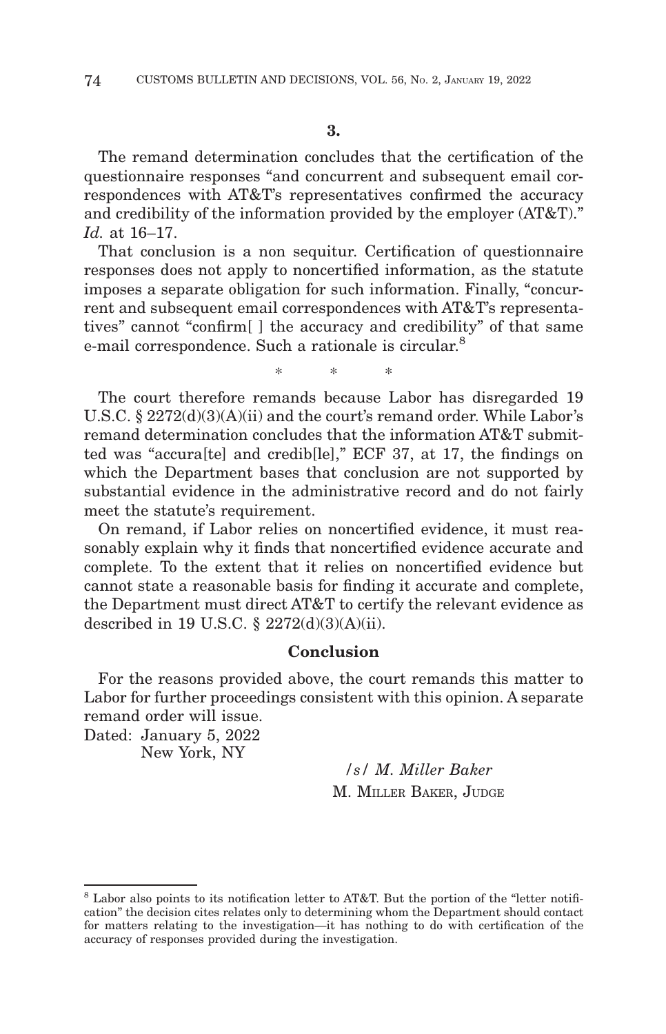### 3.

The remand determination concludes that the certification of the questionnaire responses "and concurrent and subsequent email correspondences with AT&T's representatives confirmed the accuracy and credibility of the information provided by the employer (AT&T)." *Id.* at 16–17.

That conclusion is a non sequitur. Certification of questionnaire responses does not apply to noncertified information, as the statute imposes a separate obligation for such information. Finally, "concurrent and subsequent email correspondences with AT&T's representatives" cannot "confirm[ ] the accuracy and credibility" of that same e-mail correspondence. Such a rationale is circular.[8]

\* \* \*

The court therefore remands because Labor has disregarded 19 U.S.C. § 2272(d)(3)(A)(ii) and the court's remand order. While Labor's remand determination concludes that the information AT&T submitted was "accura[te] and credib[le]," ECF 37, at 17, the findings on which the Department bases that conclusion are not supported by substantial evidence in the administrative record and do not fairly meet the statute's requirement.

On remand, if Labor relies on noncertified evidence, it must reasonably explain why it finds that noncertified evidence accurate and complete. To the extent that it relies on noncertified evidence but cannot state a reasonable basis for finding it accurate and complete, the Department must direct AT&T to certify the relevant evidence as described in 19 U.S.C. § 2272(d)(3)(A)(ii).

## Conclusion

For the reasons provided above, the court remands this matter to Labor for further proceedings consistent with this opinion. A separate remand order will issue.

Dated: January 5, 2022
New York, NY

*/s/ M. Miller Baker*
M. MILLER BAKER, JUDGE

---

[8] Labor also points to its notification letter to AT&T. But the portion of the "letter notification" the decision cites relates only to determining whom the Department should contact for matters relating to the investigation—it has nothing to do with certification of the accuracy of responses provided during the investigation.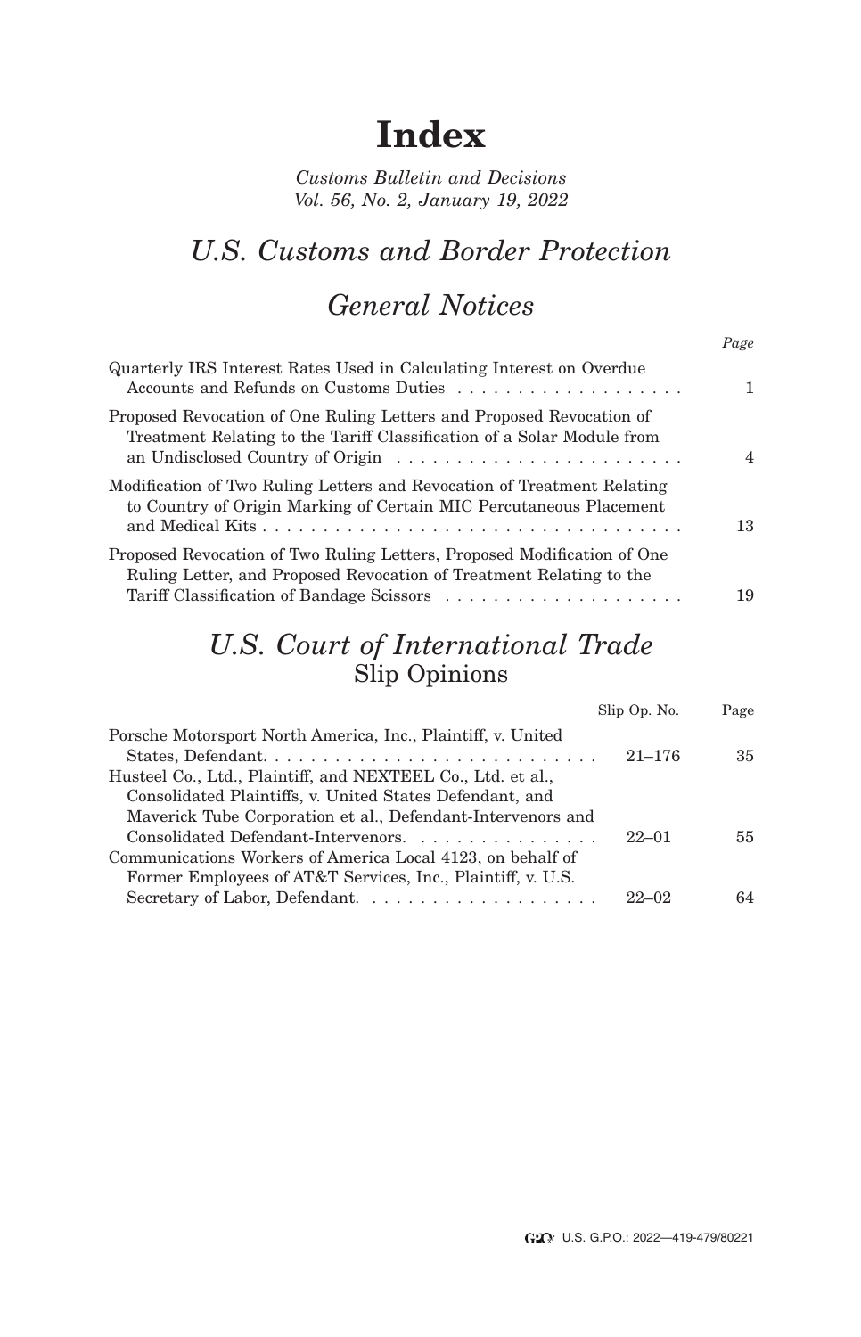# Index

*Customs Bulletin and Decisions*
*Vol. 56, No. 2, January 19, 2022*

## *U.S. Customs and Border Protection*

## *General Notices*

| | *Page* |
|---|---|
| Quarterly IRS Interest Rates Used in Calculating Interest on Overdue Accounts and Refunds on Customs Duties | 1 |
| Proposed Revocation of One Ruling Letters and Proposed Revocation of Treatment Relating to the Tariff Classification of a Solar Module from an Undisclosed Country of Origin | 4 |
| Modification of Two Ruling Letters and Revocation of Treatment Relating to Country of Origin Marking of Certain MIC Percutaneous Placement and Medical Kits | 13 |
| Proposed Revocation of Two Ruling Letters, Proposed Modification of One Ruling Letter, and Proposed Revocation of Treatment Relating to the Tariff Classification of Bandage Scissors | 19 |

## *U.S. Court of International Trade*
### Slip Opinions

| | Slip Op. No. | Page |
|---|---|---|
| Porsche Motorsport North America, Inc., Plaintiff, v. United States, Defendant. | 21–176 | 35 |
| Husteel Co., Ltd., Plaintiff, and NEXTEEL Co., Ltd. et al., Consolidated Plaintiffs, v. United States Defendant, and Maverick Tube Corporation et al., Defendant-Intervenors and Consolidated Defendant-Intervenors. | 22–01 | 55 |
| Communications Workers of America Local 4123, on behalf of Former Employees of AT&T Services, Inc., Plaintiff, v. U.S. Secretary of Labor, Defendant. | 22–02 | 64 |

U.S. G.P.O.: 2022—419-479/80221